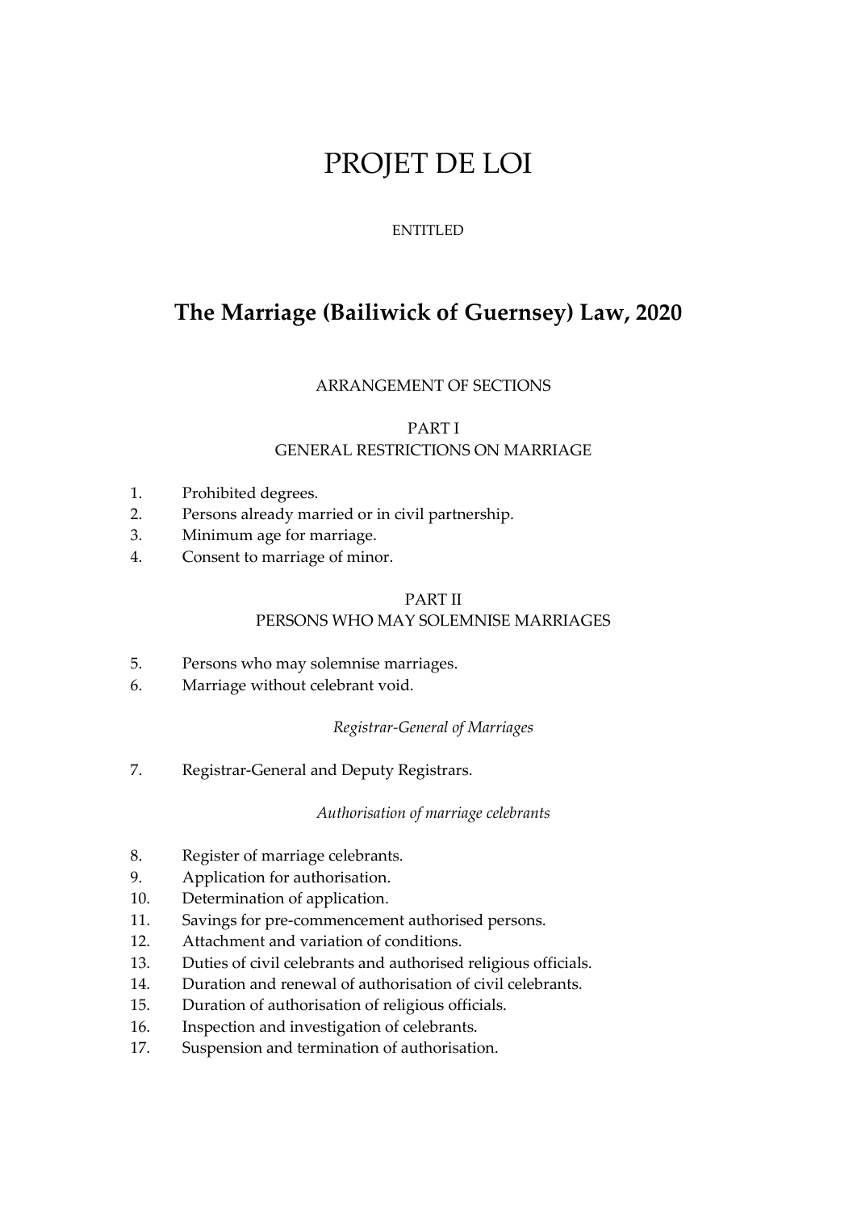# PROJET DE LOI

ENTITLED

## The Marriage (Bailiwick of Guernsey) Law, 2020

ARRANGEMENT OF SECTIONS

PART I
GENERAL RESTRICTIONS ON MARRIAGE

1. Prohibited degrees.
2. Persons already married or in civil partnership.
3. Minimum age for marriage.
4. Consent to marriage of minor.

PART II
PERSONS WHO MAY SOLEMNISE MARRIAGES

5. Persons who may solemnise marriages.
6. Marriage without celebrant void.

*Registrar-General of Marriages*

7. Registrar-General and Deputy Registrars.

*Authorisation of marriage celebrants*

8. Register of marriage celebrants.
9. Application for authorisation.
10. Determination of application.
11. Savings for pre-commencement authorised persons.
12. Attachment and variation of conditions.
13. Duties of civil celebrants and authorised religious officials.
14. Duration and renewal of authorisation of civil celebrants.
15. Duration of authorisation of religious officials.
16. Inspection and investigation of celebrants.
17. Suspension and termination of authorisation.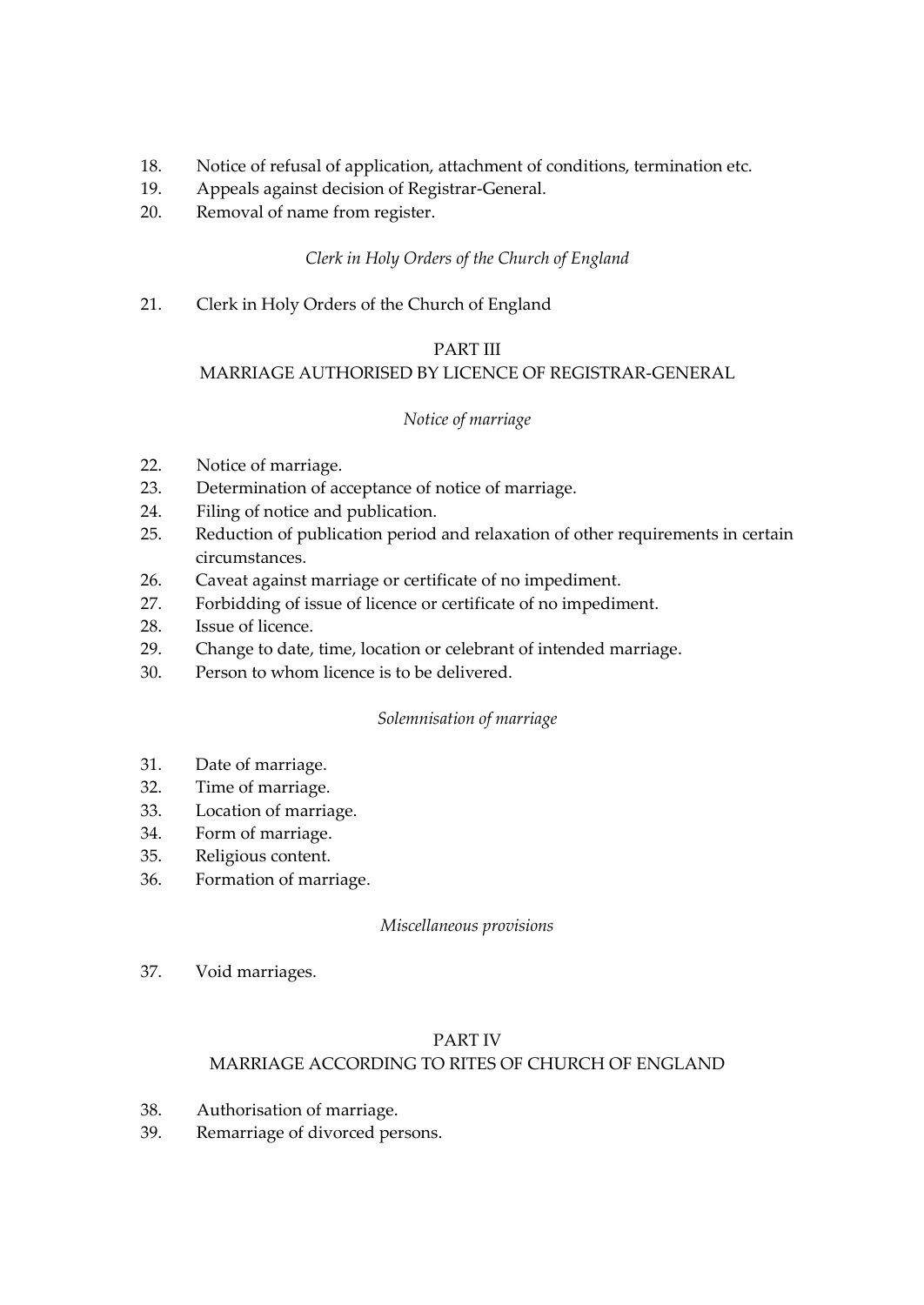18. Notice of refusal of application, attachment of conditions, termination etc.
19. Appeals against decision of Registrar-General.
20. Removal of name from register.

*Clerk in Holy Orders of the Church of England*

21. Clerk in Holy Orders of the Church of England

## PART III
## MARRIAGE AUTHORISED BY LICENCE OF REGISTRAR-GENERAL

*Notice of marriage*

22. Notice of marriage.
23. Determination of acceptance of notice of marriage.
24. Filing of notice and publication.
25. Reduction of publication period and relaxation of other requirements in certain circumstances.
26. Caveat against marriage or certificate of no impediment.
27. Forbidding of issue of licence or certificate of no impediment.
28. Issue of licence.
29. Change to date, time, location or celebrant of intended marriage.
30. Person to whom licence is to be delivered.

*Solemnisation of marriage*

31. Date of marriage.
32. Time of marriage.
33. Location of marriage.
34. Form of marriage.
35. Religious content.
36. Formation of marriage.

*Miscellaneous provisions*

37. Void marriages.

## PART IV
## MARRIAGE ACCORDING TO RITES OF CHURCH OF ENGLAND

38. Authorisation of marriage.
39. Remarriage of divorced persons.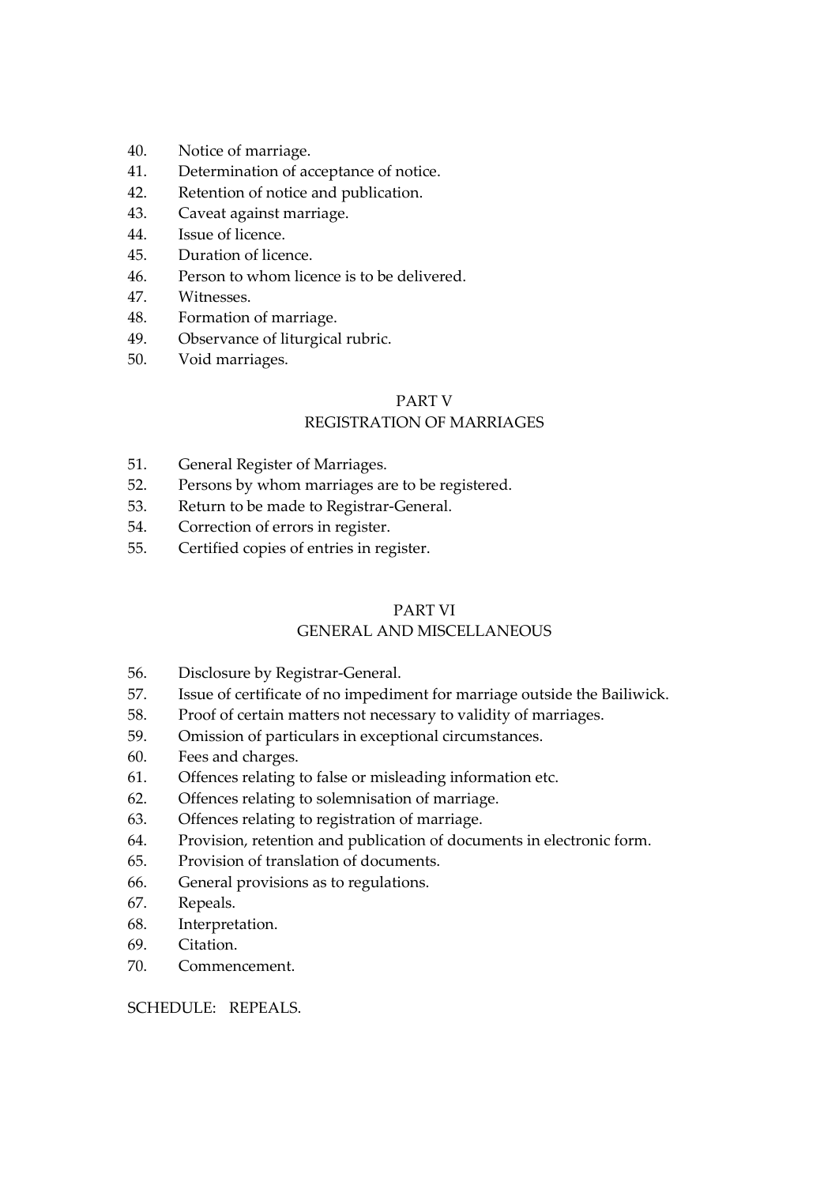40. Notice of marriage.
41. Determination of acceptance of notice.
42. Retention of notice and publication.
43. Caveat against marriage.
44. Issue of licence.
45. Duration of licence.
46. Person to whom licence is to be delivered.
47. Witnesses.
48. Formation of marriage.
49. Observance of liturgical rubric.
50. Void marriages.

## PART V
## REGISTRATION OF MARRIAGES

51. General Register of Marriages.
52. Persons by whom marriages are to be registered.
53. Return to be made to Registrar-General.
54. Correction of errors in register.
55. Certified copies of entries in register.

## PART VI
## GENERAL AND MISCELLANEOUS

56. Disclosure by Registrar-General.
57. Issue of certificate of no impediment for marriage outside the Bailiwick.
58. Proof of certain matters not necessary to validity of marriages.
59. Omission of particulars in exceptional circumstances.
60. Fees and charges.
61. Offences relating to false or misleading information etc.
62. Offences relating to solemnisation of marriage.
63. Offences relating to registration of marriage.
64. Provision, retention and publication of documents in electronic form.
65. Provision of translation of documents.
66. General provisions as to regulations.
67. Repeals.
68. Interpretation.
69. Citation.
70. Commencement.

SCHEDULE: REPEALS.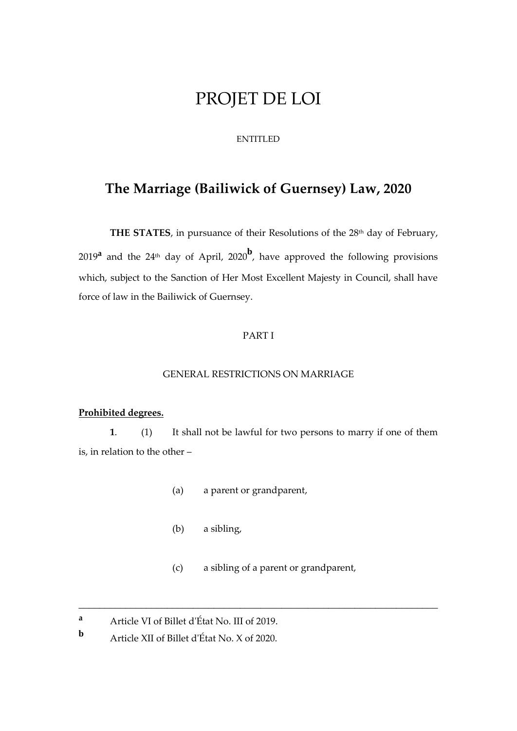# PROJET DE LOI

ENTITLED

## The Marriage (Bailiwick of Guernsey) Law, 2020

**THE STATES**, in pursuance of their Resolutions of the 28th day of February, 2019[a] and the 24th day of April, 2020[b], have approved the following provisions which, subject to the Sanction of Her Most Excellent Majesty in Council, shall have force of law in the Bailiwick of Guernsey.

PART I

GENERAL RESTRICTIONS ON MARRIAGE

**Prohibited degrees.**

**1**. (1) It shall not be lawful for two persons to marry if one of them is, in relation to the other –

(a) a parent or grandparent,

(b) a sibling,

(c) a sibling of a parent or grandparent,

---

[a] Article VI of Billet d'État No. III of 2019.

[b] Article XII of Billet d'État No. X of 2020.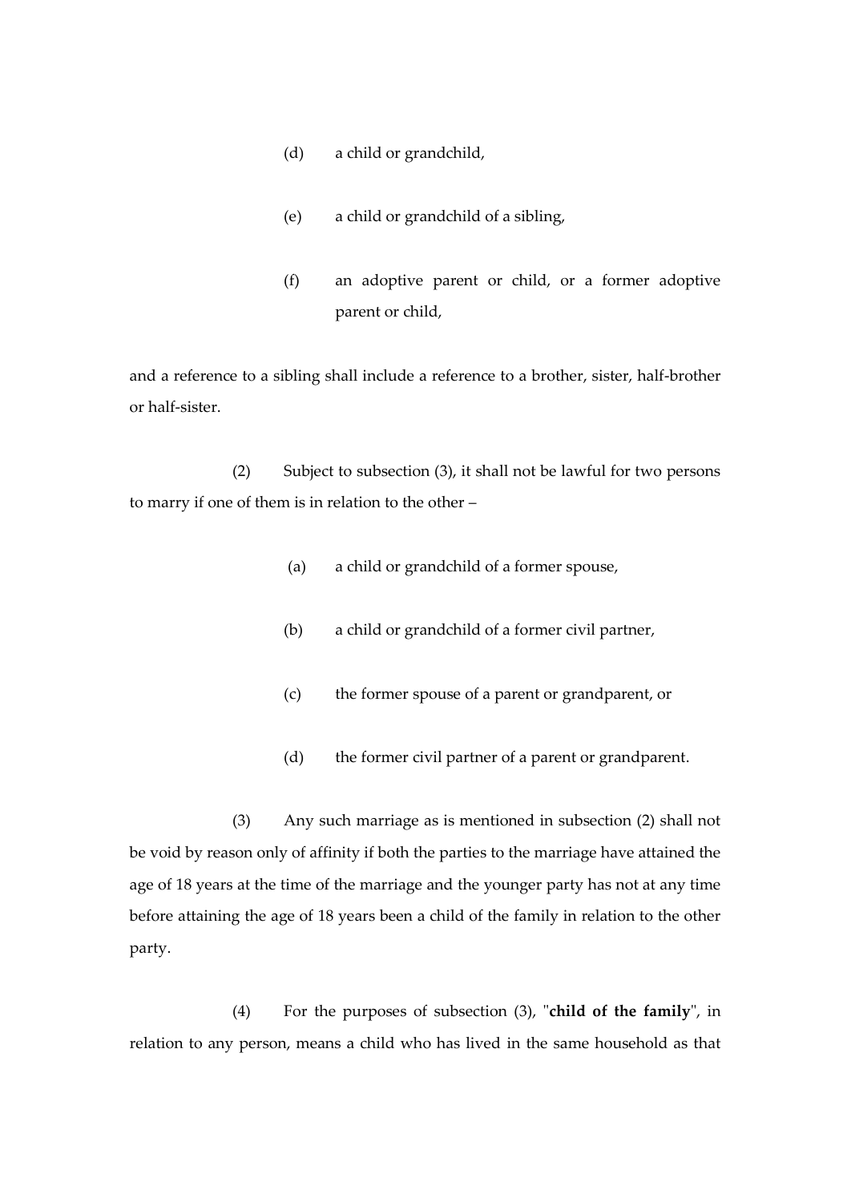(d) a child or grandchild,

(e) a child or grandchild of a sibling,

(f) an adoptive parent or child, or a former adoptive parent or child,

and a reference to a sibling shall include a reference to a brother, sister, half-brother or half-sister.

(2) Subject to subsection (3), it shall not be lawful for two persons to marry if one of them is in relation to the other –

(a) a child or grandchild of a former spouse,

(b) a child or grandchild of a former civil partner,

(c) the former spouse of a parent or grandparent, or

(d) the former civil partner of a parent or grandparent.

(3) Any such marriage as is mentioned in subsection (2) shall not be void by reason only of affinity if both the parties to the marriage have attained the age of 18 years at the time of the marriage and the younger party has not at any time before attaining the age of 18 years been a child of the family in relation to the other party.

(4) For the purposes of subsection (3), "**child of the family**", in relation to any person, means a child who has lived in the same household as that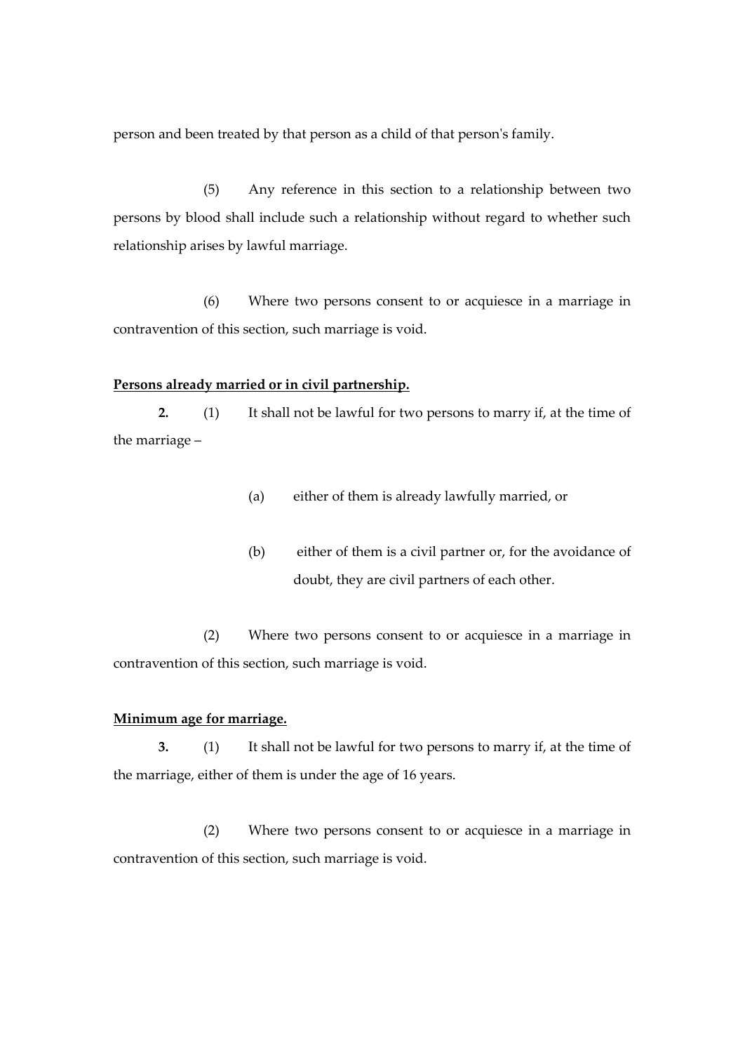person and been treated by that person as a child of that person's family.

(5) Any reference in this section to a relationship between two persons by blood shall include such a relationship without regard to whether such relationship arises by lawful marriage.

(6) Where two persons consent to or acquiesce in a marriage in contravention of this section, such marriage is void.

**Persons already married or in civil partnership.**

**2.** (1) It shall not be lawful for two persons to marry if, at the time of the marriage –

(a) either of them is already lawfully married, or

(b) either of them is a civil partner or, for the avoidance of doubt, they are civil partners of each other.

(2) Where two persons consent to or acquiesce in a marriage in contravention of this section, such marriage is void.

**Minimum age for marriage.**

**3.** (1) It shall not be lawful for two persons to marry if, at the time of the marriage, either of them is under the age of 16 years.

(2) Where two persons consent to or acquiesce in a marriage in contravention of this section, such marriage is void.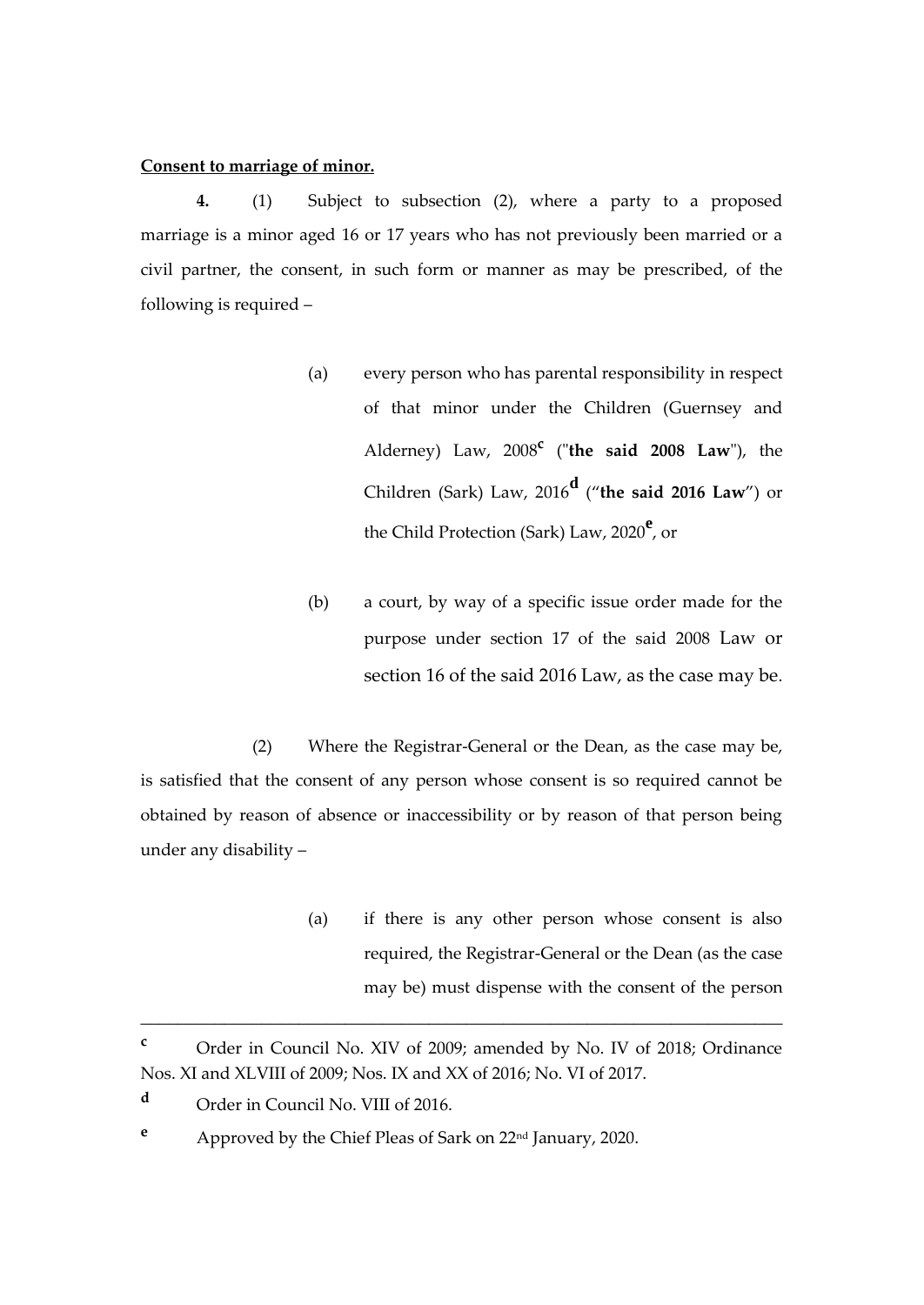**Consent to marriage of minor.**

**4.** (1) Subject to subsection (2), where a party to a proposed marriage is a minor aged 16 or 17 years who has not previously been married or a civil partner, the consent, in such form or manner as may be prescribed, of the following is required –

(a) every person who has parental responsibility in respect of that minor under the Children (Guernsey and Alderney) Law, 2008[c] ("**the said 2008 Law**"), the Children (Sark) Law, 2016[d] ("**the said 2016 Law**") or the Child Protection (Sark) Law, 2020[e], or

(b) a court, by way of a specific issue order made for the purpose under section 17 of the said 2008 Law or section 16 of the said 2016 Law, as the case may be.

(2) Where the Registrar-General or the Dean, as the case may be, is satisfied that the consent of any person whose consent is so required cannot be obtained by reason of absence or inaccessibility or by reason of that person being under any disability –

(a) if there is any other person whose consent is also required, the Registrar-General or the Dean (as the case may be) must dispense with the consent of the person

---

[c] Order in Council No. XIV of 2009; amended by No. IV of 2018; Ordinance Nos. XI and XLVIII of 2009; Nos. IX and XX of 2016; No. VI of 2017.

[d] Order in Council No. VIII of 2016.

[e] Approved by the Chief Pleas of Sark on 22nd January, 2020.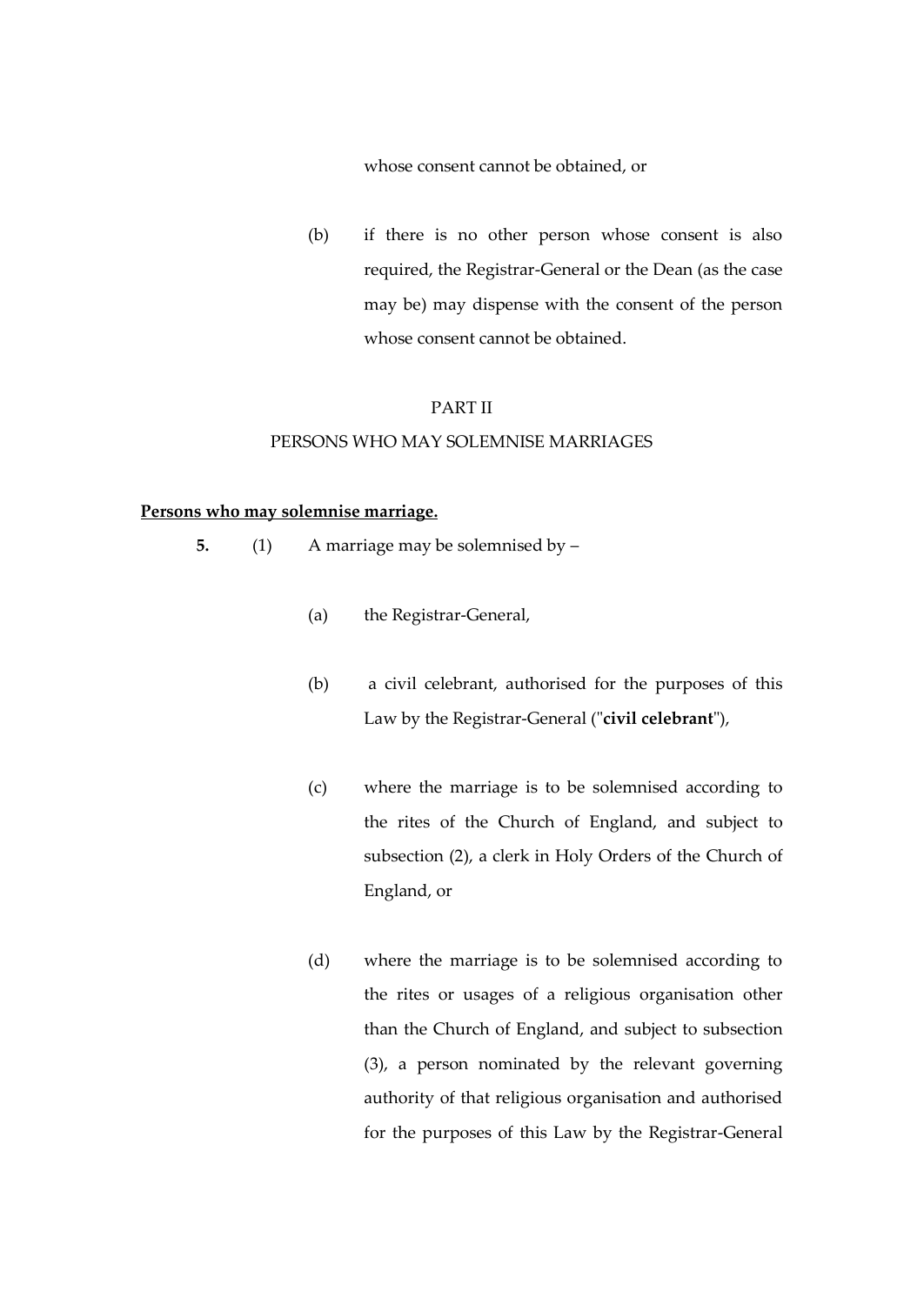whose consent cannot be obtained, or

(b) if there is no other person whose consent is also required, the Registrar-General or the Dean (as the case may be) may dispense with the consent of the person whose consent cannot be obtained.

## PART II

## PERSONS WHO MAY SOLEMNISE MARRIAGES

**Persons who may solemnise marriage.**

**5.** (1) A marriage may be solemnised by –

(a) the Registrar-General,

(b) a civil celebrant, authorised for the purposes of this Law by the Registrar-General ("**civil celebrant**"),

(c) where the marriage is to be solemnised according to the rites of the Church of England, and subject to subsection (2), a clerk in Holy Orders of the Church of England, or

(d) where the marriage is to be solemnised according to the rites or usages of a religious organisation other than the Church of England, and subject to subsection (3), a person nominated by the relevant governing authority of that religious organisation and authorised for the purposes of this Law by the Registrar-General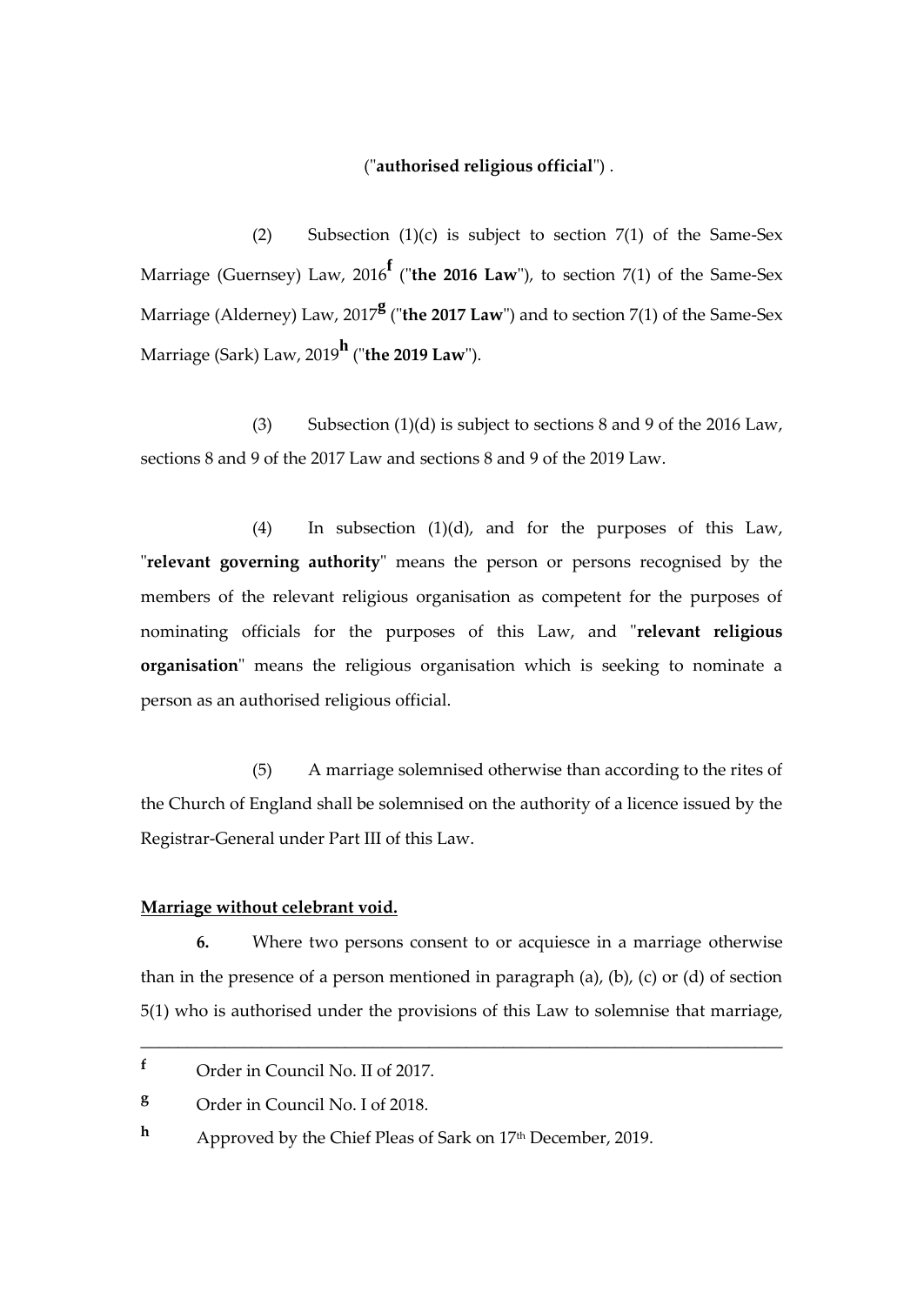("**authorised religious official**") .

(2) Subsection (1)(c) is subject to section 7(1) of the Same-Sex Marriage (Guernsey) Law, 2016[f] ("**the 2016 Law**"), to section 7(1) of the Same-Sex Marriage (Alderney) Law, 2017[g] ("**the 2017 Law**") and to section 7(1) of the Same-Sex Marriage (Sark) Law, 2019[h] ("**the 2019 Law**").

(3) Subsection (1)(d) is subject to sections 8 and 9 of the 2016 Law, sections 8 and 9 of the 2017 Law and sections 8 and 9 of the 2019 Law.

(4) In subsection (1)(d), and for the purposes of this Law, "**relevant governing authority**" means the person or persons recognised by the members of the relevant religious organisation as competent for the purposes of nominating officials for the purposes of this Law, and "**relevant religious organisation**" means the religious organisation which is seeking to nominate a person as an authorised religious official.

(5) A marriage solemnised otherwise than according to the rites of the Church of England shall be solemnised on the authority of a licence issued by the Registrar-General under Part III of this Law.

**Marriage without celebrant void.**

**6.** Where two persons consent to or acquiesce in a marriage otherwise than in the presence of a person mentioned in paragraph (a), (b), (c) or (d) of section 5(1) who is authorised under the provisions of this Law to solemnise that marriage,

---

[f] Order in Council No. II of 2017.

[g] Order in Council No. I of 2018.

[h] Approved by the Chief Pleas of Sark on 17th December, 2019.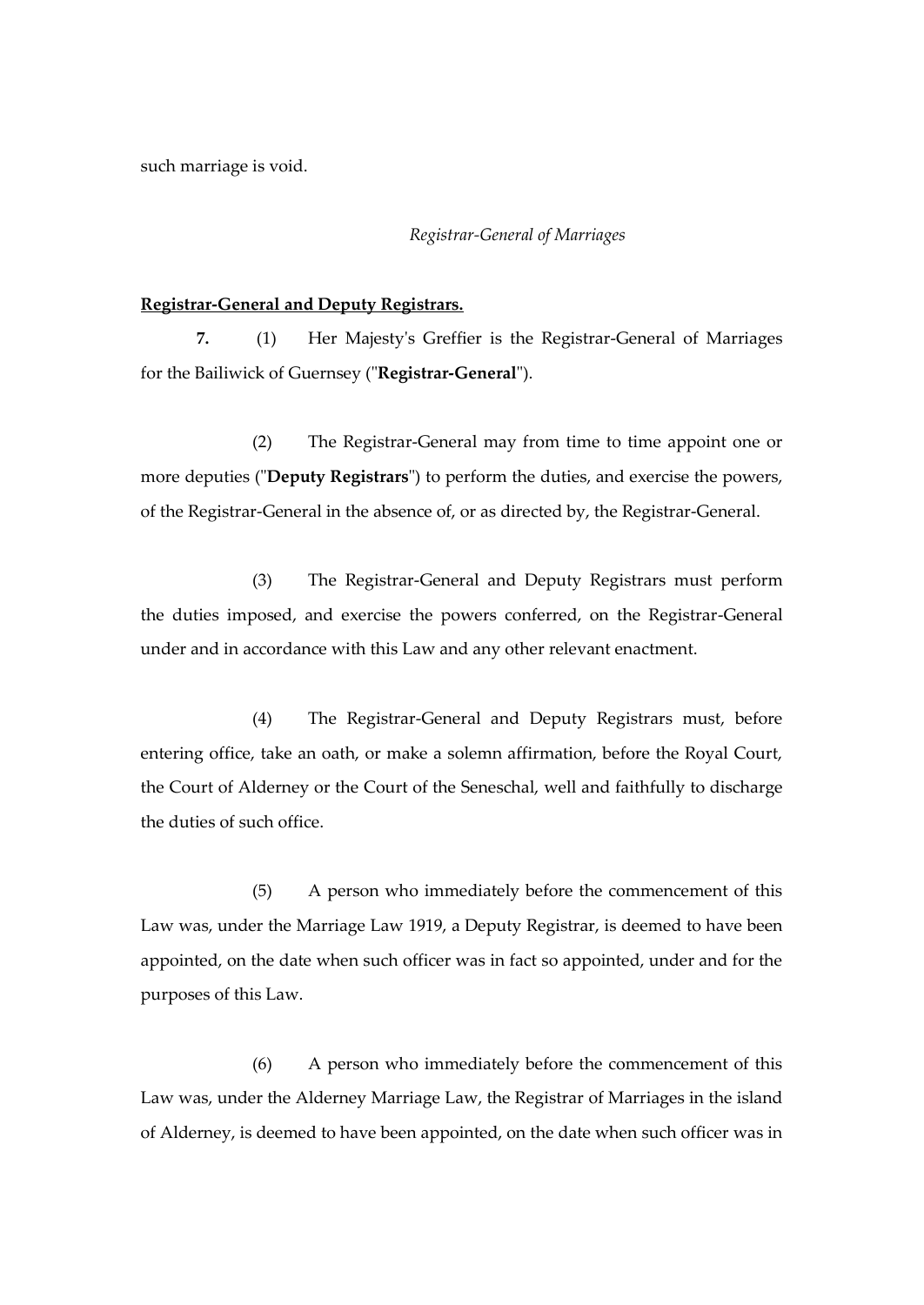such marriage is void.

*Registrar-General of Marriages*

**Registrar-General and Deputy Registrars.**

**7.** (1) Her Majesty's Greffier is the Registrar-General of Marriages for the Bailiwick of Guernsey ("**Registrar-General**").

(2) The Registrar-General may from time to time appoint one or more deputies ("**Deputy Registrars**") to perform the duties, and exercise the powers, of the Registrar-General in the absence of, or as directed by, the Registrar-General.

(3) The Registrar-General and Deputy Registrars must perform the duties imposed, and exercise the powers conferred, on the Registrar-General under and in accordance with this Law and any other relevant enactment.

(4) The Registrar-General and Deputy Registrars must, before entering office, take an oath, or make a solemn affirmation, before the Royal Court, the Court of Alderney or the Court of the Seneschal, well and faithfully to discharge the duties of such office.

(5) A person who immediately before the commencement of this Law was, under the Marriage Law 1919, a Deputy Registrar, is deemed to have been appointed, on the date when such officer was in fact so appointed, under and for the purposes of this Law.

(6) A person who immediately before the commencement of this Law was, under the Alderney Marriage Law, the Registrar of Marriages in the island of Alderney, is deemed to have been appointed, on the date when such officer was in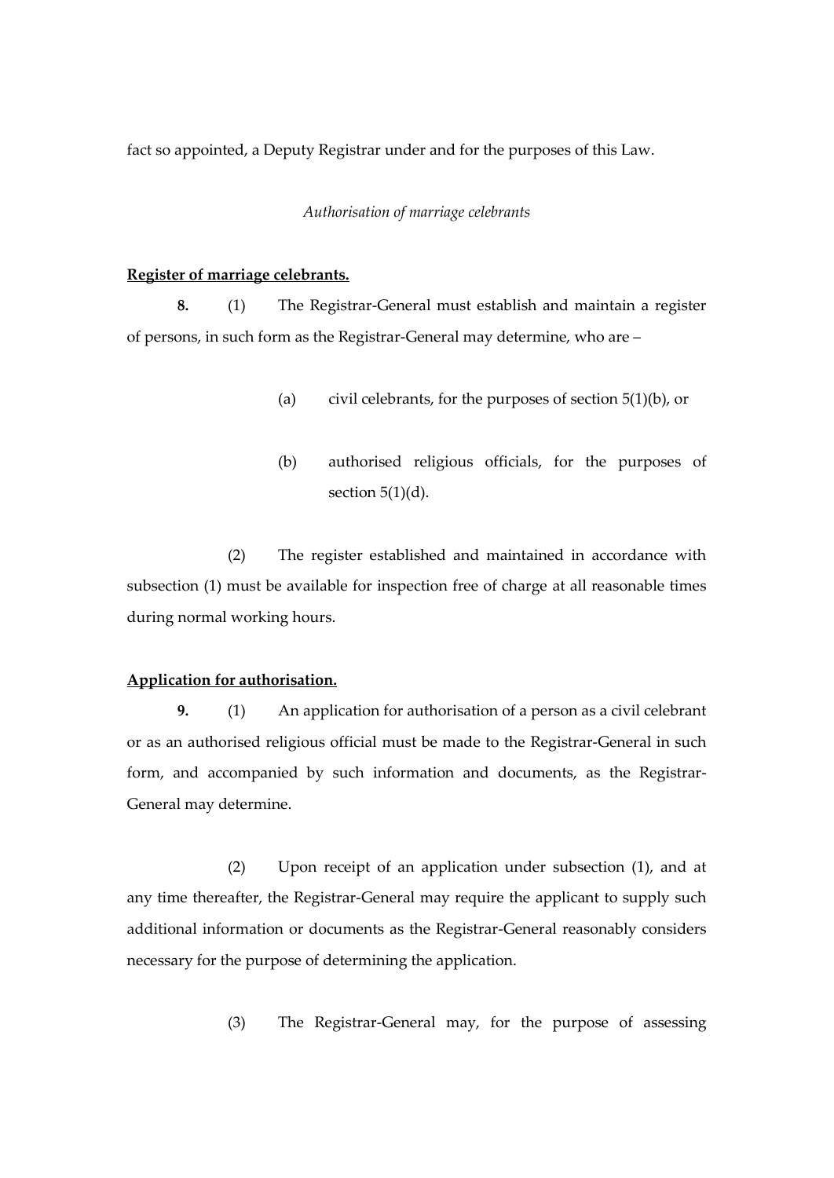fact so appointed, a Deputy Registrar under and for the purposes of this Law.

*Authorisation of marriage celebrants*

**Register of marriage celebrants.**

**8.** (1) The Registrar-General must establish and maintain a register of persons, in such form as the Registrar-General may determine, who are –

(a) civil celebrants, for the purposes of section 5(1)(b), or

(b) authorised religious officials, for the purposes of section 5(1)(d).

(2) The register established and maintained in accordance with subsection (1) must be available for inspection free of charge at all reasonable times during normal working hours.

**Application for authorisation.**

**9.** (1) An application for authorisation of a person as a civil celebrant or as an authorised religious official must be made to the Registrar-General in such form, and accompanied by such information and documents, as the Registrar-General may determine.

(2) Upon receipt of an application under subsection (1), and at any time thereafter, the Registrar-General may require the applicant to supply such additional information or documents as the Registrar-General reasonably considers necessary for the purpose of determining the application.

(3) The Registrar-General may, for the purpose of assessing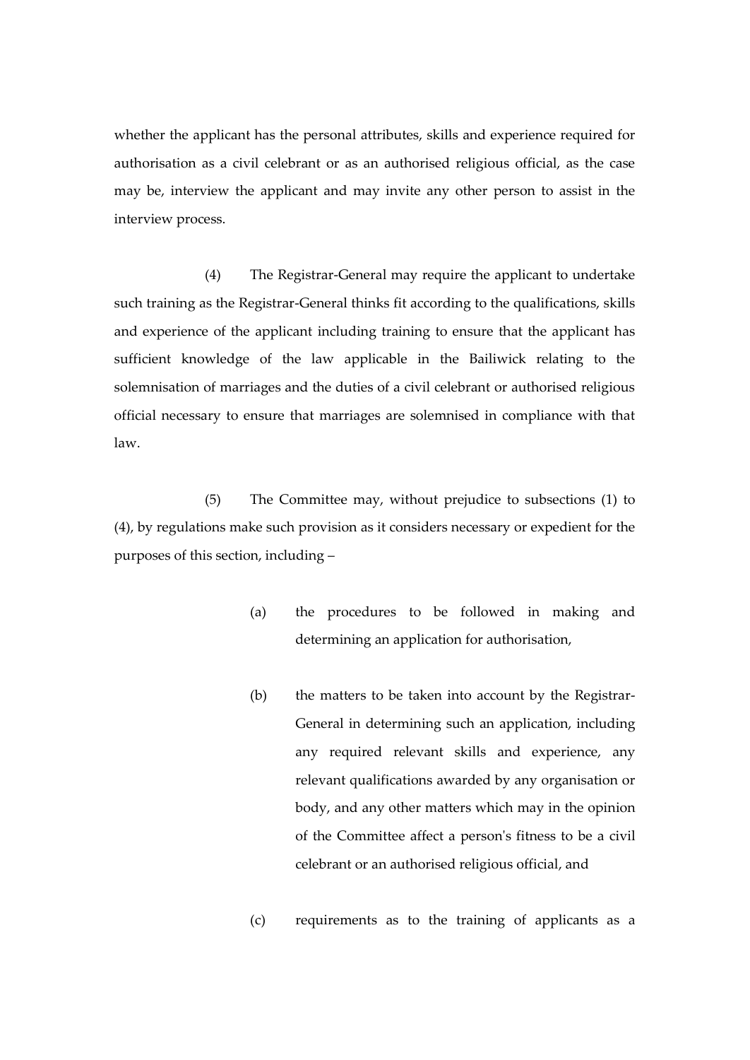whether the applicant has the personal attributes, skills and experience required for authorisation as a civil celebrant or as an authorised religious official, as the case may be, interview the applicant and may invite any other person to assist in the interview process.

(4) The Registrar-General may require the applicant to undertake such training as the Registrar-General thinks fit according to the qualifications, skills and experience of the applicant including training to ensure that the applicant has sufficient knowledge of the law applicable in the Bailiwick relating to the solemnisation of marriages and the duties of a civil celebrant or authorised religious official necessary to ensure that marriages are solemnised in compliance with that law.

(5) The Committee may, without prejudice to subsections (1) to (4), by regulations make such provision as it considers necessary or expedient for the purposes of this section, including –

(a) the procedures to be followed in making and determining an application for authorisation,

(b) the matters to be taken into account by the Registrar-General in determining such an application, including any required relevant skills and experience, any relevant qualifications awarded by any organisation or body, and any other matters which may in the opinion of the Committee affect a person's fitness to be a civil celebrant or an authorised religious official, and

(c) requirements as to the training of applicants as a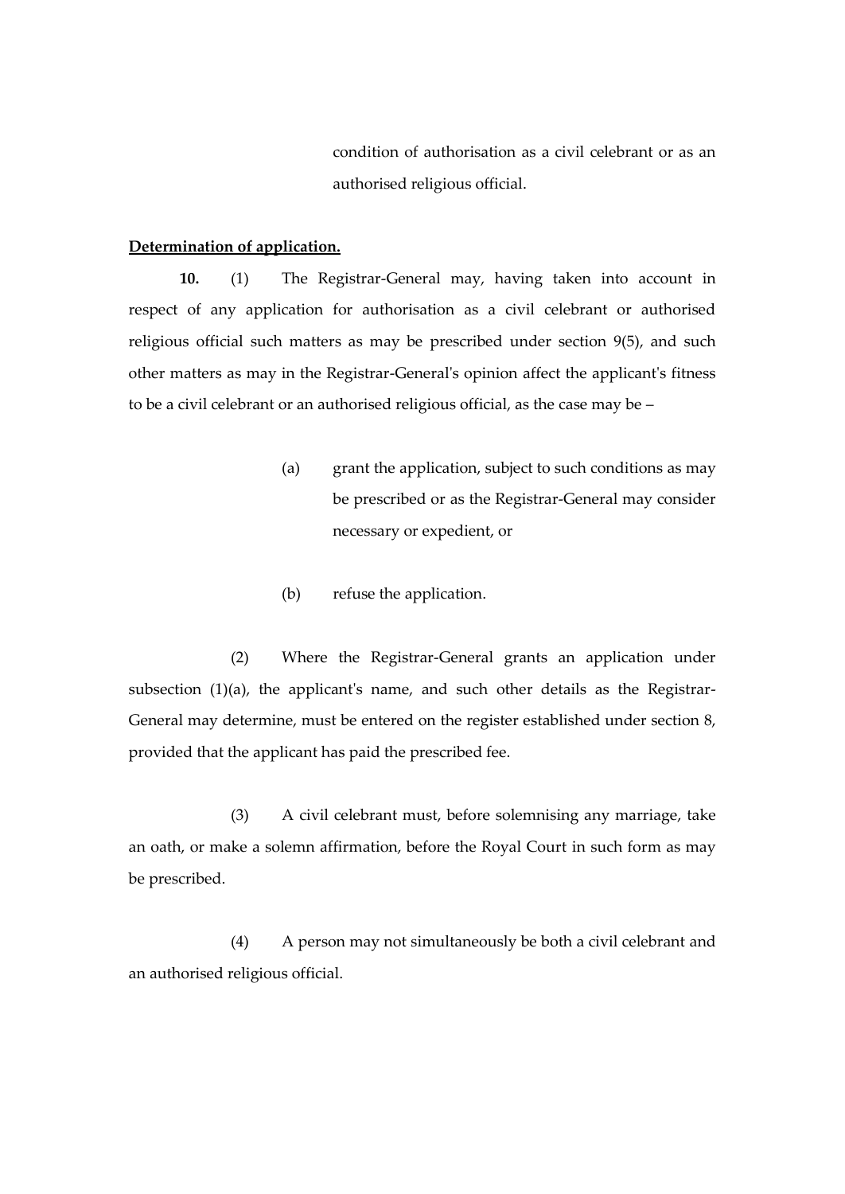condition of authorisation as a civil celebrant or as an authorised religious official.

**Determination of application.**

**10.** (1) The Registrar-General may, having taken into account in respect of any application for authorisation as a civil celebrant or authorised religious official such matters as may be prescribed under section 9(5), and such other matters as may in the Registrar-General's opinion affect the applicant's fitness to be a civil celebrant or an authorised religious official, as the case may be –

(a) grant the application, subject to such conditions as may be prescribed or as the Registrar-General may consider necessary or expedient, or

(b) refuse the application.

(2) Where the Registrar-General grants an application under subsection (1)(a), the applicant's name, and such other details as the Registrar-General may determine, must be entered on the register established under section 8, provided that the applicant has paid the prescribed fee.

(3) A civil celebrant must, before solemnising any marriage, take an oath, or make a solemn affirmation, before the Royal Court in such form as may be prescribed.

(4) A person may not simultaneously be both a civil celebrant and an authorised religious official.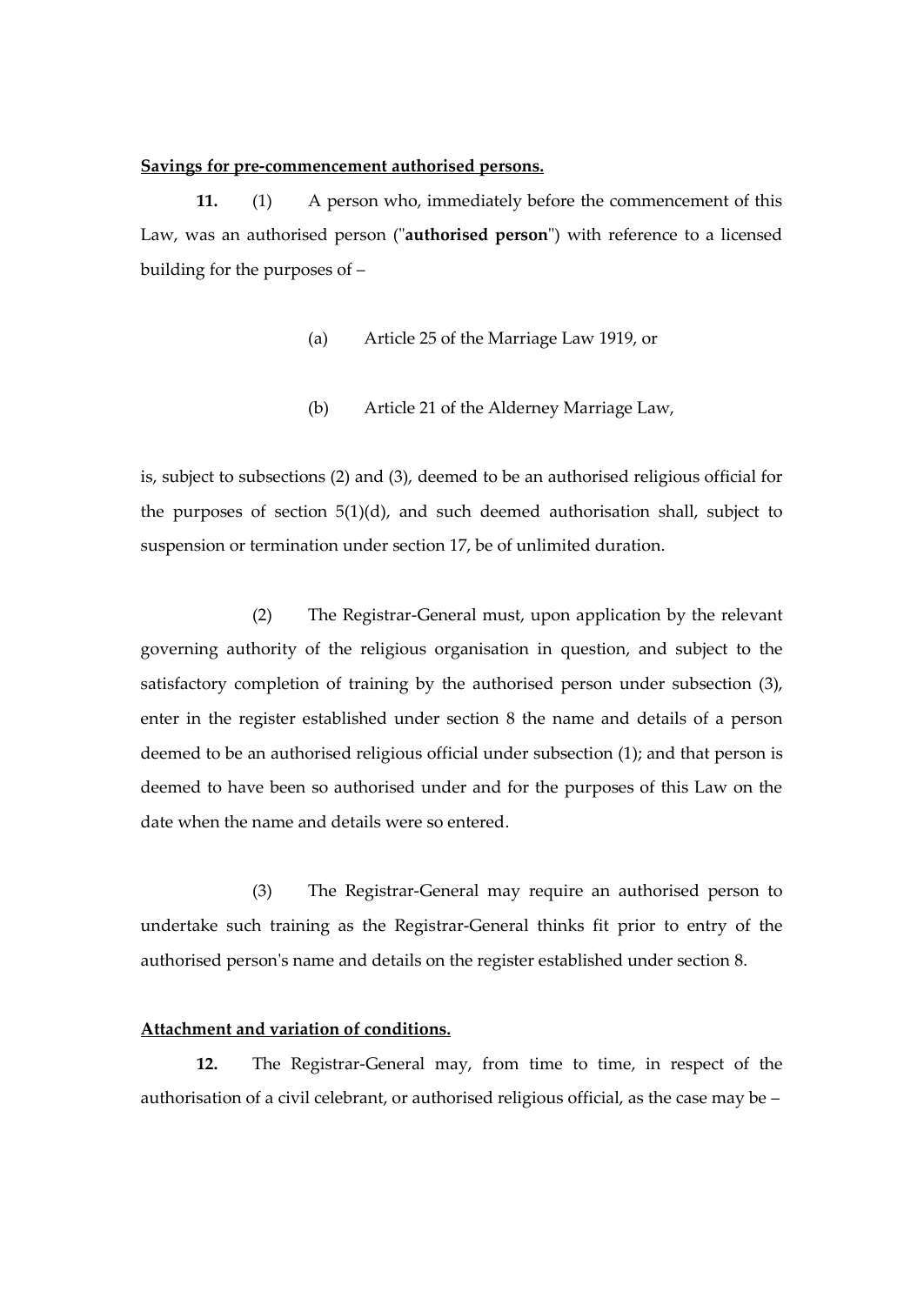**Savings for pre-commencement authorised persons.**

**11.** (1) A person who, immediately before the commencement of this Law, was an authorised person ("**authorised person**") with reference to a licensed building for the purposes of –

(a) Article 25 of the Marriage Law 1919, or

(b) Article 21 of the Alderney Marriage Law,

is, subject to subsections (2) and (3), deemed to be an authorised religious official for the purposes of section 5(1)(d), and such deemed authorisation shall, subject to suspension or termination under section 17, be of unlimited duration.

(2) The Registrar-General must, upon application by the relevant governing authority of the religious organisation in question, and subject to the satisfactory completion of training by the authorised person under subsection (3), enter in the register established under section 8 the name and details of a person deemed to be an authorised religious official under subsection (1); and that person is deemed to have been so authorised under and for the purposes of this Law on the date when the name and details were so entered.

(3) The Registrar-General may require an authorised person to undertake such training as the Registrar-General thinks fit prior to entry of the authorised person's name and details on the register established under section 8.

**Attachment and variation of conditions.**

**12.** The Registrar-General may, from time to time, in respect of the authorisation of a civil celebrant, or authorised religious official, as the case may be –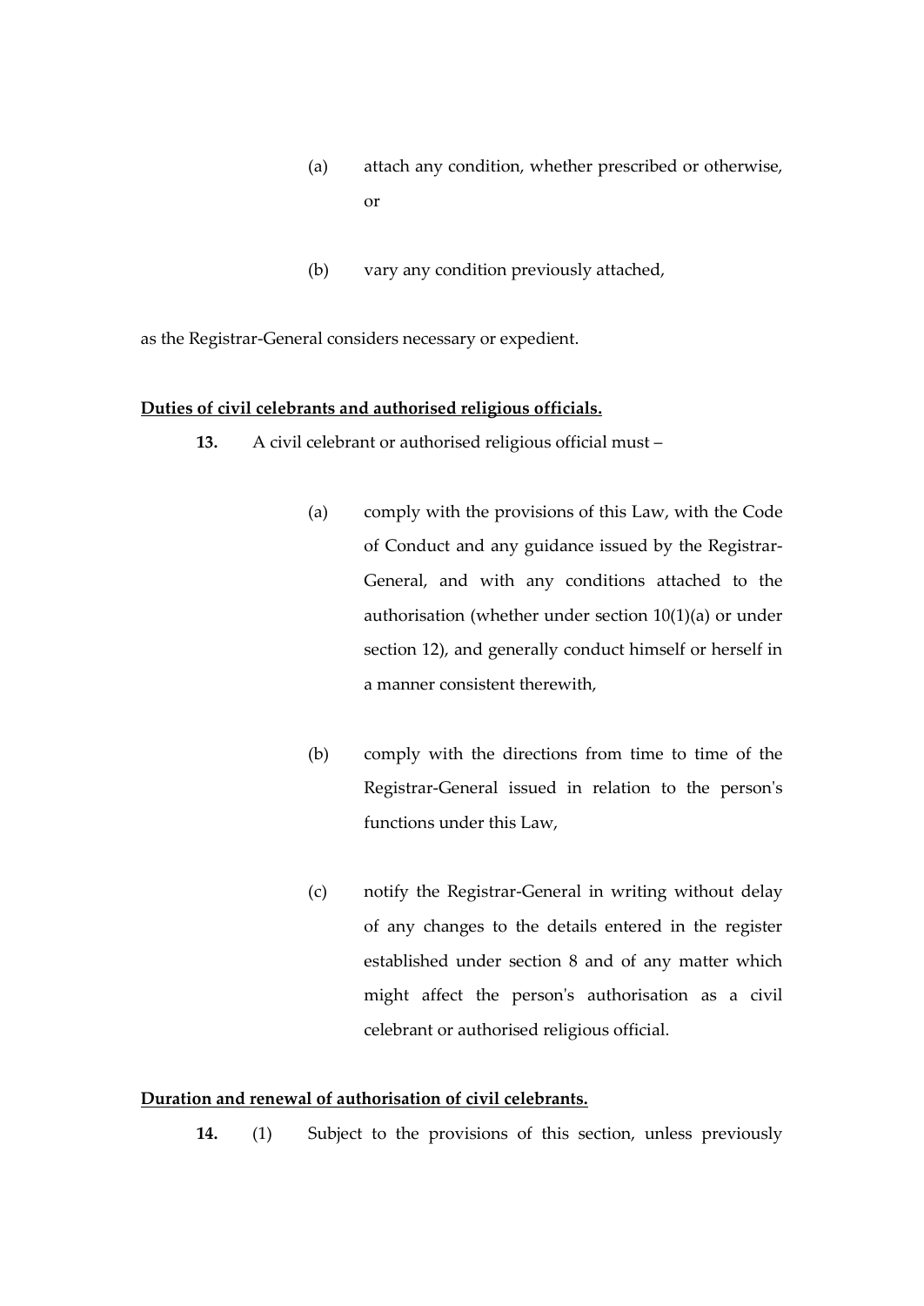(a) attach any condition, whether prescribed or otherwise, or

(b) vary any condition previously attached,

as the Registrar-General considers necessary or expedient.

**Duties of civil celebrants and authorised religious officials.**

**13.** A civil celebrant or authorised religious official must –

(a) comply with the provisions of this Law, with the Code of Conduct and any guidance issued by the Registrar-General, and with any conditions attached to the authorisation (whether under section 10(1)(a) or under section 12), and generally conduct himself or herself in a manner consistent therewith,

(b) comply with the directions from time to time of the Registrar-General issued in relation to the person's functions under this Law,

(c) notify the Registrar-General in writing without delay of any changes to the details entered in the register established under section 8 and of any matter which might affect the person's authorisation as a civil celebrant or authorised religious official.

**Duration and renewal of authorisation of civil celebrants.**

**14.** (1) Subject to the provisions of this section, unless previously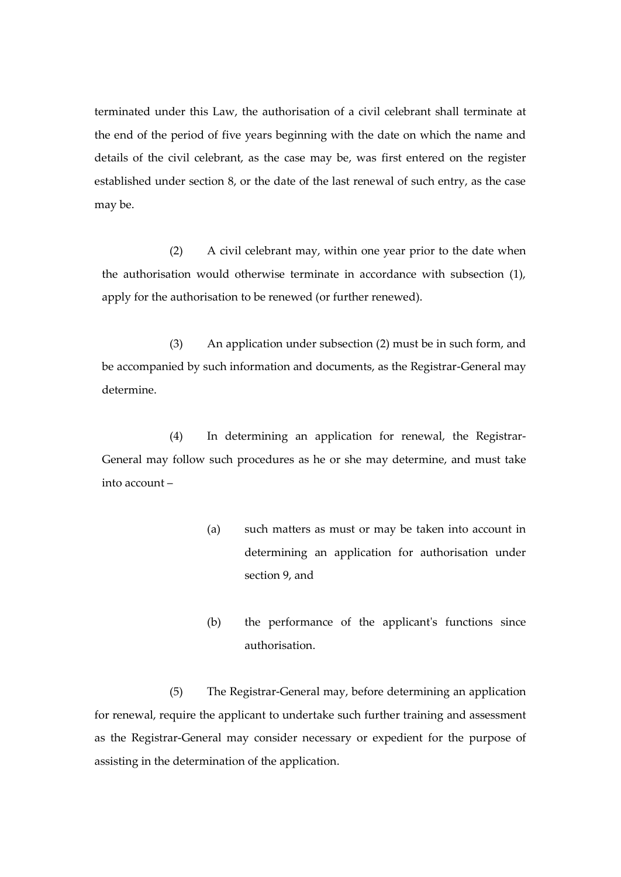terminated under this Law, the authorisation of a civil celebrant shall terminate at the end of the period of five years beginning with the date on which the name and details of the civil celebrant, as the case may be, was first entered on the register established under section 8, or the date of the last renewal of such entry, as the case may be.

(2) A civil celebrant may, within one year prior to the date when the authorisation would otherwise terminate in accordance with subsection (1), apply for the authorisation to be renewed (or further renewed).

(3) An application under subsection (2) must be in such form, and be accompanied by such information and documents, as the Registrar-General may determine.

(4) In determining an application for renewal, the Registrar-General may follow such procedures as he or she may determine, and must take into account –

(a) such matters as must or may be taken into account in determining an application for authorisation under section 9, and

(b) the performance of the applicant's functions since authorisation.

(5) The Registrar-General may, before determining an application for renewal, require the applicant to undertake such further training and assessment as the Registrar-General may consider necessary or expedient for the purpose of assisting in the determination of the application.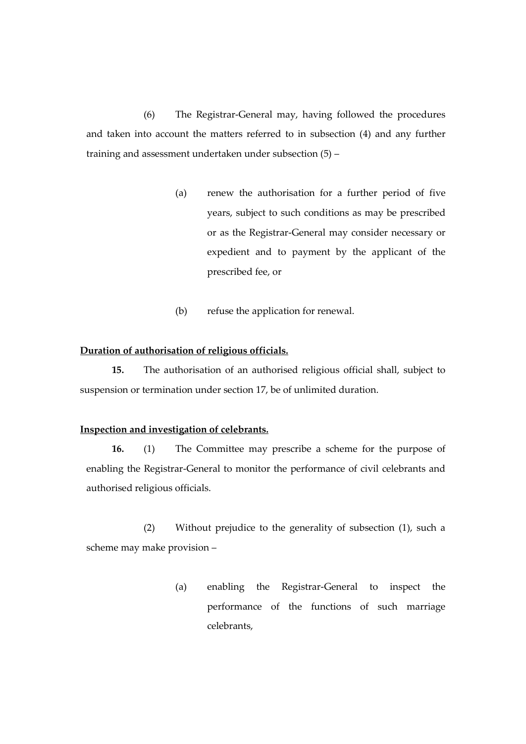(6) The Registrar-General may, having followed the procedures and taken into account the matters referred to in subsection (4) and any further training and assessment undertaken under subsection (5) –

(a) renew the authorisation for a further period of five years, subject to such conditions as may be prescribed or as the Registrar-General may consider necessary or expedient and to payment by the applicant of the prescribed fee, or

(b) refuse the application for renewal.

**Duration of authorisation of religious officials.**

**15.** The authorisation of an authorised religious official shall, subject to suspension or termination under section 17, be of unlimited duration.

**Inspection and investigation of celebrants.**

**16.** (1) The Committee may prescribe a scheme for the purpose of enabling the Registrar-General to monitor the performance of civil celebrants and authorised religious officials.

(2) Without prejudice to the generality of subsection (1), such a scheme may make provision –

(a) enabling the Registrar-General to inspect the performance of the functions of such marriage celebrants,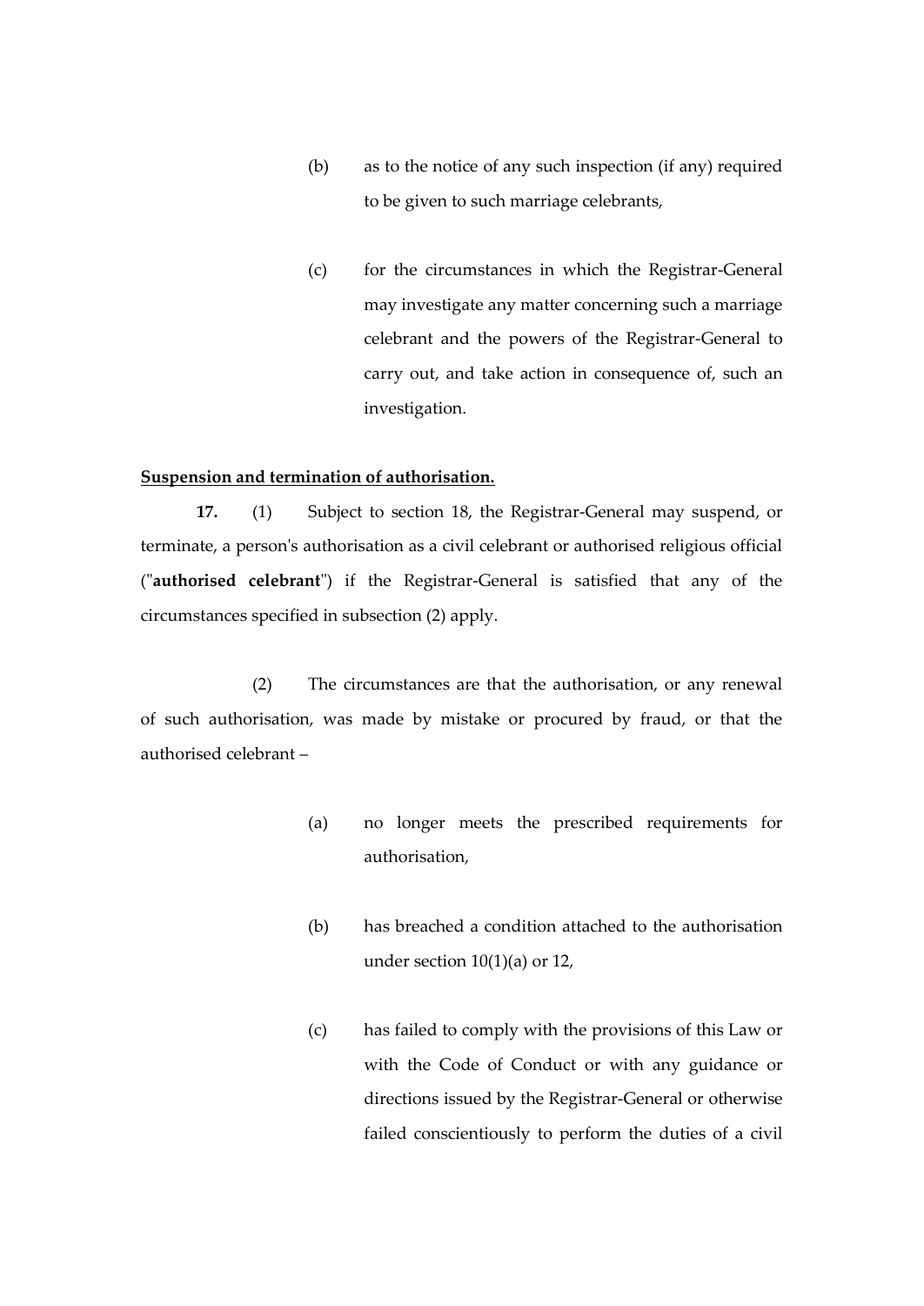(b) as to the notice of any such inspection (if any) required to be given to such marriage celebrants,

(c) for the circumstances in which the Registrar-General may investigate any matter concerning such a marriage celebrant and the powers of the Registrar-General to carry out, and take action in consequence of, such an investigation.

**Suspension and termination of authorisation.**

**17.** (1) Subject to section 18, the Registrar-General may suspend, or terminate, a person's authorisation as a civil celebrant or authorised religious official ("**authorised celebrant**") if the Registrar-General is satisfied that any of the circumstances specified in subsection (2) apply.

(2) The circumstances are that the authorisation, or any renewal of such authorisation, was made by mistake or procured by fraud, or that the authorised celebrant –

(a) no longer meets the prescribed requirements for authorisation,

(b) has breached a condition attached to the authorisation under section 10(1)(a) or 12,

(c) has failed to comply with the provisions of this Law or with the Code of Conduct or with any guidance or directions issued by the Registrar-General or otherwise failed conscientiously to perform the duties of a civil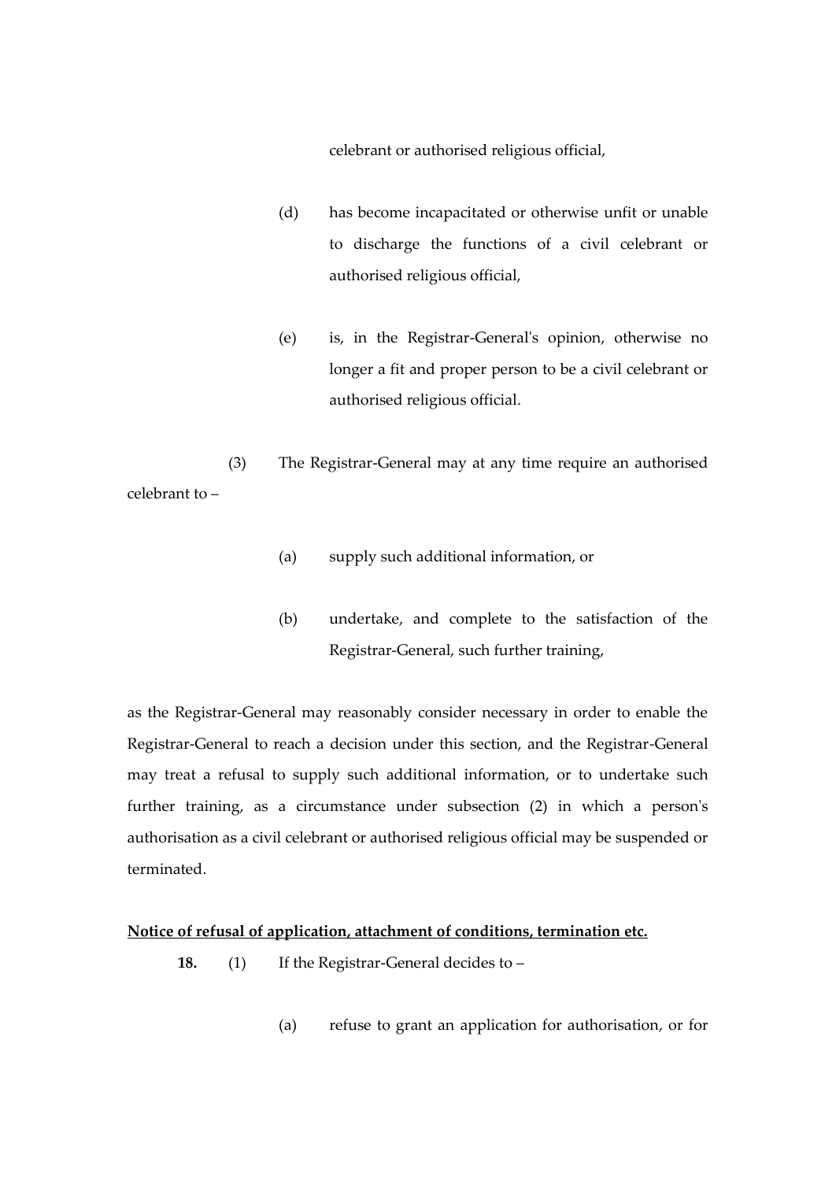celebrant or authorised religious official,

(d) has become incapacitated or otherwise unfit or unable to discharge the functions of a civil celebrant or authorised religious official,

(e) is, in the Registrar-General's opinion, otherwise no longer a fit and proper person to be a civil celebrant or authorised religious official.

(3) The Registrar-General may at any time require an authorised celebrant to –

(a) supply such additional information, or

(b) undertake, and complete to the satisfaction of the Registrar-General, such further training,

as the Registrar-General may reasonably consider necessary in order to enable the Registrar-General to reach a decision under this section, and the Registrar-General may treat a refusal to supply such additional information, or to undertake such further training, as a circumstance under subsection (2) in which a person's authorisation as a civil celebrant or authorised religious official may be suspended or terminated.

**Notice of refusal of application, attachment of conditions, termination etc.**

**18.** (1) If the Registrar-General decides to –

(a) refuse to grant an application for authorisation, or for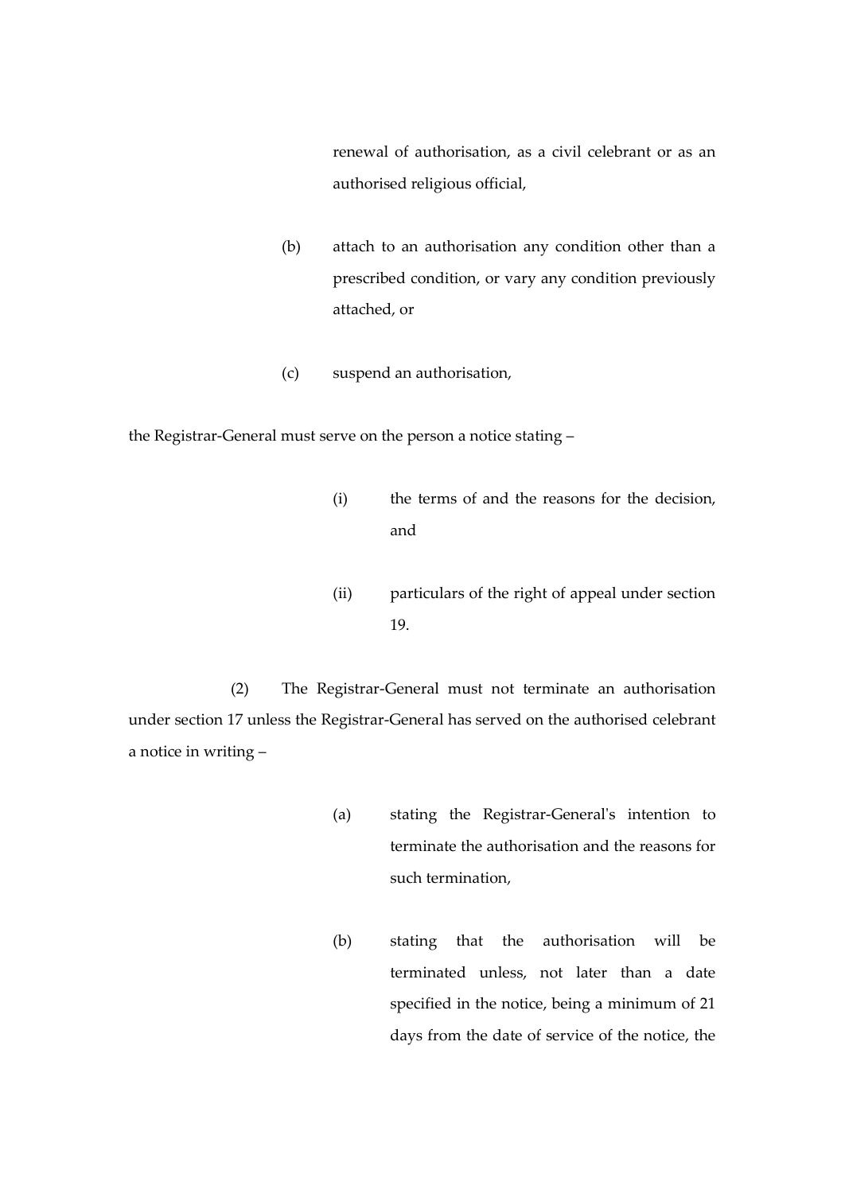renewal of authorisation, as a civil celebrant or as an authorised religious official,

(b) attach to an authorisation any condition other than a prescribed condition, or vary any condition previously attached, or

(c) suspend an authorisation,

the Registrar-General must serve on the person a notice stating –

(i) the terms of and the reasons for the decision, and

(ii) particulars of the right of appeal under section 19.

(2) The Registrar-General must not terminate an authorisation under section 17 unless the Registrar-General has served on the authorised celebrant a notice in writing –

(a) stating the Registrar-General's intention to terminate the authorisation and the reasons for such termination,

(b) stating that the authorisation will be terminated unless, not later than a date specified in the notice, being a minimum of 21 days from the date of service of the notice, the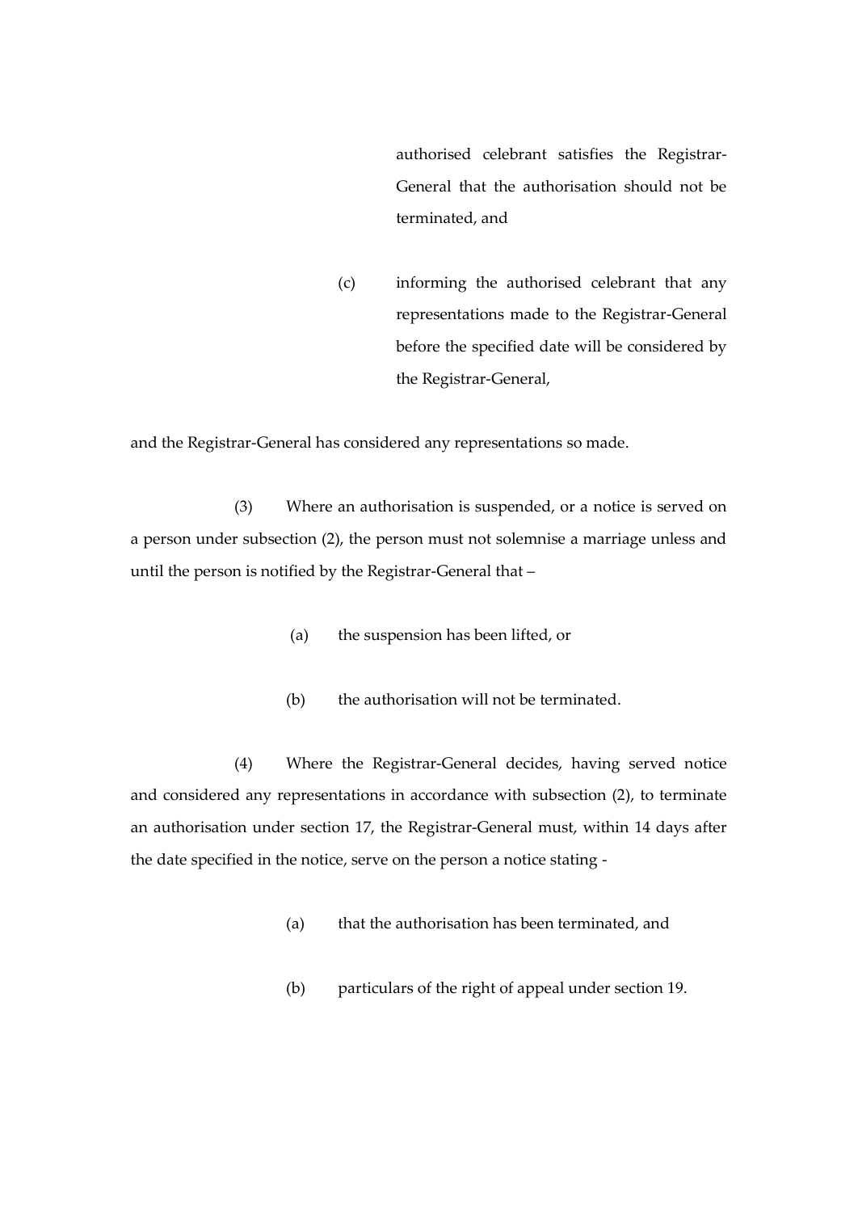authorised celebrant satisfies the Registrar-General that the authorisation should not be terminated, and

(c) informing the authorised celebrant that any representations made to the Registrar-General before the specified date will be considered by the Registrar-General,

and the Registrar-General has considered any representations so made.

(3) Where an authorisation is suspended, or a notice is served on a person under subsection (2), the person must not solemnise a marriage unless and until the person is notified by the Registrar-General that –

(a) the suspension has been lifted, or

(b) the authorisation will not be terminated.

(4) Where the Registrar-General decides, having served notice and considered any representations in accordance with subsection (2), to terminate an authorisation under section 17, the Registrar-General must, within 14 days after the date specified in the notice, serve on the person a notice stating -

(a) that the authorisation has been terminated, and

(b) particulars of the right of appeal under section 19.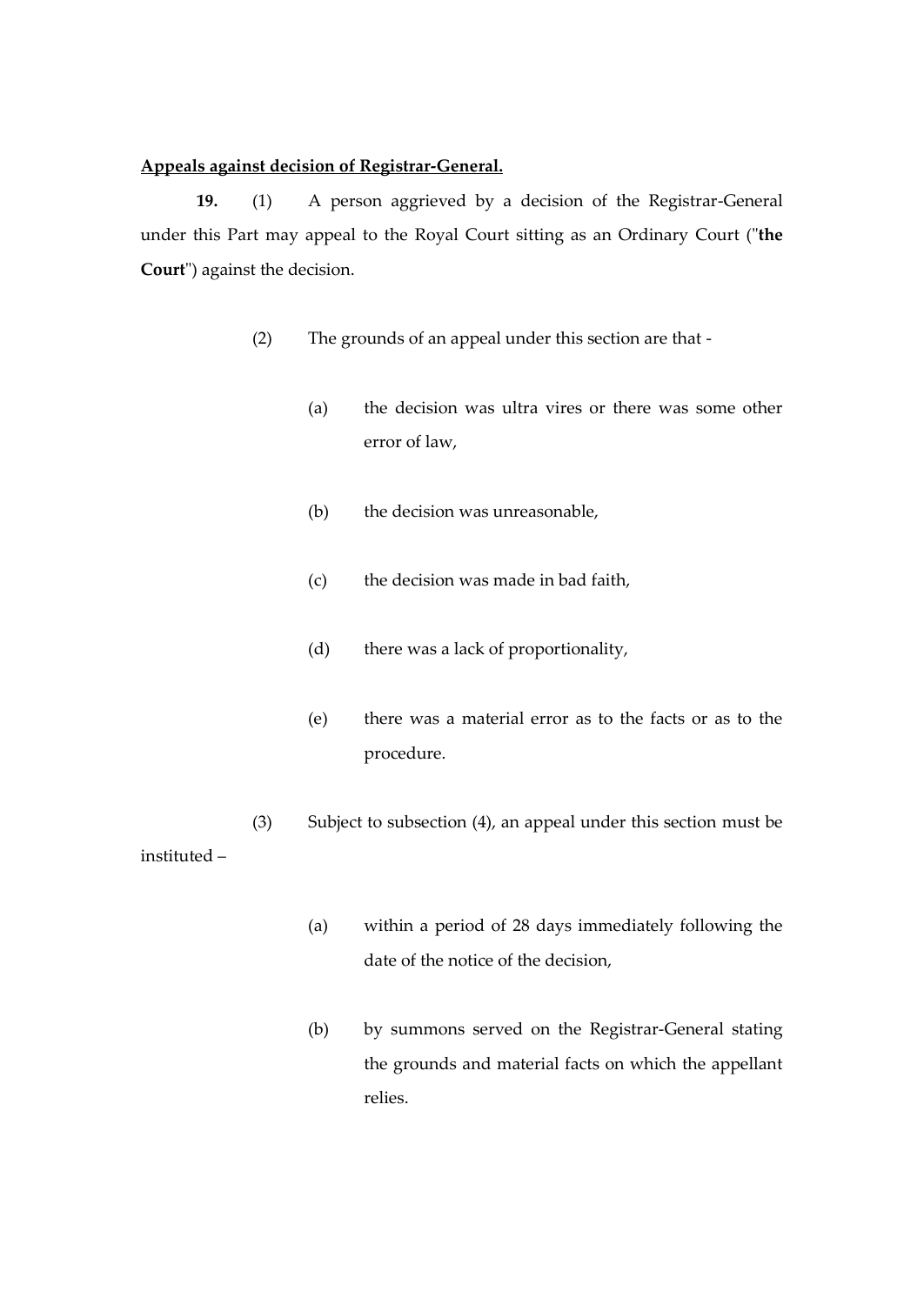**Appeals against decision of Registrar-General.**

**19.** (1) A person aggrieved by a decision of the Registrar-General under this Part may appeal to the Royal Court sitting as an Ordinary Court ("**the Court**") against the decision.

(2) The grounds of an appeal under this section are that -

(a) the decision was ultra vires or there was some other error of law,

(b) the decision was unreasonable,

(c) the decision was made in bad faith,

(d) there was a lack of proportionality,

(e) there was a material error as to the facts or as to the procedure.

(3) Subject to subsection (4), an appeal under this section must be instituted –

(a) within a period of 28 days immediately following the date of the notice of the decision,

(b) by summons served on the Registrar-General stating the grounds and material facts on which the appellant relies.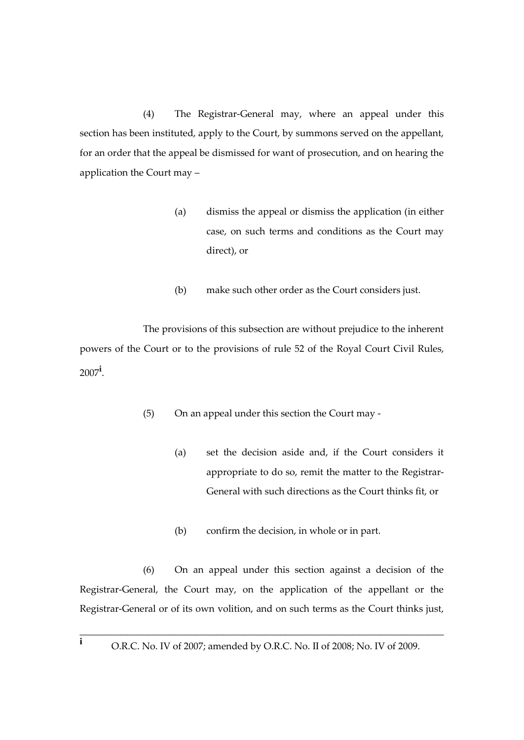(4) The Registrar-General may, where an appeal under this section has been instituted, apply to the Court, by summons served on the appellant, for an order that the appeal be dismissed for want of prosecution, and on hearing the application the Court may –

(a) dismiss the appeal or dismiss the application (in either case, on such terms and conditions as the Court may direct), or

(b) make such other order as the Court considers just.

The provisions of this subsection are without prejudice to the inherent powers of the Court or to the provisions of rule 52 of the Royal Court Civil Rules, 2007[i].

(5) On an appeal under this section the Court may -

(a) set the decision aside and, if the Court considers it appropriate to do so, remit the matter to the Registrar-General with such directions as the Court thinks fit, or

(b) confirm the decision, in whole or in part.

(6) On an appeal under this section against a decision of the Registrar-General, the Court may, on the application of the appellant or the Registrar-General or of its own volition, and on such terms as the Court thinks just,

---

[i] O.R.C. No. IV of 2007; amended by O.R.C. No. II of 2008; No. IV of 2009.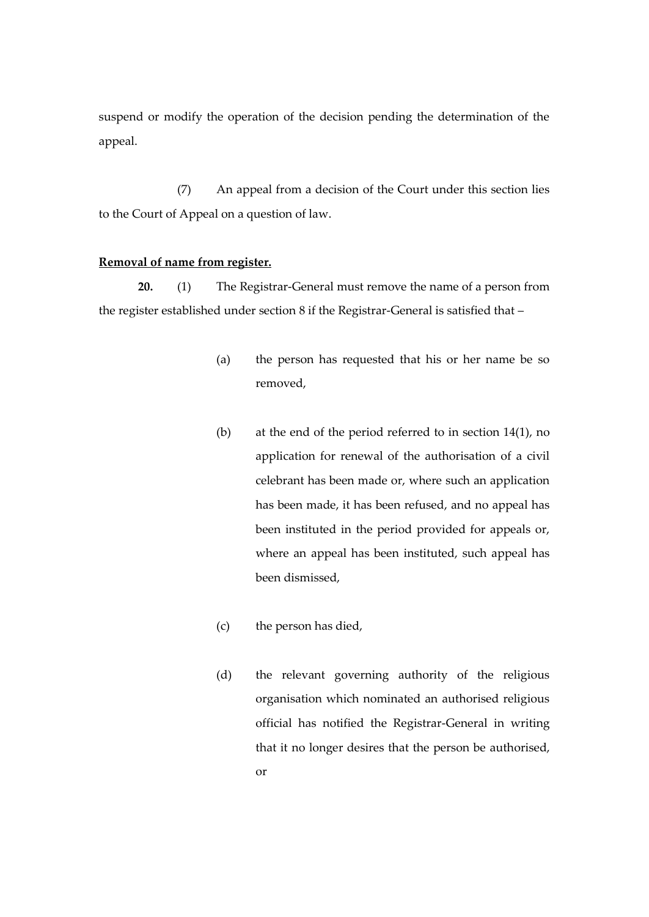suspend or modify the operation of the decision pending the determination of the appeal.

(7) An appeal from a decision of the Court under this section lies to the Court of Appeal on a question of law.

**Removal of name from register.**

**20.** (1) The Registrar-General must remove the name of a person from the register established under section 8 if the Registrar-General is satisfied that –

(a) the person has requested that his or her name be so removed,

(b) at the end of the period referred to in section 14(1), no application for renewal of the authorisation of a civil celebrant has been made or, where such an application has been made, it has been refused, and no appeal has been instituted in the period provided for appeals or, where an appeal has been instituted, such appeal has been dismissed,

(c) the person has died,

(d) the relevant governing authority of the religious organisation which nominated an authorised religious official has notified the Registrar-General in writing that it no longer desires that the person be authorised, or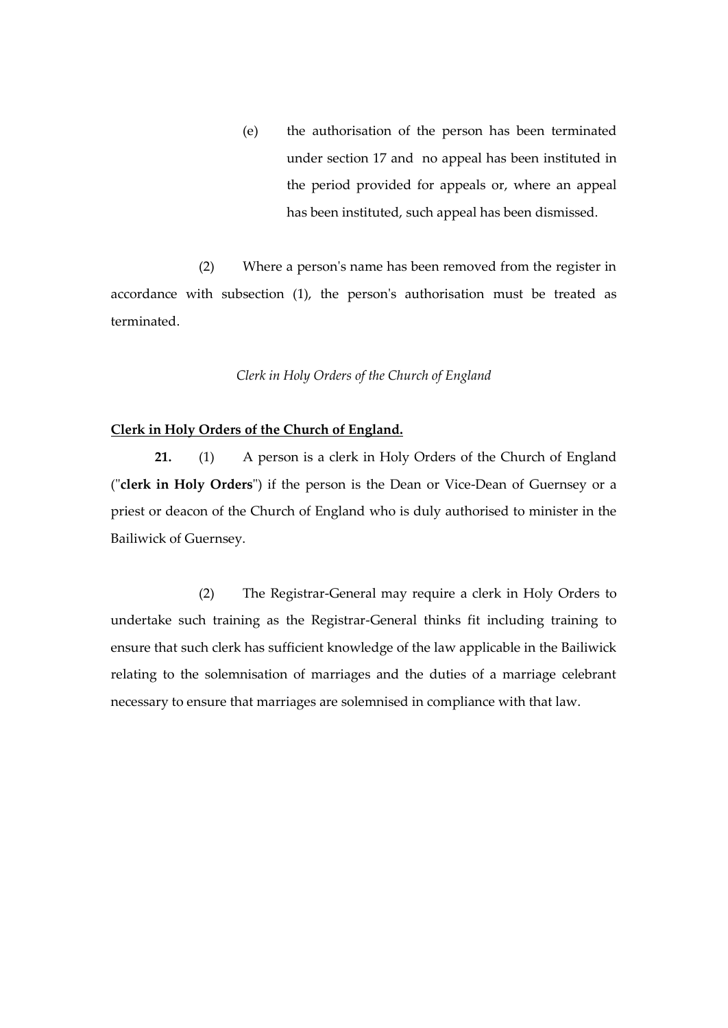(e) the authorisation of the person has been terminated under section 17 and no appeal has been instituted in the period provided for appeals or, where an appeal has been instituted, such appeal has been dismissed.

(2) Where a person's name has been removed from the register in accordance with subsection (1), the person's authorisation must be treated as terminated.

*Clerk in Holy Orders of the Church of England*

**Clerk in Holy Orders of the Church of England.**

**21.** (1) A person is a clerk in Holy Orders of the Church of England ("**clerk in Holy Orders**") if the person is the Dean or Vice-Dean of Guernsey or a priest or deacon of the Church of England who is duly authorised to minister in the Bailiwick of Guernsey.

(2) The Registrar-General may require a clerk in Holy Orders to undertake such training as the Registrar-General thinks fit including training to ensure that such clerk has sufficient knowledge of the law applicable in the Bailiwick relating to the solemnisation of marriages and the duties of a marriage celebrant necessary to ensure that marriages are solemnised in compliance with that law.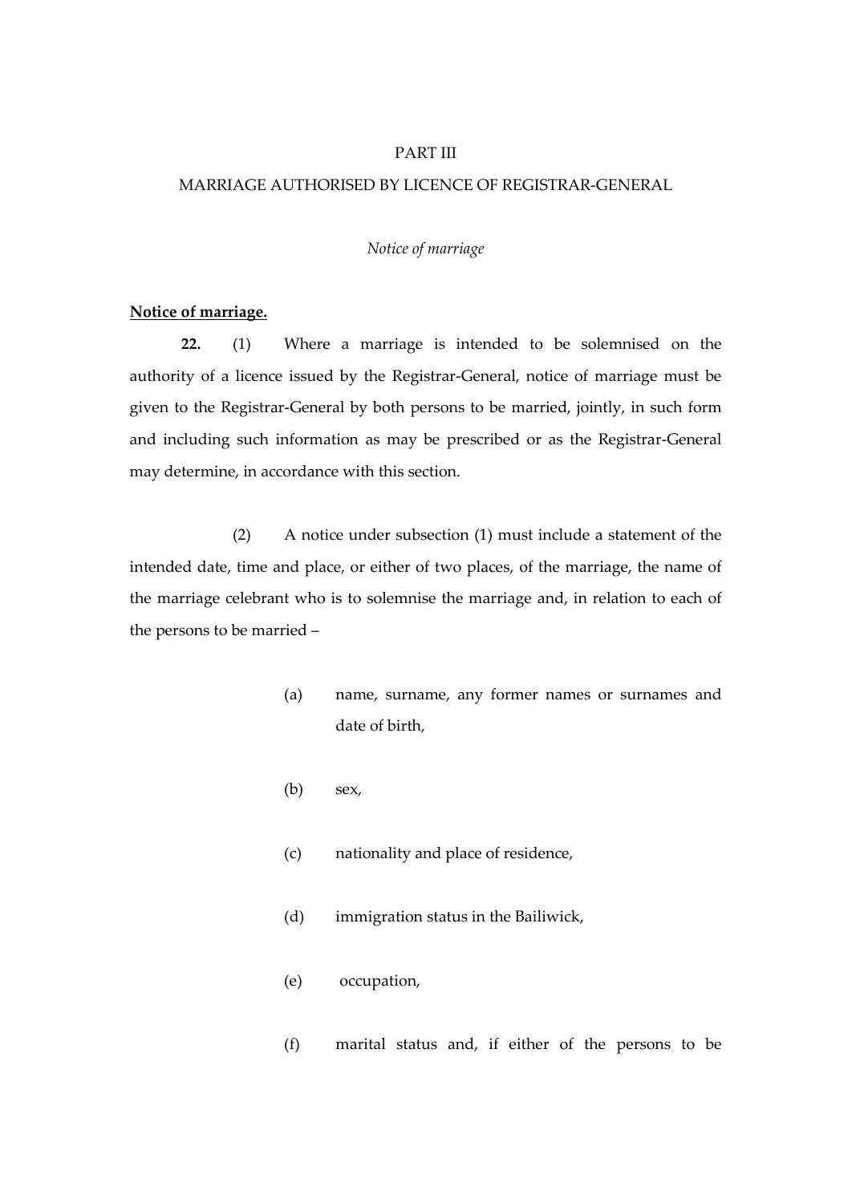# PART III

## MARRIAGE AUTHORISED BY LICENCE OF REGISTRAR-GENERAL

*Notice of marriage*

**<u>Notice of marriage.</u>**

**22.** (1) Where a marriage is intended to be solemnised on the authority of a licence issued by the Registrar-General, notice of marriage must be given to the Registrar-General by both persons to be married, jointly, in such form and including such information as may be prescribed or as the Registrar-General may determine, in accordance with this section.

(2) A notice under subsection (1) must include a statement of the intended date, time and place, or either of two places, of the marriage, the name of the marriage celebrant who is to solemnise the marriage and, in relation to each of the persons to be married –

(a) name, surname, any former names or surnames and date of birth,

(b) sex,

(c) nationality and place of residence,

(d) immigration status in the Bailiwick,

(e) occupation,

(f) marital status and, if either of the persons to be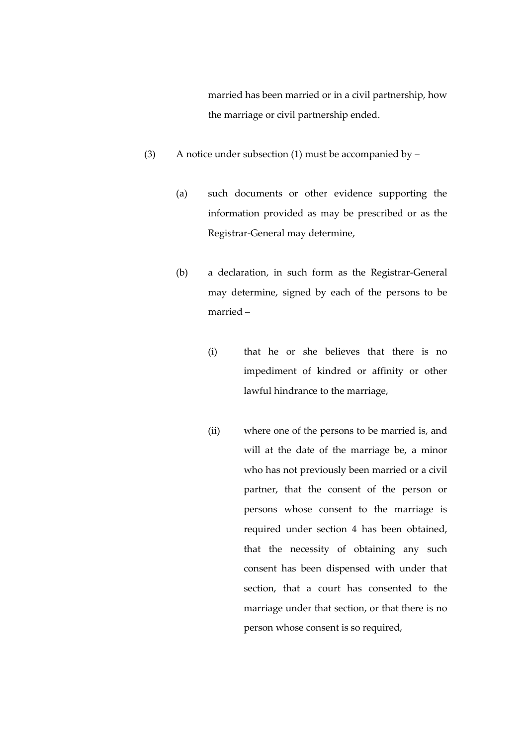married has been married or in a civil partnership, how the marriage or civil partnership ended.

(3) A notice under subsection (1) must be accompanied by –

(a) such documents or other evidence supporting the information provided as may be prescribed or as the Registrar-General may determine,

(b) a declaration, in such form as the Registrar-General may determine, signed by each of the persons to be married –

(i) that he or she believes that there is no impediment of kindred or affinity or other lawful hindrance to the marriage,

(ii) where one of the persons to be married is, and will at the date of the marriage be, a minor who has not previously been married or a civil partner, that the consent of the person or persons whose consent to the marriage is required under section 4 has been obtained, that the necessity of obtaining any such consent has been dispensed with under that section, that a court has consented to the marriage under that section, or that there is no person whose consent is so required,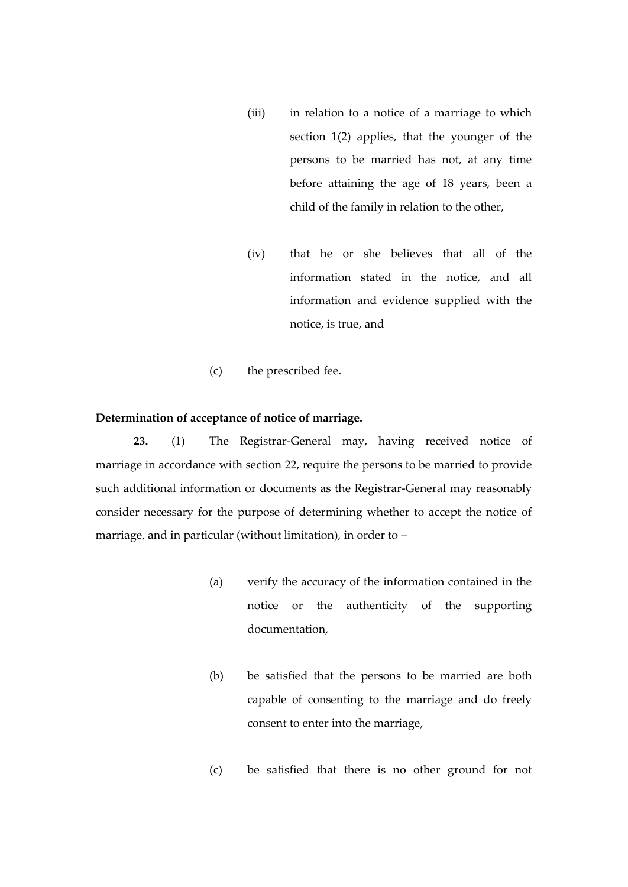(iii) in relation to a notice of a marriage to which section 1(2) applies, that the younger of the persons to be married has not, at any time before attaining the age of 18 years, been a child of the family in relation to the other,

(iv) that he or she believes that all of the information stated in the notice, and all information and evidence supplied with the notice, is true, and

(c) the prescribed fee.

**Determination of acceptance of notice of marriage.**

**23.** (1) The Registrar-General may, having received notice of marriage in accordance with section 22, require the persons to be married to provide such additional information or documents as the Registrar-General may reasonably consider necessary for the purpose of determining whether to accept the notice of marriage, and in particular (without limitation), in order to –

(a) verify the accuracy of the information contained in the notice or the authenticity of the supporting documentation,

(b) be satisfied that the persons to be married are both capable of consenting to the marriage and do freely consent to enter into the marriage,

(c) be satisfied that there is no other ground for not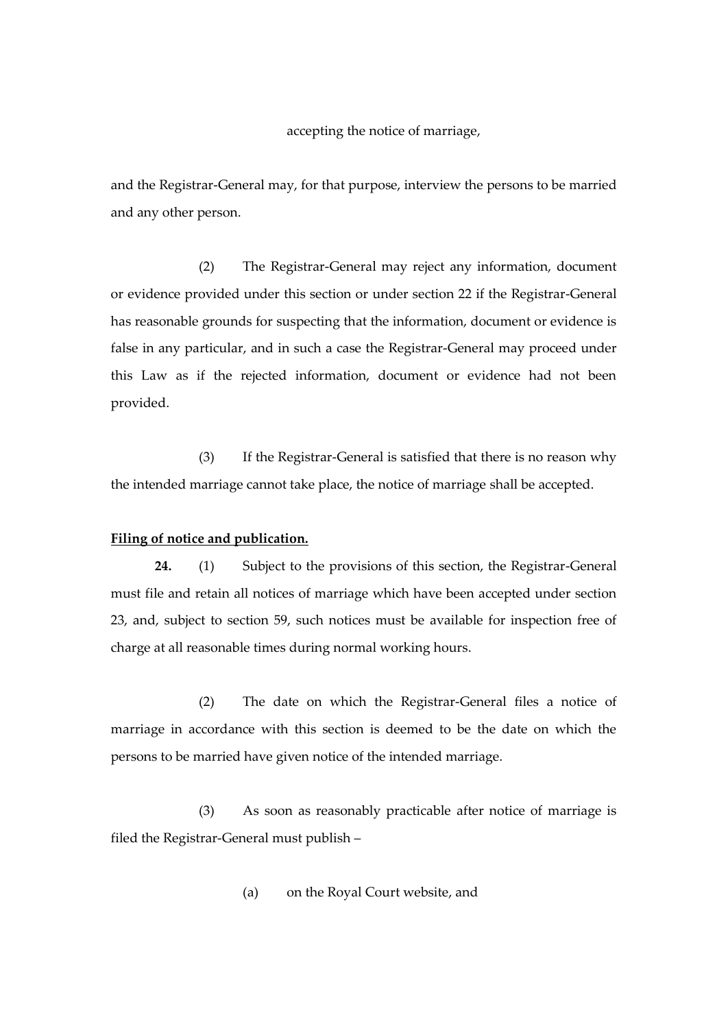accepting the notice of marriage,

and the Registrar-General may, for that purpose, interview the persons to be married and any other person.

(2) The Registrar-General may reject any information, document or evidence provided under this section or under section 22 if the Registrar-General has reasonable grounds for suspecting that the information, document or evidence is false in any particular, and in such a case the Registrar-General may proceed under this Law as if the rejected information, document or evidence had not been provided.

(3) If the Registrar-General is satisfied that there is no reason why the intended marriage cannot take place, the notice of marriage shall be accepted.

**Filing of notice and publication.**

**24.** (1) Subject to the provisions of this section, the Registrar-General must file and retain all notices of marriage which have been accepted under section 23, and, subject to section 59, such notices must be available for inspection free of charge at all reasonable times during normal working hours.

(2) The date on which the Registrar-General files a notice of marriage in accordance with this section is deemed to be the date on which the persons to be married have given notice of the intended marriage.

(3) As soon as reasonably practicable after notice of marriage is filed the Registrar-General must publish –

(a) on the Royal Court website, and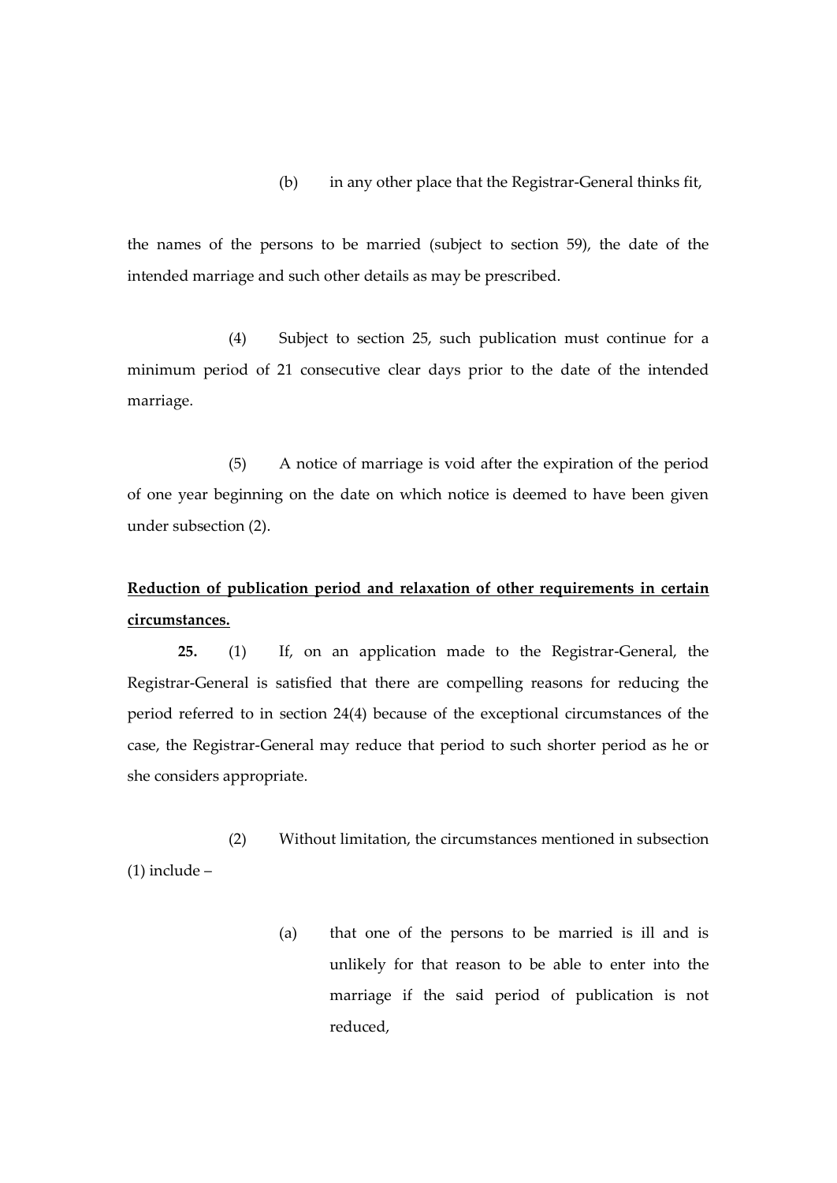(b) in any other place that the Registrar-General thinks fit,

the names of the persons to be married (subject to section 59), the date of the intended marriage and such other details as may be prescribed.

(4) Subject to section 25, such publication must continue for a minimum period of 21 consecutive clear days prior to the date of the intended marriage.

(5) A notice of marriage is void after the expiration of the period of one year beginning on the date on which notice is deemed to have been given under subsection (2).

**Reduction of publication period and relaxation of other requirements in certain circumstances.**

**25.** (1) If, on an application made to the Registrar-General, the Registrar-General is satisfied that there are compelling reasons for reducing the period referred to in section 24(4) because of the exceptional circumstances of the case, the Registrar-General may reduce that period to such shorter period as he or she considers appropriate.

(2) Without limitation, the circumstances mentioned in subsection (1) include –

(a) that one of the persons to be married is ill and is unlikely for that reason to be able to enter into the marriage if the said period of publication is not reduced,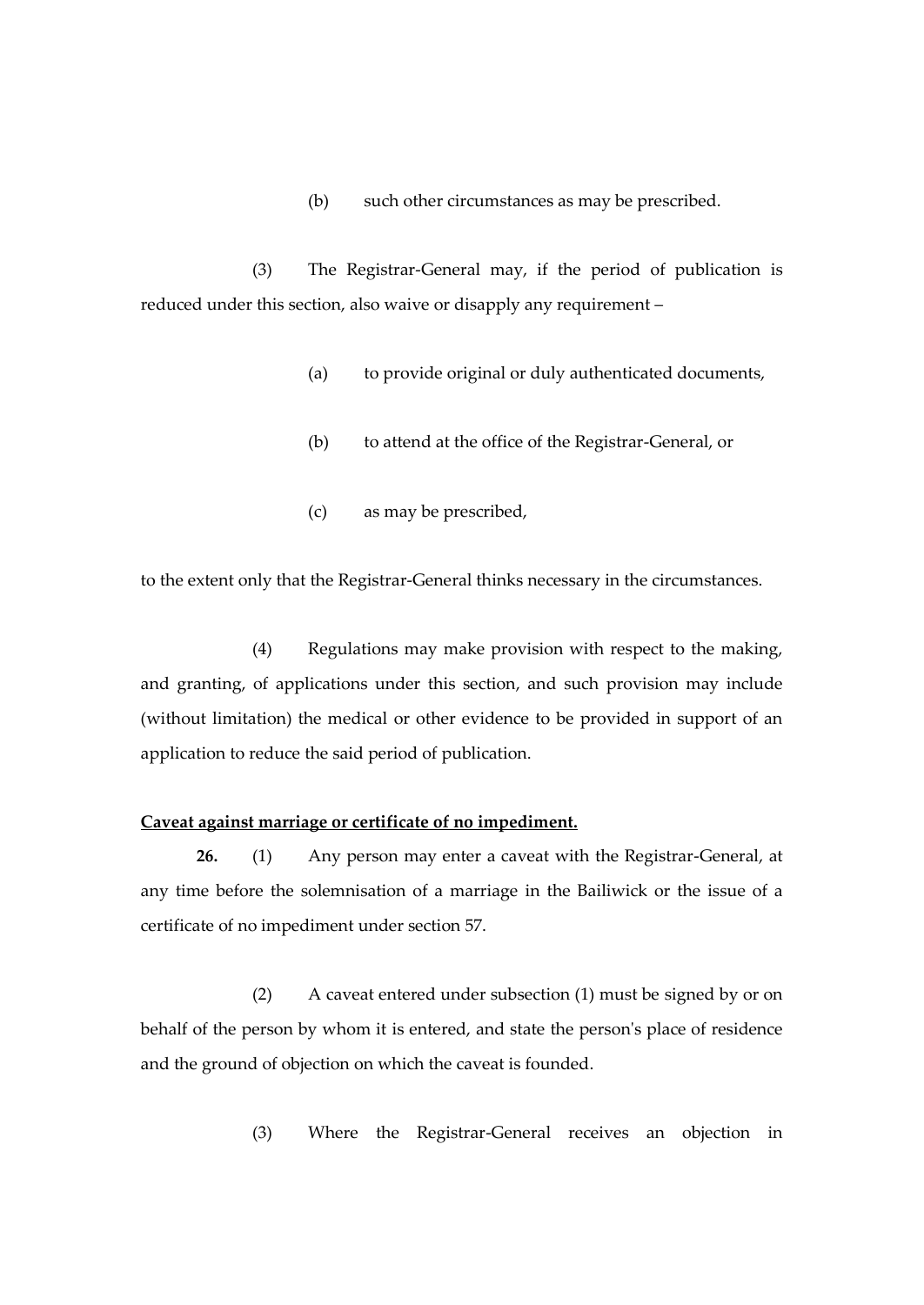(b) such other circumstances as may be prescribed.

(3) The Registrar-General may, if the period of publication is reduced under this section, also waive or disapply any requirement –

(a) to provide original or duly authenticated documents,

(b) to attend at the office of the Registrar-General, or

(c) as may be prescribed,

to the extent only that the Registrar-General thinks necessary in the circumstances.

(4) Regulations may make provision with respect to the making, and granting, of applications under this section, and such provision may include (without limitation) the medical or other evidence to be provided in support of an application to reduce the said period of publication.

**Caveat against marriage or certificate of no impediment.**

**26.** (1) Any person may enter a caveat with the Registrar-General, at any time before the solemnisation of a marriage in the Bailiwick or the issue of a certificate of no impediment under section 57.

(2) A caveat entered under subsection (1) must be signed by or on behalf of the person by whom it is entered, and state the person's place of residence and the ground of objection on which the caveat is founded.

(3) Where the Registrar-General receives an objection in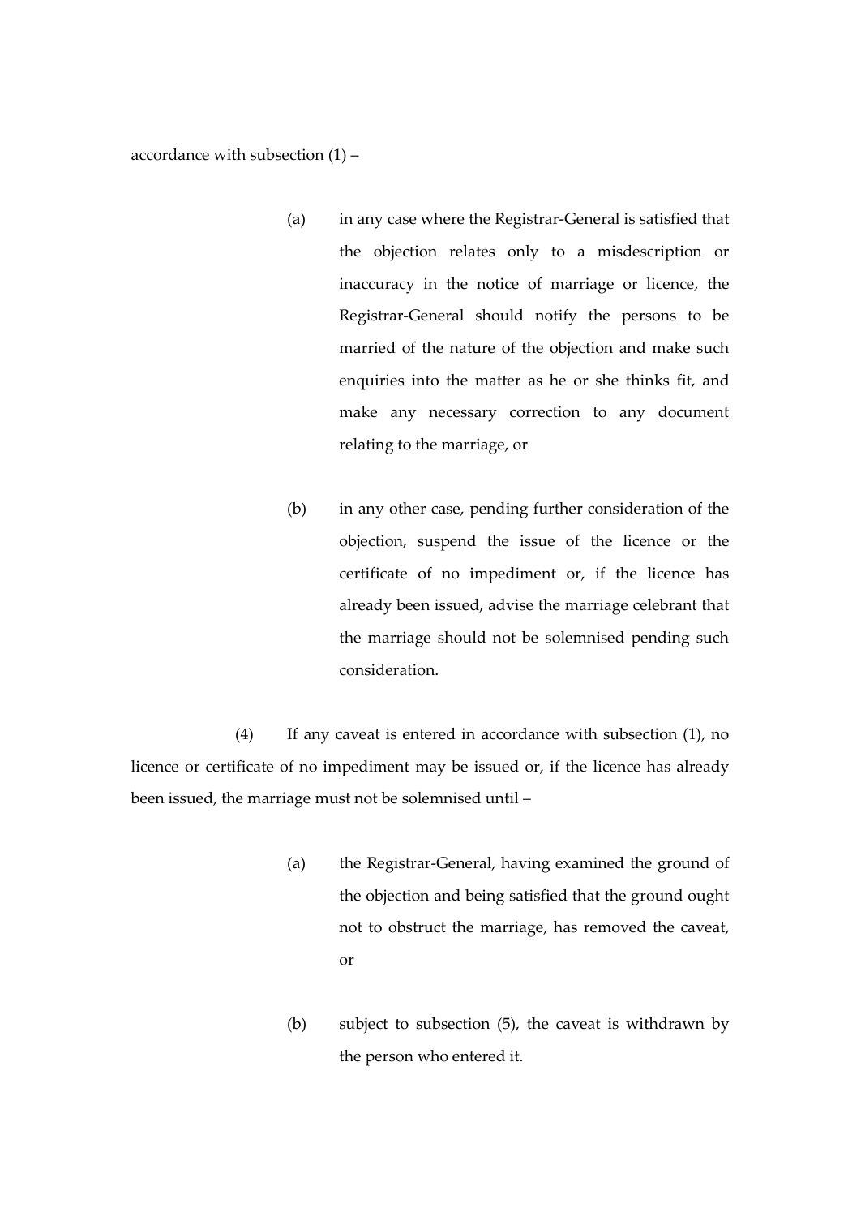accordance with subsection (1) –

(a) in any case where the Registrar-General is satisfied that the objection relates only to a misdescription or inaccuracy in the notice of marriage or licence, the Registrar-General should notify the persons to be married of the nature of the objection and make such enquiries into the matter as he or she thinks fit, and make any necessary correction to any document relating to the marriage, or

(b) in any other case, pending further consideration of the objection, suspend the issue of the licence or the certificate of no impediment or, if the licence has already been issued, advise the marriage celebrant that the marriage should not be solemnised pending such consideration.

(4) If any caveat is entered in accordance with subsection (1), no licence or certificate of no impediment may be issued or, if the licence has already been issued, the marriage must not be solemnised until –

(a) the Registrar-General, having examined the ground of the objection and being satisfied that the ground ought not to obstruct the marriage, has removed the caveat, or

(b) subject to subsection (5), the caveat is withdrawn by the person who entered it.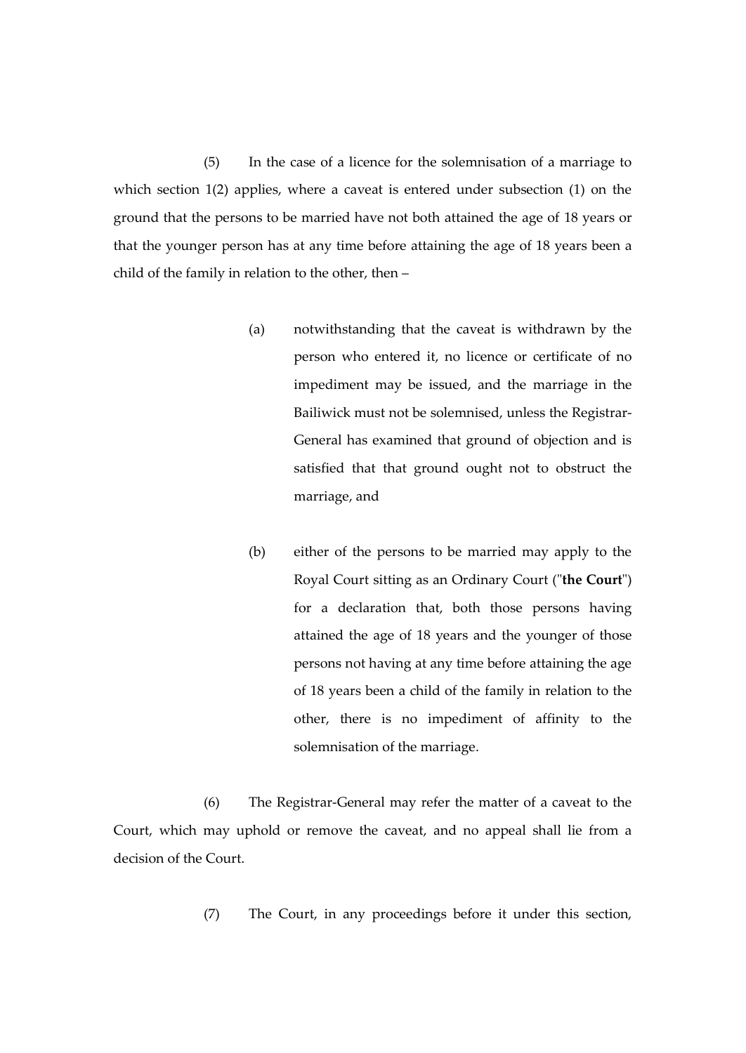(5) In the case of a licence for the solemnisation of a marriage to which section 1(2) applies, where a caveat is entered under subsection (1) on the ground that the persons to be married have not both attained the age of 18 years or that the younger person has at any time before attaining the age of 18 years been a child of the family in relation to the other, then –

(a) notwithstanding that the caveat is withdrawn by the person who entered it, no licence or certificate of no impediment may be issued, and the marriage in the Bailiwick must not be solemnised, unless the Registrar-General has examined that ground of objection and is satisfied that that ground ought not to obstruct the marriage, and

(b) either of the persons to be married may apply to the Royal Court sitting as an Ordinary Court ("**the Court**") for a declaration that, both those persons having attained the age of 18 years and the younger of those persons not having at any time before attaining the age of 18 years been a child of the family in relation to the other, there is no impediment of affinity to the solemnisation of the marriage.

(6) The Registrar-General may refer the matter of a caveat to the Court, which may uphold or remove the caveat, and no appeal shall lie from a decision of the Court.

(7) The Court, in any proceedings before it under this section,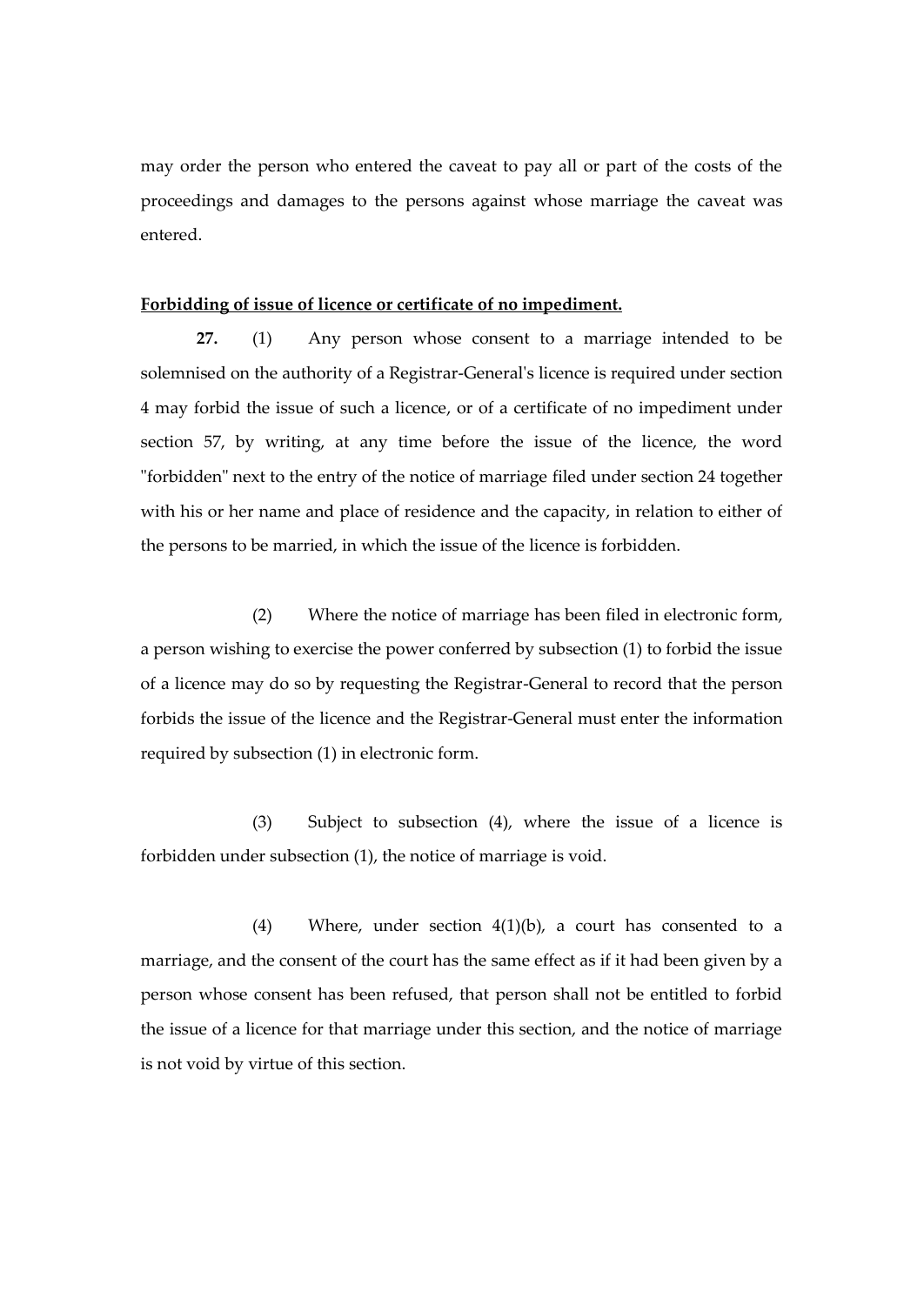may order the person who entered the caveat to pay all or part of the costs of the proceedings and damages to the persons against whose marriage the caveat was entered.

**Forbidding of issue of licence or certificate of no impediment.**

**27.** (1) Any person whose consent to a marriage intended to be solemnised on the authority of a Registrar-General's licence is required under section 4 may forbid the issue of such a licence, or of a certificate of no impediment under section 57, by writing, at any time before the issue of the licence, the word "forbidden" next to the entry of the notice of marriage filed under section 24 together with his or her name and place of residence and the capacity, in relation to either of the persons to be married, in which the issue of the licence is forbidden.

(2) Where the notice of marriage has been filed in electronic form, a person wishing to exercise the power conferred by subsection (1) to forbid the issue of a licence may do so by requesting the Registrar-General to record that the person forbids the issue of the licence and the Registrar-General must enter the information required by subsection (1) in electronic form.

(3) Subject to subsection (4), where the issue of a licence is forbidden under subsection (1), the notice of marriage is void.

(4) Where, under section 4(1)(b), a court has consented to a marriage, and the consent of the court has the same effect as if it had been given by a person whose consent has been refused, that person shall not be entitled to forbid the issue of a licence for that marriage under this section, and the notice of marriage is not void by virtue of this section.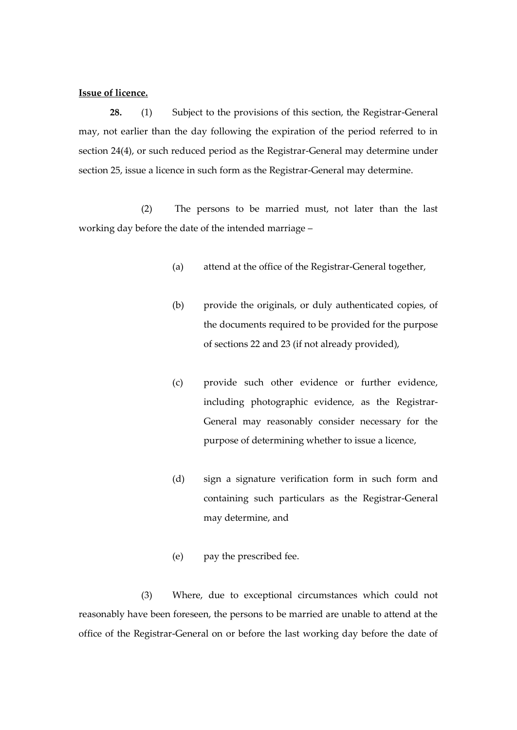**Issue of licence.**

**28.** (1) Subject to the provisions of this section, the Registrar-General may, not earlier than the day following the expiration of the period referred to in section 24(4), or such reduced period as the Registrar-General may determine under section 25, issue a licence in such form as the Registrar-General may determine.

(2) The persons to be married must, not later than the last working day before the date of the intended marriage –

(a) attend at the office of the Registrar-General together,

(b) provide the originals, or duly authenticated copies, of the documents required to be provided for the purpose of sections 22 and 23 (if not already provided),

(c) provide such other evidence or further evidence, including photographic evidence, as the Registrar-General may reasonably consider necessary for the purpose of determining whether to issue a licence,

(d) sign a signature verification form in such form and containing such particulars as the Registrar-General may determine, and

(e) pay the prescribed fee.

(3) Where, due to exceptional circumstances which could not reasonably have been foreseen, the persons to be married are unable to attend at the office of the Registrar-General on or before the last working day before the date of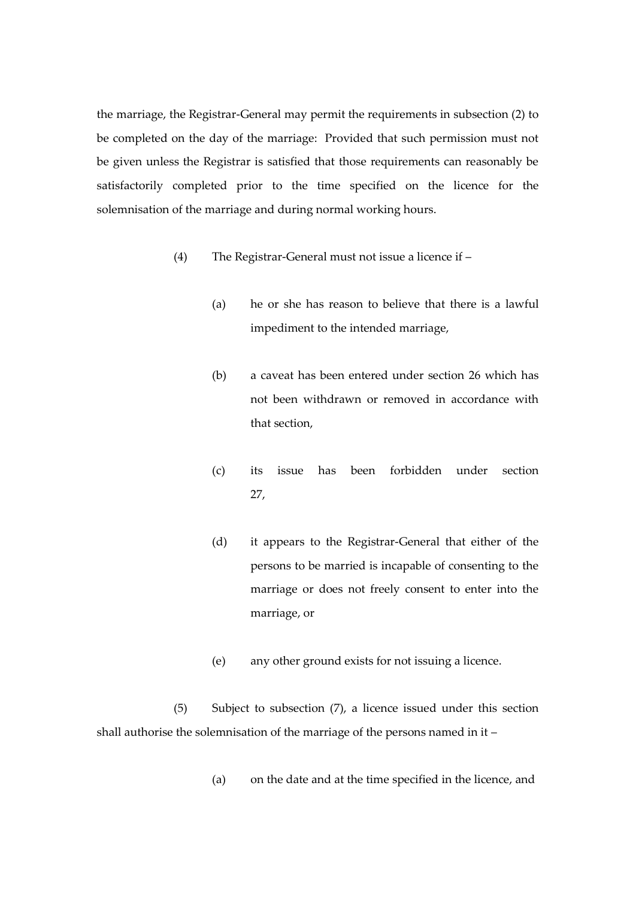the marriage, the Registrar-General may permit the requirements in subsection (2) to be completed on the day of the marriage: Provided that such permission must not be given unless the Registrar is satisfied that those requirements can reasonably be satisfactorily completed prior to the time specified on the licence for the solemnisation of the marriage and during normal working hours.

(4) The Registrar-General must not issue a licence if –

(a) he or she has reason to believe that there is a lawful impediment to the intended marriage,

(b) a caveat has been entered under section 26 which has not been withdrawn or removed in accordance with that section,

(c) its issue has been forbidden under section 27,

(d) it appears to the Registrar-General that either of the persons to be married is incapable of consenting to the marriage or does not freely consent to enter into the marriage, or

(e) any other ground exists for not issuing a licence.

(5) Subject to subsection (7), a licence issued under this section shall authorise the solemnisation of the marriage of the persons named in it –

(a) on the date and at the time specified in the licence, and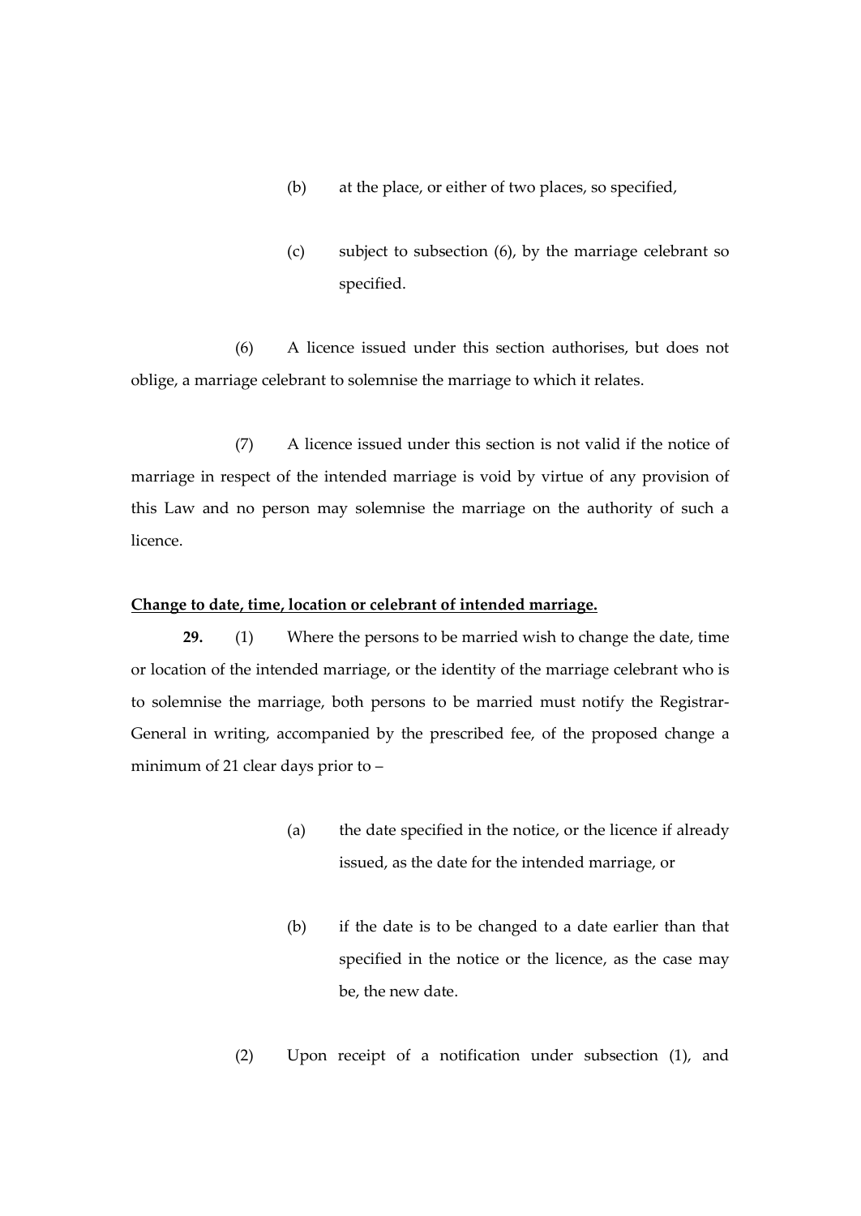(b) at the place, or either of two places, so specified,

(c) subject to subsection (6), by the marriage celebrant so specified.

(6) A licence issued under this section authorises, but does not oblige, a marriage celebrant to solemnise the marriage to which it relates.

(7) A licence issued under this section is not valid if the notice of marriage in respect of the intended marriage is void by virtue of any provision of this Law and no person may solemnise the marriage on the authority of such a licence.

**Change to date, time, location or celebrant of intended marriage.**

**29.** (1) Where the persons to be married wish to change the date, time or location of the intended marriage, or the identity of the marriage celebrant who is to solemnise the marriage, both persons to be married must notify the Registrar-General in writing, accompanied by the prescribed fee, of the proposed change a minimum of 21 clear days prior to –

(a) the date specified in the notice, or the licence if already issued, as the date for the intended marriage, or

(b) if the date is to be changed to a date earlier than that specified in the notice or the licence, as the case may be, the new date.

(2) Upon receipt of a notification under subsection (1), and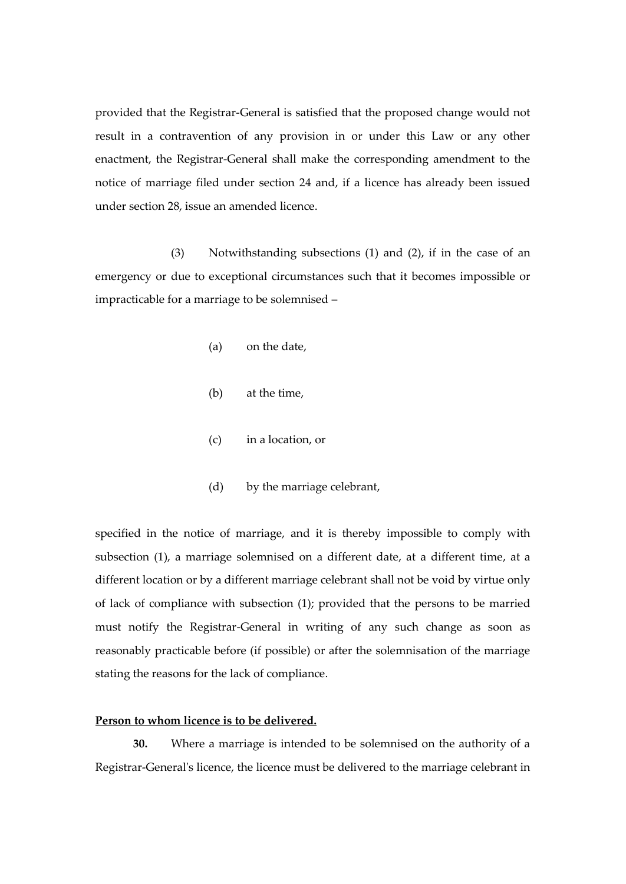provided that the Registrar-General is satisfied that the proposed change would not result in a contravention of any provision in or under this Law or any other enactment, the Registrar-General shall make the corresponding amendment to the notice of marriage filed under section 24 and, if a licence has already been issued under section 28, issue an amended licence.

(3) Notwithstanding subsections (1) and (2), if in the case of an emergency or due to exceptional circumstances such that it becomes impossible or impracticable for a marriage to be solemnised –

(a) on the date,

(b) at the time,

(c) in a location, or

(d) by the marriage celebrant,

specified in the notice of marriage, and it is thereby impossible to comply with subsection (1), a marriage solemnised on a different date, at a different time, at a different location or by a different marriage celebrant shall not be void by virtue only of lack of compliance with subsection (1); provided that the persons to be married must notify the Registrar-General in writing of any such change as soon as reasonably practicable before (if possible) or after the solemnisation of the marriage stating the reasons for the lack of compliance.

**Person to whom licence is to be delivered.**

**30.** Where a marriage is intended to be solemnised on the authority of a Registrar-General's licence, the licence must be delivered to the marriage celebrant in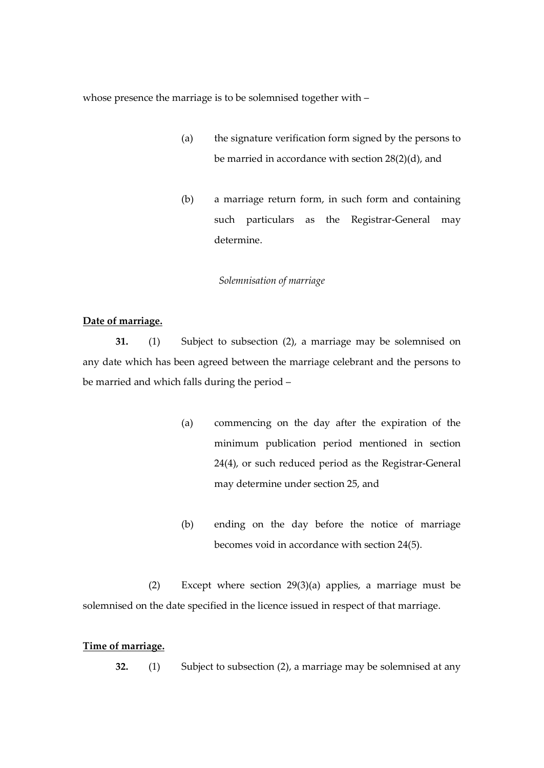whose presence the marriage is to be solemnised together with –

(a) the signature verification form signed by the persons to be married in accordance with section 28(2)(d), and

(b) a marriage return form, in such form and containing such particulars as the Registrar-General may determine.

*Solemnisation of marriage*

**Date of marriage.**

**31.** (1) Subject to subsection (2), a marriage may be solemnised on any date which has been agreed between the marriage celebrant and the persons to be married and which falls during the period –

(a) commencing on the day after the expiration of the minimum publication period mentioned in section 24(4), or such reduced period as the Registrar-General may determine under section 25, and

(b) ending on the day before the notice of marriage becomes void in accordance with section 24(5).

(2) Except where section 29(3)(a) applies, a marriage must be solemnised on the date specified in the licence issued in respect of that marriage.

**Time of marriage.**

**32.** (1) Subject to subsection (2), a marriage may be solemnised at any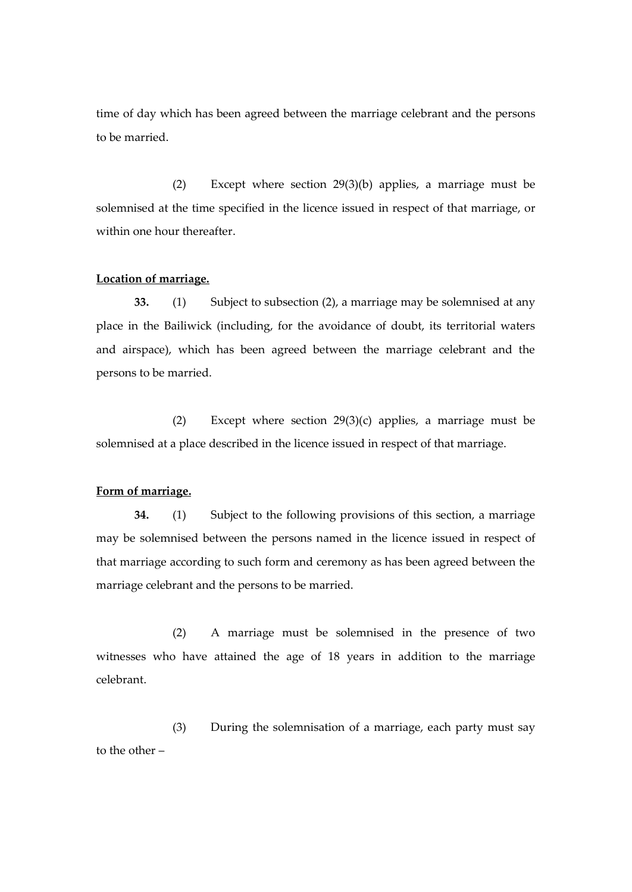time of day which has been agreed between the marriage celebrant and the persons to be married.

(2) Except where section 29(3)(b) applies, a marriage must be solemnised at the time specified in the licence issued in respect of that marriage, or within one hour thereafter.

**Location of marriage.**

**33.** (1) Subject to subsection (2), a marriage may be solemnised at any place in the Bailiwick (including, for the avoidance of doubt, its territorial waters and airspace), which has been agreed between the marriage celebrant and the persons to be married.

(2) Except where section 29(3)(c) applies, a marriage must be solemnised at a place described in the licence issued in respect of that marriage.

**Form of marriage.**

**34.** (1) Subject to the following provisions of this section, a marriage may be solemnised between the persons named in the licence issued in respect of that marriage according to such form and ceremony as has been agreed between the marriage celebrant and the persons to be married.

(2) A marriage must be solemnised in the presence of two witnesses who have attained the age of 18 years in addition to the marriage celebrant.

(3) During the solemnisation of a marriage, each party must say to the other –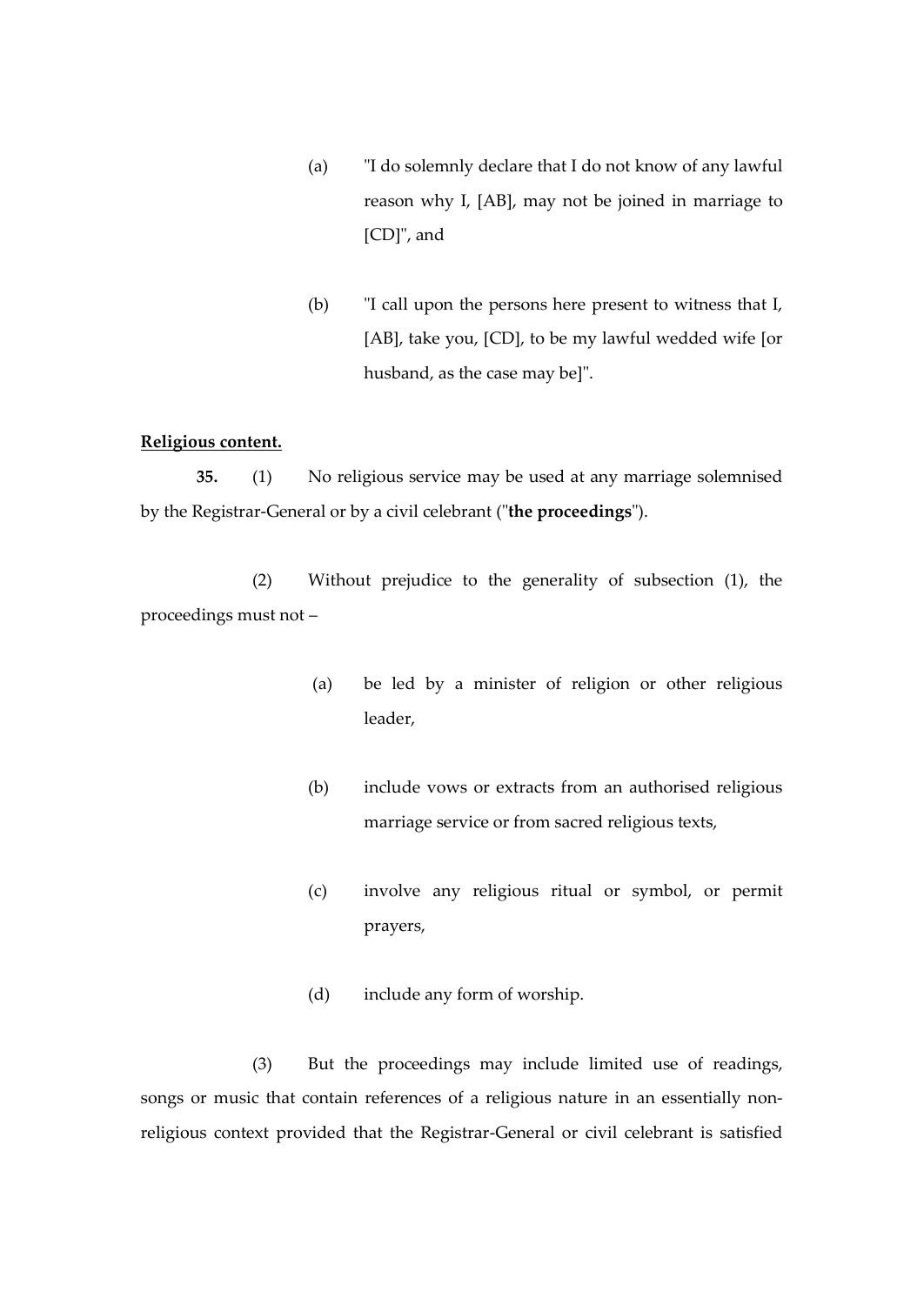(a) "I do solemnly declare that I do not know of any lawful reason why I, [AB], may not be joined in marriage to [CD]", and

(b) "I call upon the persons here present to witness that I, [AB], take you, [CD], to be my lawful wedded wife [or husband, as the case may be]".

**Religious content.**

**35.** (1) No religious service may be used at any marriage solemnised by the Registrar-General or by a civil celebrant ("**the proceedings**").

(2) Without prejudice to the generality of subsection (1), the proceedings must not –

(a) be led by a minister of religion or other religious leader,

(b) include vows or extracts from an authorised religious marriage service or from sacred religious texts,

(c) involve any religious ritual or symbol, or permit prayers,

(d) include any form of worship.

(3) But the proceedings may include limited use of readings, songs or music that contain references of a religious nature in an essentially non-religious context provided that the Registrar-General or civil celebrant is satisfied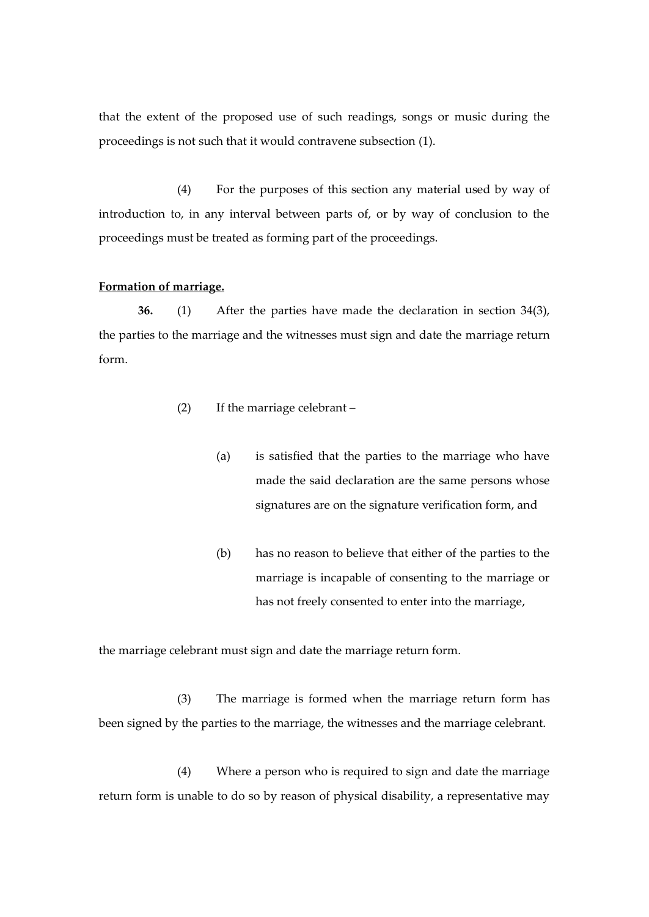that the extent of the proposed use of such readings, songs or music during the proceedings is not such that it would contravene subsection (1).

(4) For the purposes of this section any material used by way of introduction to, in any interval between parts of, or by way of conclusion to the proceedings must be treated as forming part of the proceedings.

**Formation of marriage.**

**36.** (1) After the parties have made the declaration in section 34(3), the parties to the marriage and the witnesses must sign and date the marriage return form.

(2) If the marriage celebrant –

(a) is satisfied that the parties to the marriage who have made the said declaration are the same persons whose signatures are on the signature verification form, and

(b) has no reason to believe that either of the parties to the marriage is incapable of consenting to the marriage or has not freely consented to enter into the marriage,

the marriage celebrant must sign and date the marriage return form.

(3) The marriage is formed when the marriage return form has been signed by the parties to the marriage, the witnesses and the marriage celebrant.

(4) Where a person who is required to sign and date the marriage return form is unable to do so by reason of physical disability, a representative may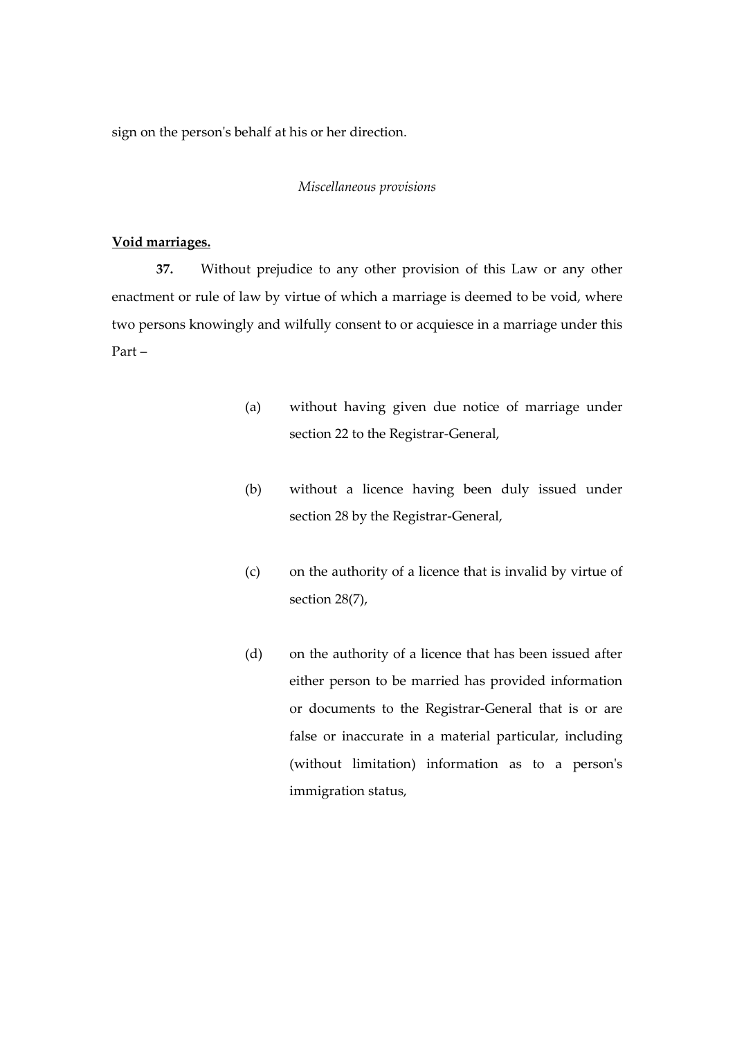sign on the person's behalf at his or her direction.

*Miscellaneous provisions*

**Void marriages.**

**37.** Without prejudice to any other provision of this Law or any other enactment or rule of law by virtue of which a marriage is deemed to be void, where two persons knowingly and wilfully consent to or acquiesce in a marriage under this Part –

(a) without having given due notice of marriage under section 22 to the Registrar-General,

(b) without a licence having been duly issued under section 28 by the Registrar-General,

(c) on the authority of a licence that is invalid by virtue of section 28(7),

(d) on the authority of a licence that has been issued after either person to be married has provided information or documents to the Registrar-General that is or are false or inaccurate in a material particular, including (without limitation) information as to a person's immigration status,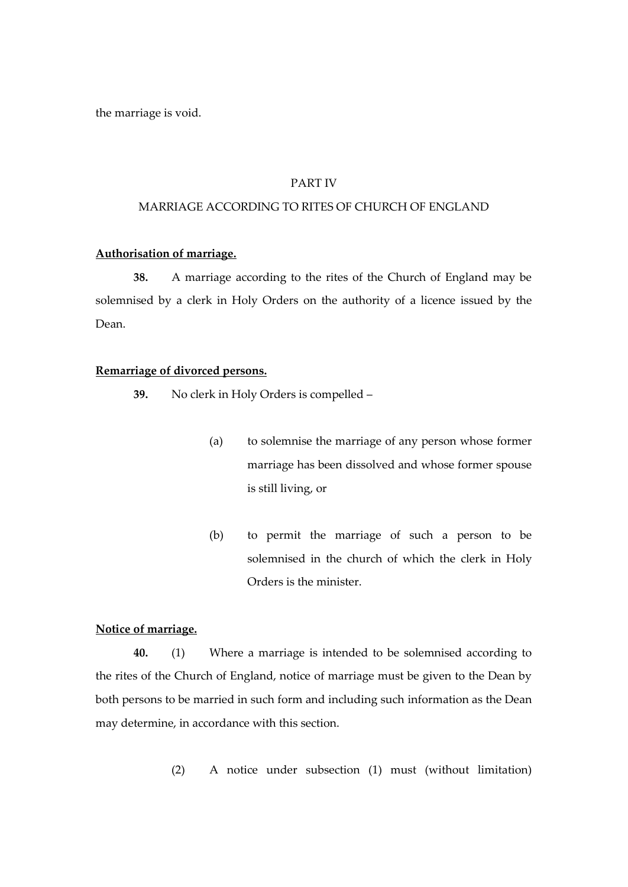the marriage is void.

PART IV

MARRIAGE ACCORDING TO RITES OF CHURCH OF ENGLAND

**Authorisation of marriage.**

**38.** A marriage according to the rites of the Church of England may be solemnised by a clerk in Holy Orders on the authority of a licence issued by the Dean.

**Remarriage of divorced persons.**

**39.** No clerk in Holy Orders is compelled –

(a) to solemnise the marriage of any person whose former marriage has been dissolved and whose former spouse is still living, or

(b) to permit the marriage of such a person to be solemnised in the church of which the clerk in Holy Orders is the minister.

**Notice of marriage.**

**40.** (1) Where a marriage is intended to be solemnised according to the rites of the Church of England, notice of marriage must be given to the Dean by both persons to be married in such form and including such information as the Dean may determine, in accordance with this section.

(2) A notice under subsection (1) must (without limitation)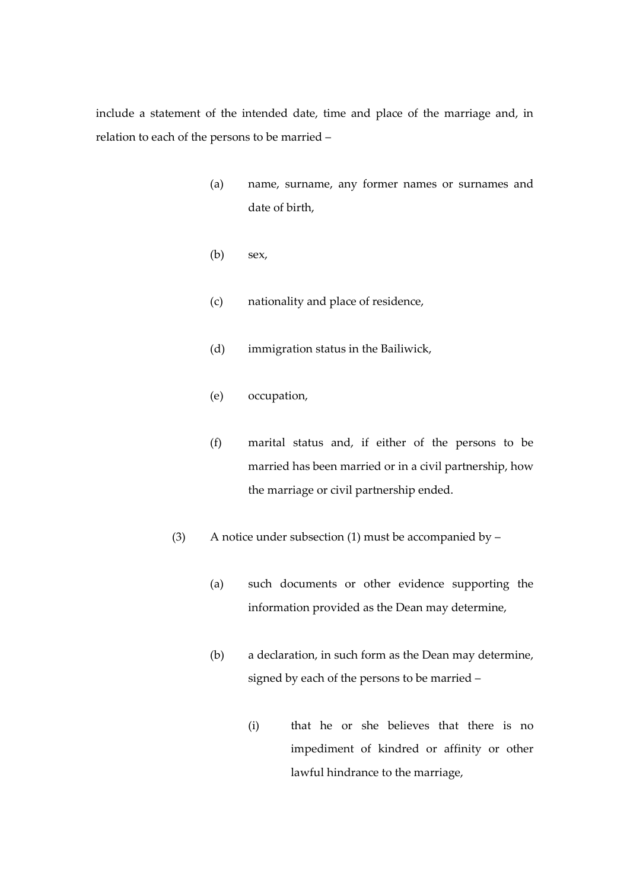include a statement of the intended date, time and place of the marriage and, in relation to each of the persons to be married –

(a) name, surname, any former names or surnames and date of birth,

(b) sex,

(c) nationality and place of residence,

(d) immigration status in the Bailiwick,

(e) occupation,

(f) marital status and, if either of the persons to be married has been married or in a civil partnership, how the marriage or civil partnership ended.

(3) A notice under subsection (1) must be accompanied by –

(a) such documents or other evidence supporting the information provided as the Dean may determine,

(b) a declaration, in such form as the Dean may determine, signed by each of the persons to be married –

(i) that he or she believes that there is no impediment of kindred or affinity or other lawful hindrance to the marriage,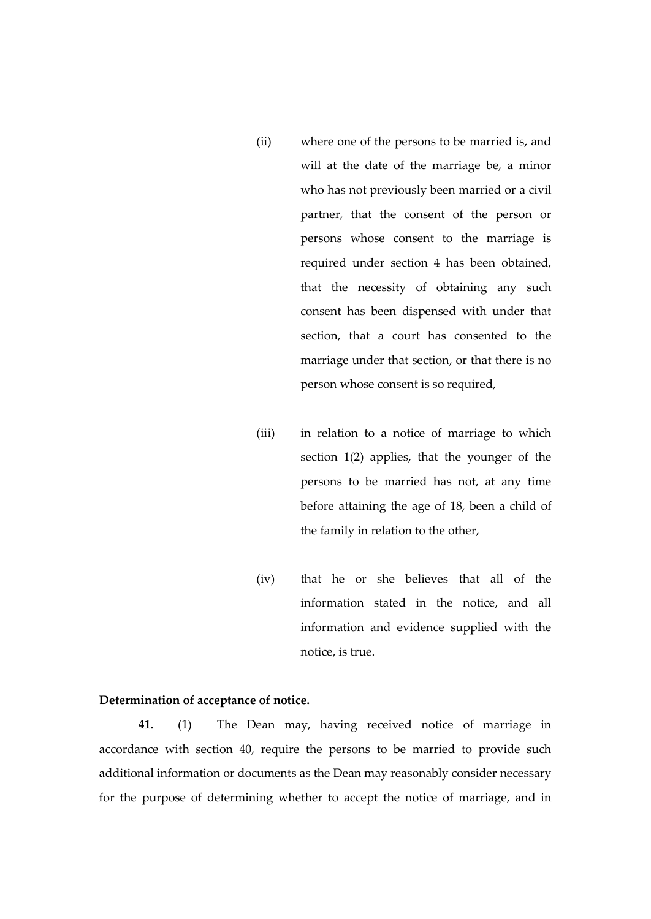(ii) where one of the persons to be married is, and will at the date of the marriage be, a minor who has not previously been married or a civil partner, that the consent of the person or persons whose consent to the marriage is required under section 4 has been obtained, that the necessity of obtaining any such consent has been dispensed with under that section, that a court has consented to the marriage under that section, or that there is no person whose consent is so required,

(iii) in relation to a notice of marriage to which section 1(2) applies, that the younger of the persons to be married has not, at any time before attaining the age of 18, been a child of the family in relation to the other,

(iv) that he or she believes that all of the information stated in the notice, and all information and evidence supplied with the notice, is true.

**Determination of acceptance of notice.**

**41.** (1) The Dean may, having received notice of marriage in accordance with section 40, require the persons to be married to provide such additional information or documents as the Dean may reasonably consider necessary for the purpose of determining whether to accept the notice of marriage, and in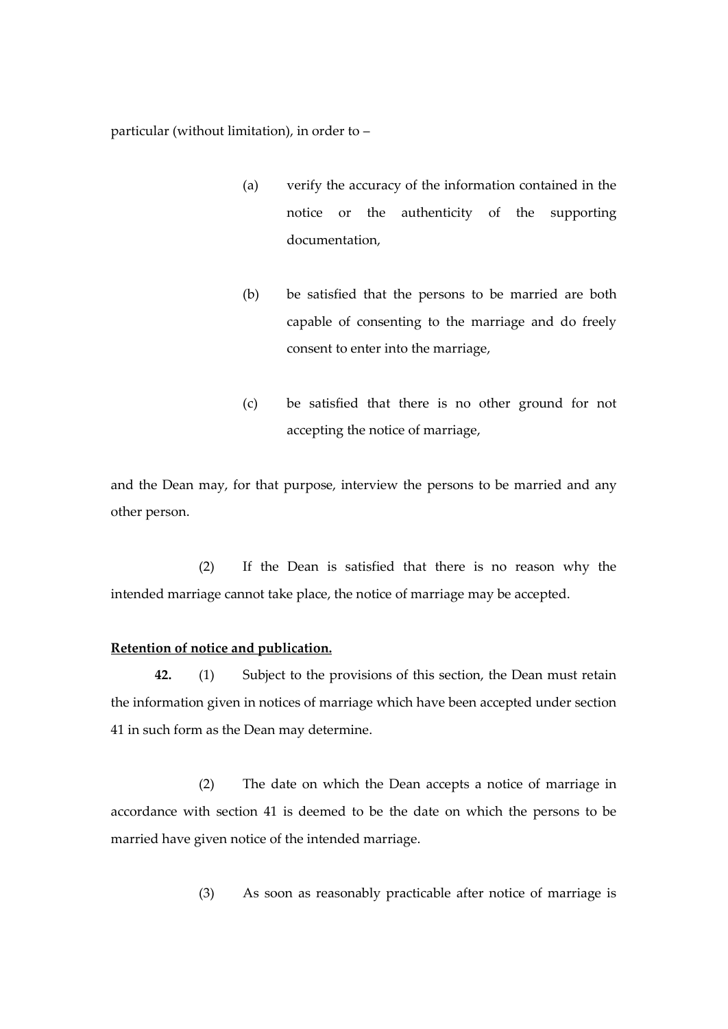particular (without limitation), in order to –

(a) verify the accuracy of the information contained in the notice or the authenticity of the supporting documentation,

(b) be satisfied that the persons to be married are both capable of consenting to the marriage and do freely consent to enter into the marriage,

(c) be satisfied that there is no other ground for not accepting the notice of marriage,

and the Dean may, for that purpose, interview the persons to be married and any other person.

(2) If the Dean is satisfied that there is no reason why the intended marriage cannot take place, the notice of marriage may be accepted.

**Retention of notice and publication.**

**42.** (1) Subject to the provisions of this section, the Dean must retain the information given in notices of marriage which have been accepted under section 41 in such form as the Dean may determine.

(2) The date on which the Dean accepts a notice of marriage in accordance with section 41 is deemed to be the date on which the persons to be married have given notice of the intended marriage.

(3) As soon as reasonably practicable after notice of marriage is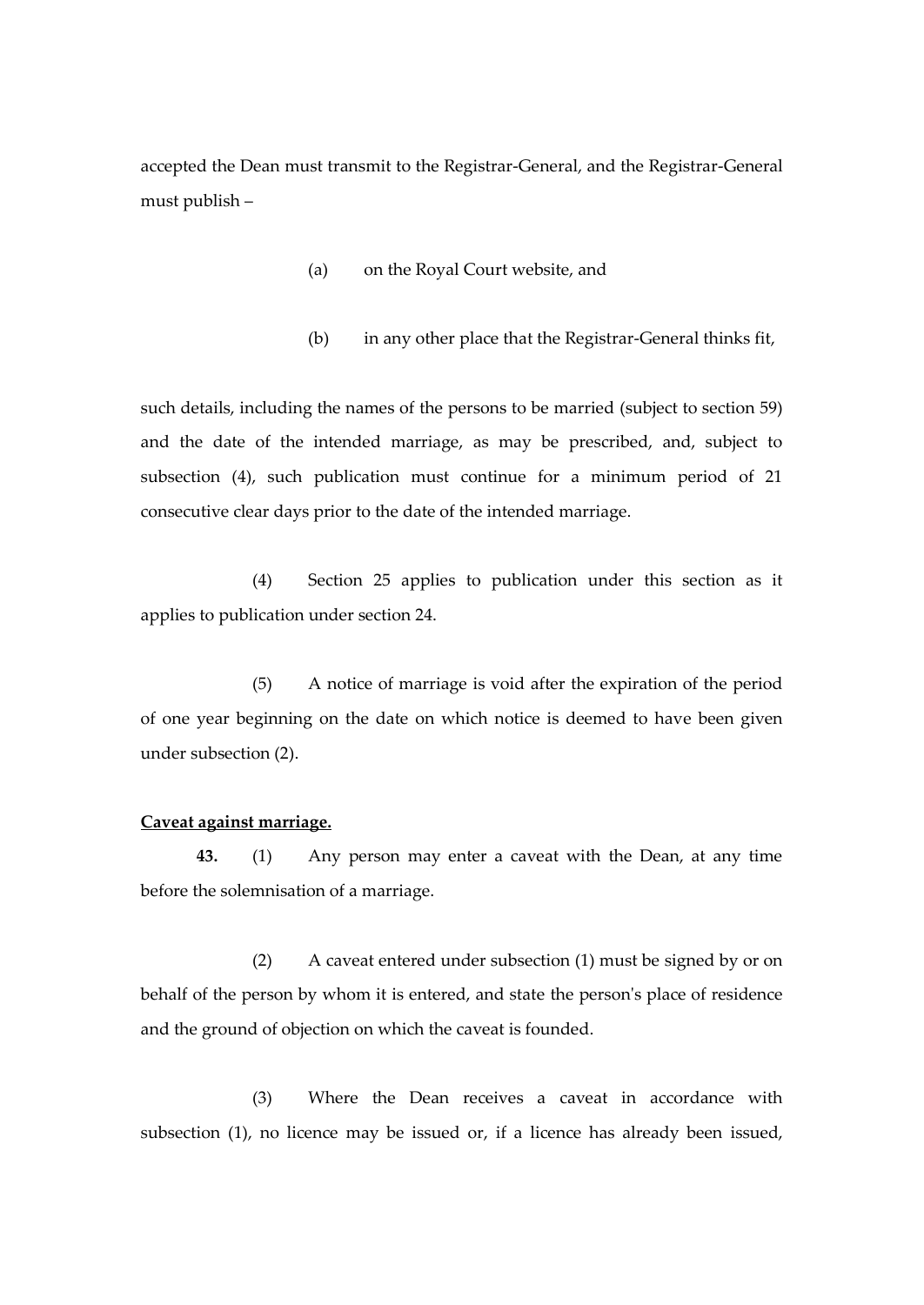accepted the Dean must transmit to the Registrar-General, and the Registrar-General must publish –

(a) on the Royal Court website, and

(b) in any other place that the Registrar-General thinks fit,

such details, including the names of the persons to be married (subject to section 59) and the date of the intended marriage, as may be prescribed, and, subject to subsection (4), such publication must continue for a minimum period of 21 consecutive clear days prior to the date of the intended marriage.

(4) Section 25 applies to publication under this section as it applies to publication under section 24.

(5) A notice of marriage is void after the expiration of the period of one year beginning on the date on which notice is deemed to have been given under subsection (2).

**Caveat against marriage.**

**43.** (1) Any person may enter a caveat with the Dean, at any time before the solemnisation of a marriage.

(2) A caveat entered under subsection (1) must be signed by or on behalf of the person by whom it is entered, and state the person's place of residence and the ground of objection on which the caveat is founded.

(3) Where the Dean receives a caveat in accordance with subsection (1), no licence may be issued or, if a licence has already been issued,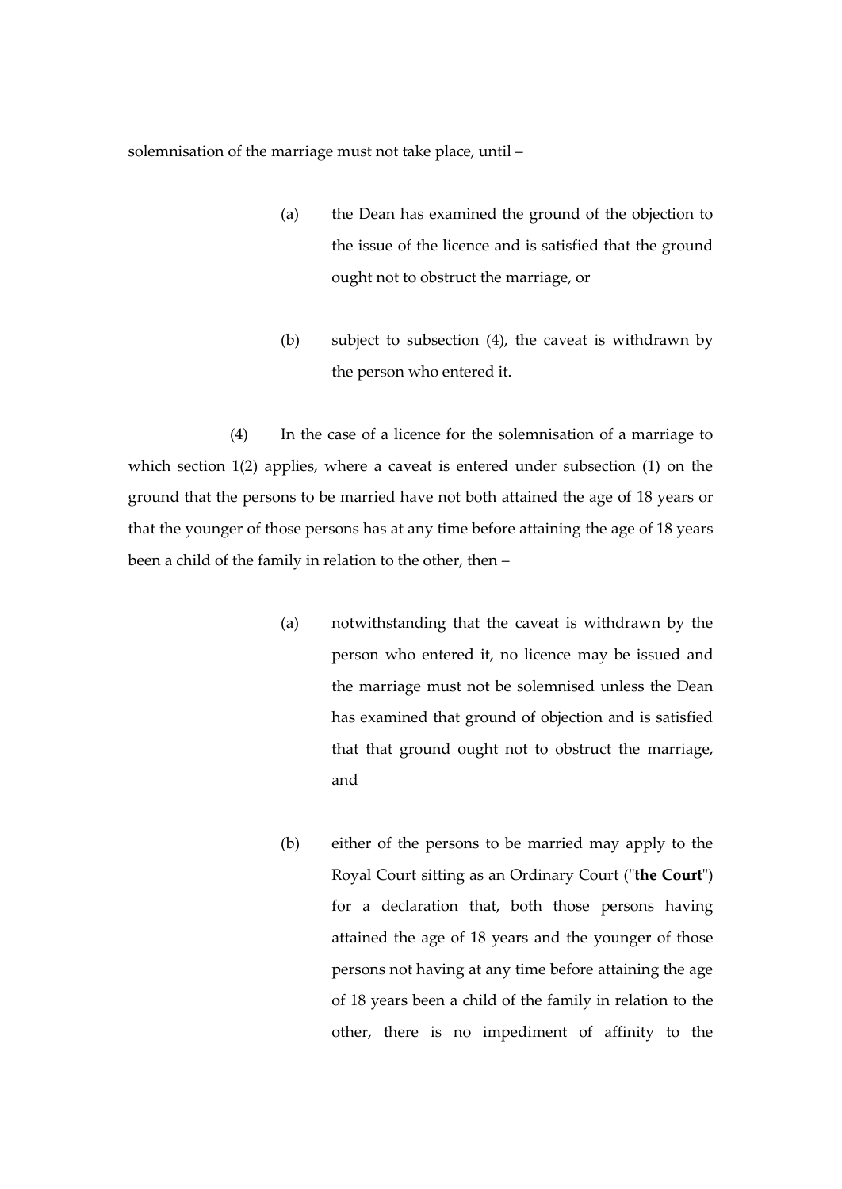solemnisation of the marriage must not take place, until –

(a) the Dean has examined the ground of the objection to the issue of the licence and is satisfied that the ground ought not to obstruct the marriage, or

(b) subject to subsection (4), the caveat is withdrawn by the person who entered it.

(4) In the case of a licence for the solemnisation of a marriage to which section 1(2) applies, where a caveat is entered under subsection (1) on the ground that the persons to be married have not both attained the age of 18 years or that the younger of those persons has at any time before attaining the age of 18 years been a child of the family in relation to the other, then –

(a) notwithstanding that the caveat is withdrawn by the person who entered it, no licence may be issued and the marriage must not be solemnised unless the Dean has examined that ground of objection and is satisfied that that ground ought not to obstruct the marriage, and

(b) either of the persons to be married may apply to the Royal Court sitting as an Ordinary Court ("**the Court**") for a declaration that, both those persons having attained the age of 18 years and the younger of those persons not having at any time before attaining the age of 18 years been a child of the family in relation to the other, there is no impediment of affinity to the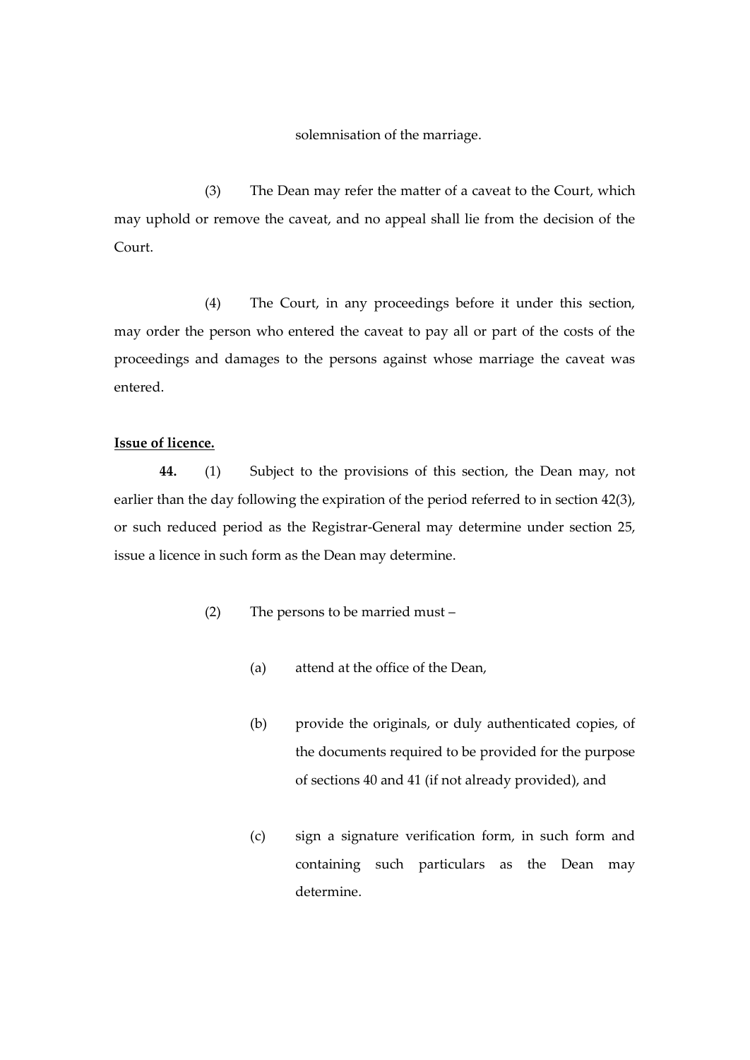solemnisation of the marriage.

(3) The Dean may refer the matter of a caveat to the Court, which may uphold or remove the caveat, and no appeal shall lie from the decision of the Court.

(4) The Court, in any proceedings before it under this section, may order the person who entered the caveat to pay all or part of the costs of the proceedings and damages to the persons against whose marriage the caveat was entered.

**Issue of licence.**

**44.** (1) Subject to the provisions of this section, the Dean may, not earlier than the day following the expiration of the period referred to in section 42(3), or such reduced period as the Registrar-General may determine under section 25, issue a licence in such form as the Dean may determine.

(2) The persons to be married must –

(a) attend at the office of the Dean,

(b) provide the originals, or duly authenticated copies, of the documents required to be provided for the purpose of sections 40 and 41 (if not already provided), and

(c) sign a signature verification form, in such form and containing such particulars as the Dean may determine.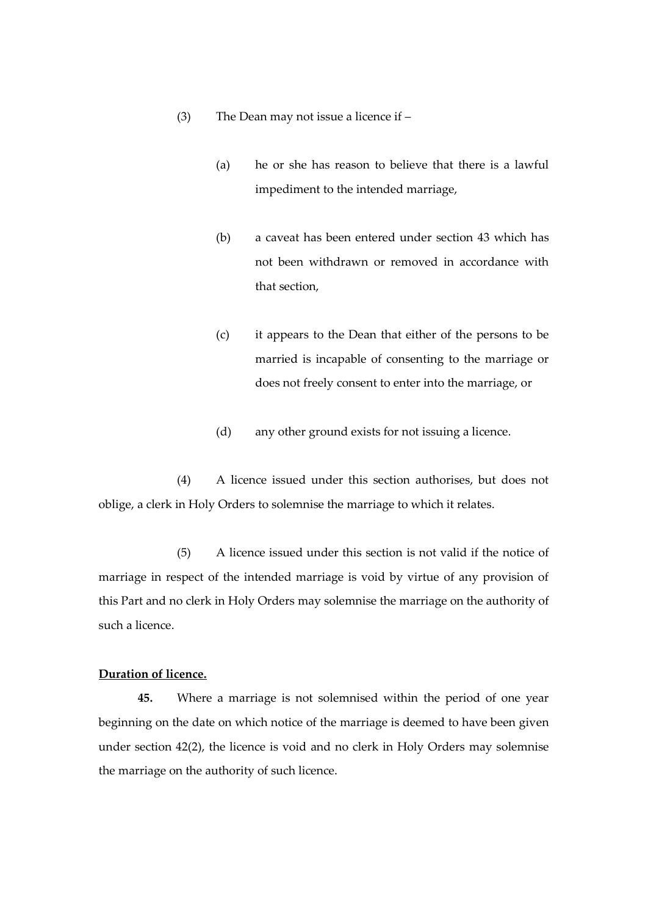(3) The Dean may not issue a licence if –

(a) he or she has reason to believe that there is a lawful impediment to the intended marriage,

(b) a caveat has been entered under section 43 which has not been withdrawn or removed in accordance with that section,

(c) it appears to the Dean that either of the persons to be married is incapable of consenting to the marriage or does not freely consent to enter into the marriage, or

(d) any other ground exists for not issuing a licence.

(4) A licence issued under this section authorises, but does not oblige, a clerk in Holy Orders to solemnise the marriage to which it relates.

(5) A licence issued under this section is not valid if the notice of marriage in respect of the intended marriage is void by virtue of any provision of this Part and no clerk in Holy Orders may solemnise the marriage on the authority of such a licence.

**Duration of licence.**

**45.** Where a marriage is not solemnised within the period of one year beginning on the date on which notice of the marriage is deemed to have been given under section 42(2), the licence is void and no clerk in Holy Orders may solemnise the marriage on the authority of such licence.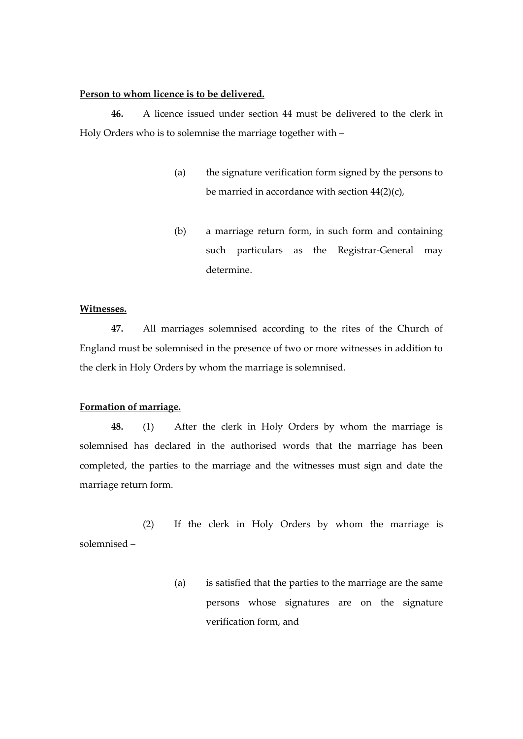**<u>Person to whom licence is to be delivered.</u>**

**46.** A licence issued under section 44 must be delivered to the clerk in Holy Orders who is to solemnise the marriage together with –

(a) the signature verification form signed by the persons to be married in accordance with section 44(2)(c),

(b) a marriage return form, in such form and containing such particulars as the Registrar-General may determine.

**<u>Witnesses.</u>**

**47.** All marriages solemnised according to the rites of the Church of England must be solemnised in the presence of two or more witnesses in addition to the clerk in Holy Orders by whom the marriage is solemnised.

**<u>Formation of marriage.</u>**

**48.** (1) After the clerk in Holy Orders by whom the marriage is solemnised has declared in the authorised words that the marriage has been completed, the parties to the marriage and the witnesses must sign and date the marriage return form.

(2) If the clerk in Holy Orders by whom the marriage is solemnised –

(a) is satisfied that the parties to the marriage are the same persons whose signatures are on the signature verification form, and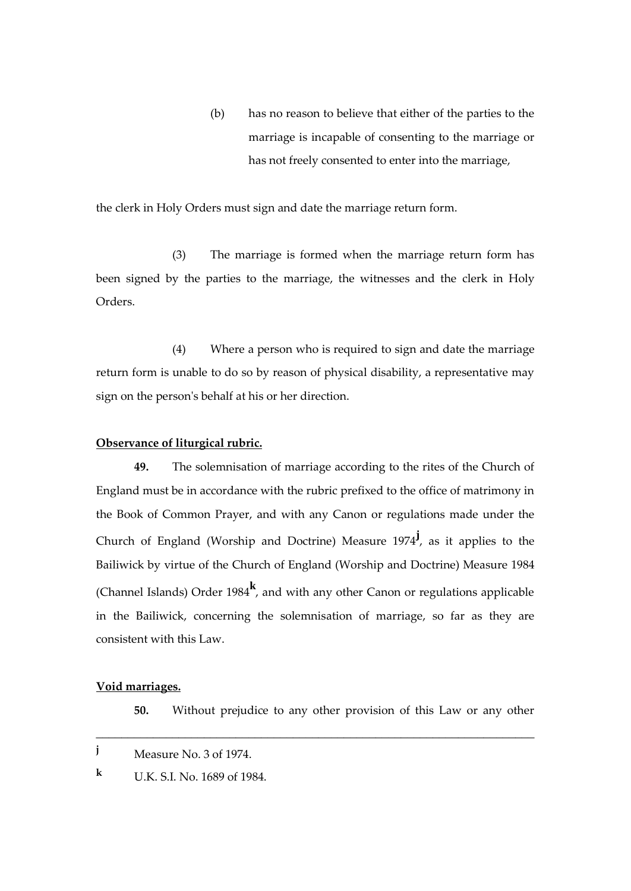(b) has no reason to believe that either of the parties to the marriage is incapable of consenting to the marriage or has not freely consented to enter into the marriage,

the clerk in Holy Orders must sign and date the marriage return form.

(3) The marriage is formed when the marriage return form has been signed by the parties to the marriage, the witnesses and the clerk in Holy Orders.

(4) Where a person who is required to sign and date the marriage return form is unable to do so by reason of physical disability, a representative may sign on the person's behalf at his or her direction.

**Observance of liturgical rubric.**

**49.** The solemnisation of marriage according to the rites of the Church of England must be in accordance with the rubric prefixed to the office of matrimony in the Book of Common Prayer, and with any Canon or regulations made under the Church of England (Worship and Doctrine) Measure 1974[j], as it applies to the Bailiwick by virtue of the Church of England (Worship and Doctrine) Measure 1984 (Channel Islands) Order 1984[k], and with any other Canon or regulations applicable in the Bailiwick, concerning the solemnisation of marriage, so far as they are consistent with this Law.

**Void marriages.**

**50.** Without prejudice to any other provision of this Law or any other

---

[j] Measure No. 3 of 1974.

[k] U.K. S.I. No. 1689 of 1984.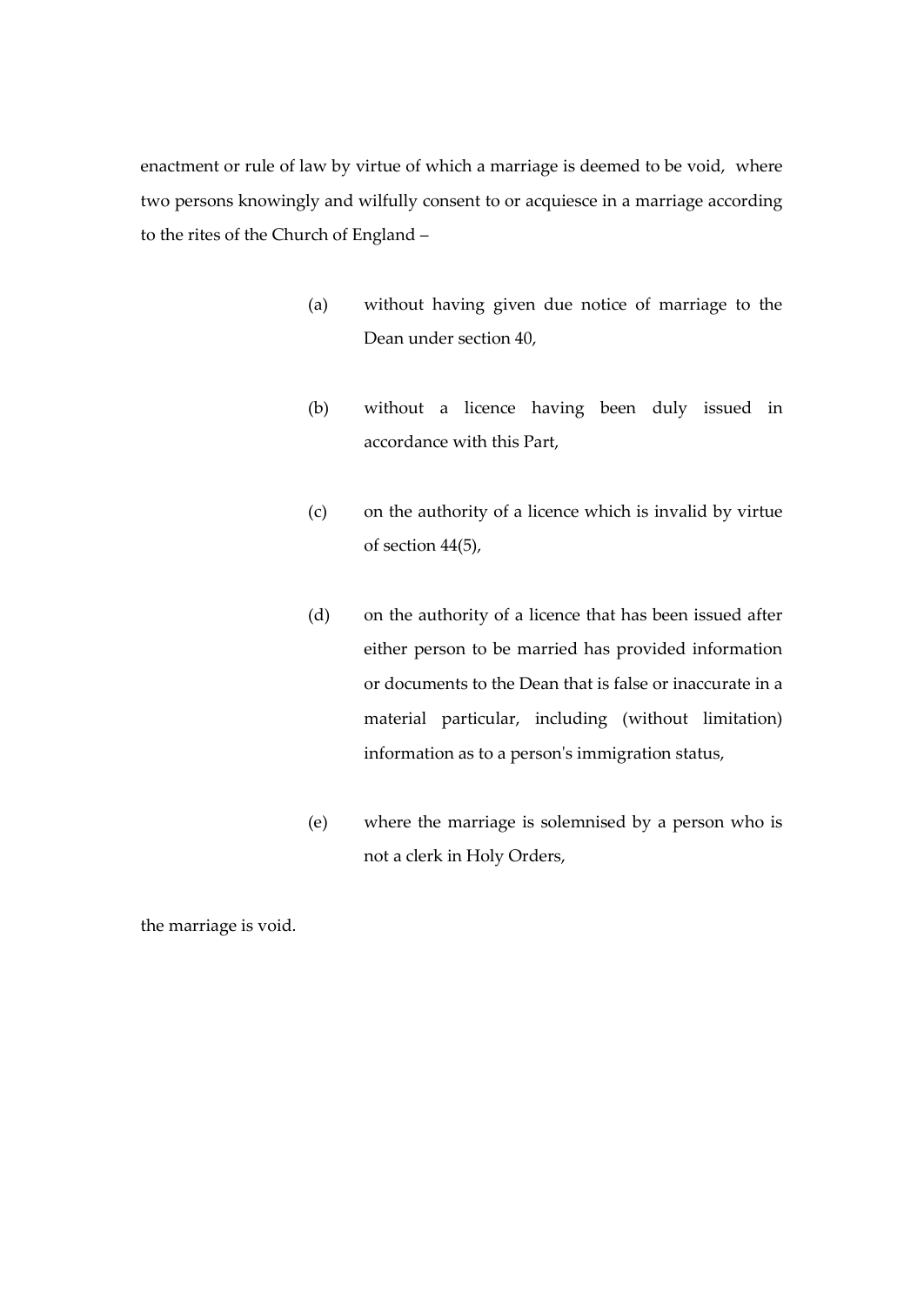enactment or rule of law by virtue of which a marriage is deemed to be void, where two persons knowingly and wilfully consent to or acquiesce in a marriage according to the rites of the Church of England –

(a) without having given due notice of marriage to the Dean under section 40,

(b) without a licence having been duly issued in accordance with this Part,

(c) on the authority of a licence which is invalid by virtue of section 44(5),

(d) on the authority of a licence that has been issued after either person to be married has provided information or documents to the Dean that is false or inaccurate in a material particular, including (without limitation) information as to a person's immigration status,

(e) where the marriage is solemnised by a person who is not a clerk in Holy Orders,

the marriage is void.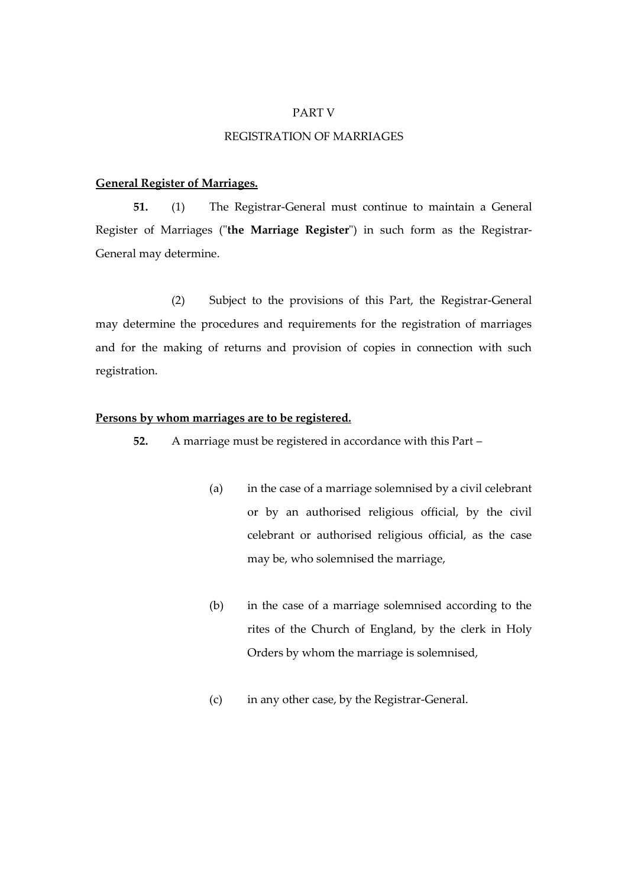PART V

REGISTRATION OF MARRIAGES

**General Register of Marriages.**

**51.** (1) The Registrar-General must continue to maintain a General Register of Marriages ("**the Marriage Register**") in such form as the Registrar-General may determine.

(2) Subject to the provisions of this Part, the Registrar-General may determine the procedures and requirements for the registration of marriages and for the making of returns and provision of copies in connection with such registration.

**Persons by whom marriages are to be registered.**

**52.** A marriage must be registered in accordance with this Part –

(a) in the case of a marriage solemnised by a civil celebrant or by an authorised religious official, by the civil celebrant or authorised religious official, as the case may be, who solemnised the marriage,

(b) in the case of a marriage solemnised according to the rites of the Church of England, by the clerk in Holy Orders by whom the marriage is solemnised,

(c) in any other case, by the Registrar-General.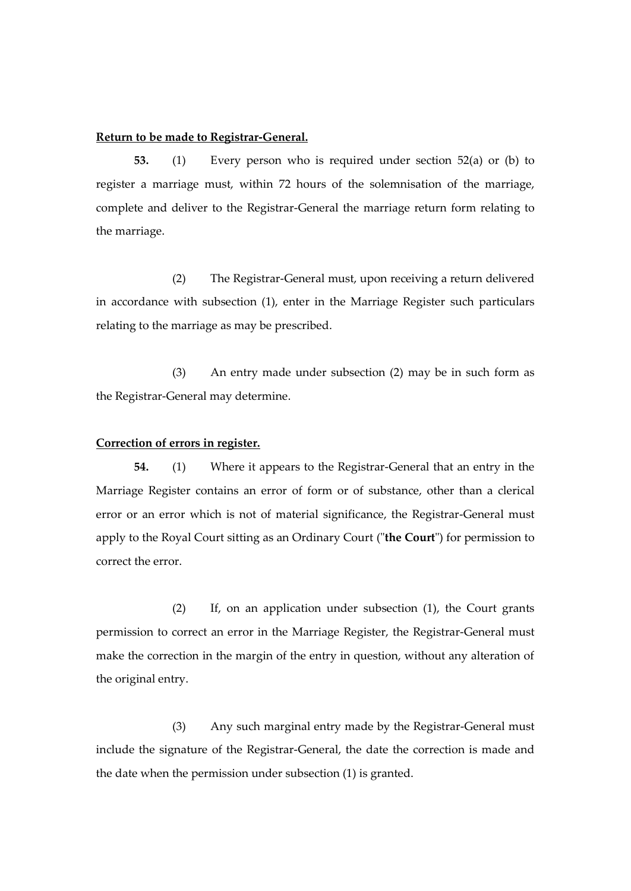**Return to be made to Registrar-General.**

**53.** (1) Every person who is required under section 52(a) or (b) to register a marriage must, within 72 hours of the solemnisation of the marriage, complete and deliver to the Registrar-General the marriage return form relating to the marriage.

(2) The Registrar-General must, upon receiving a return delivered in accordance with subsection (1), enter in the Marriage Register such particulars relating to the marriage as may be prescribed.

(3) An entry made under subsection (2) may be in such form as the Registrar-General may determine.

**Correction of errors in register.**

**54.** (1) Where it appears to the Registrar-General that an entry in the Marriage Register contains an error of form or of substance, other than a clerical error or an error which is not of material significance, the Registrar-General must apply to the Royal Court sitting as an Ordinary Court ("**the Court**") for permission to correct the error.

(2) If, on an application under subsection (1), the Court grants permission to correct an error in the Marriage Register, the Registrar-General must make the correction in the margin of the entry in question, without any alteration of the original entry.

(3) Any such marginal entry made by the Registrar-General must include the signature of the Registrar-General, the date the correction is made and the date when the permission under subsection (1) is granted.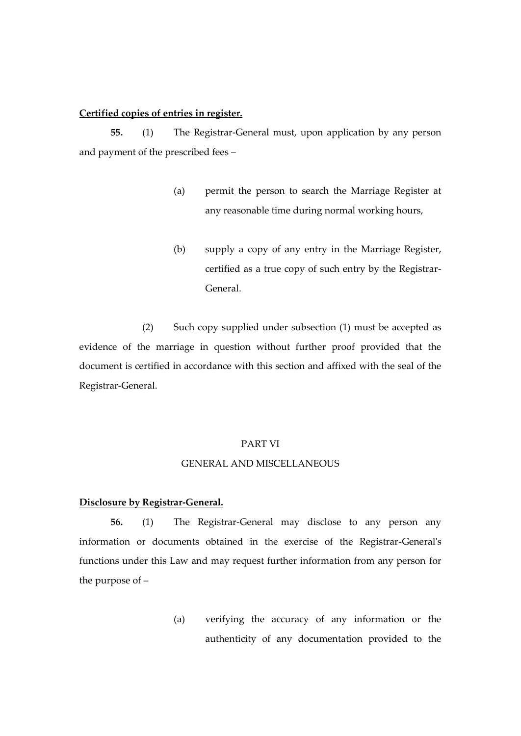**Certified copies of entries in register.**

**55.** (1) The Registrar-General must, upon application by any person and payment of the prescribed fees –

(a) permit the person to search the Marriage Register at any reasonable time during normal working hours,

(b) supply a copy of any entry in the Marriage Register, certified as a true copy of such entry by the Registrar-General.

(2) Such copy supplied under subsection (1) must be accepted as evidence of the marriage in question without further proof provided that the document is certified in accordance with this section and affixed with the seal of the Registrar-General.

PART VI

GENERAL AND MISCELLANEOUS

**Disclosure by Registrar-General.**

**56.** (1) The Registrar-General may disclose to any person any information or documents obtained in the exercise of the Registrar-General's functions under this Law and may request further information from any person for the purpose of –

(a) verifying the accuracy of any information or the authenticity of any documentation provided to the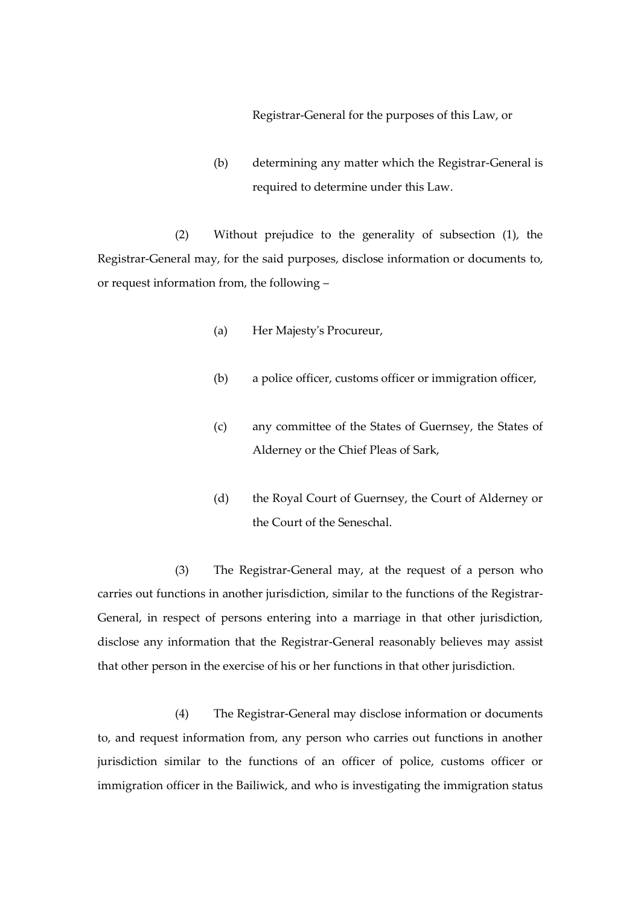Registrar-General for the purposes of this Law, or

(b) determining any matter which the Registrar-General is required to determine under this Law.

(2) Without prejudice to the generality of subsection (1), the Registrar-General may, for the said purposes, disclose information or documents to, or request information from, the following –

(a) Her Majesty's Procureur,

(b) a police officer, customs officer or immigration officer,

(c) any committee of the States of Guernsey, the States of Alderney or the Chief Pleas of Sark,

(d) the Royal Court of Guernsey, the Court of Alderney or the Court of the Seneschal.

(3) The Registrar-General may, at the request of a person who carries out functions in another jurisdiction, similar to the functions of the Registrar-General, in respect of persons entering into a marriage in that other jurisdiction, disclose any information that the Registrar-General reasonably believes may assist that other person in the exercise of his or her functions in that other jurisdiction.

(4) The Registrar-General may disclose information or documents to, and request information from, any person who carries out functions in another jurisdiction similar to the functions of an officer of police, customs officer or immigration officer in the Bailiwick, and who is investigating the immigration status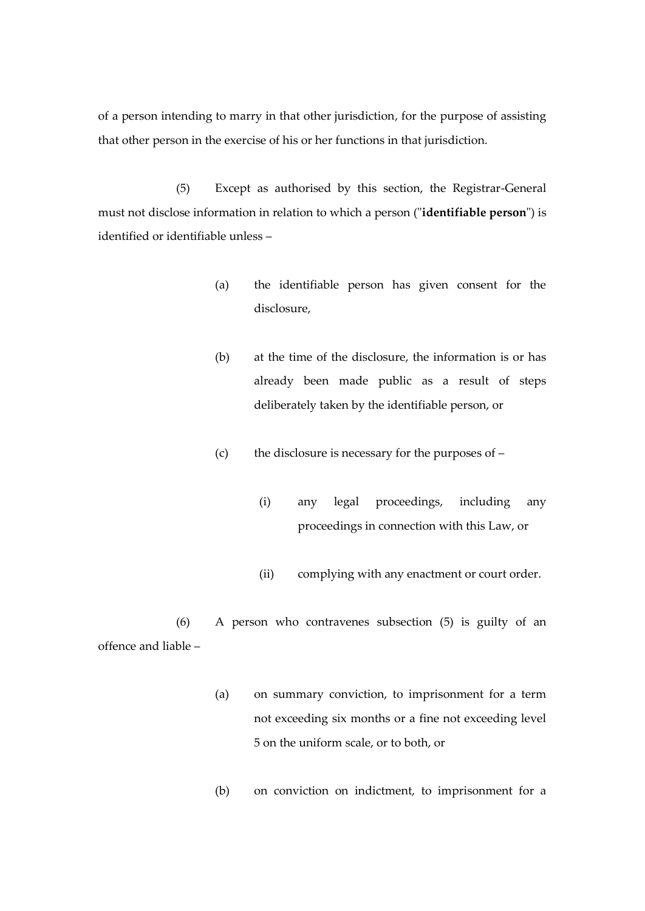of a person intending to marry in that other jurisdiction, for the purpose of assisting that other person in the exercise of his or her functions in that jurisdiction.

(5) Except as authorised by this section, the Registrar-General must not disclose information in relation to which a person ("**identifiable person**") is identified or identifiable unless –

(a) the identifiable person has given consent for the disclosure,

(b) at the time of the disclosure, the information is or has already been made public as a result of steps deliberately taken by the identifiable person, or

(c) the disclosure is necessary for the purposes of –

(i) any legal proceedings, including any proceedings in connection with this Law, or

(ii) complying with any enactment or court order.

(6) A person who contravenes subsection (5) is guilty of an offence and liable –

(a) on summary conviction, to imprisonment for a term not exceeding six months or a fine not exceeding level 5 on the uniform scale, or to both, or

(b) on conviction on indictment, to imprisonment for a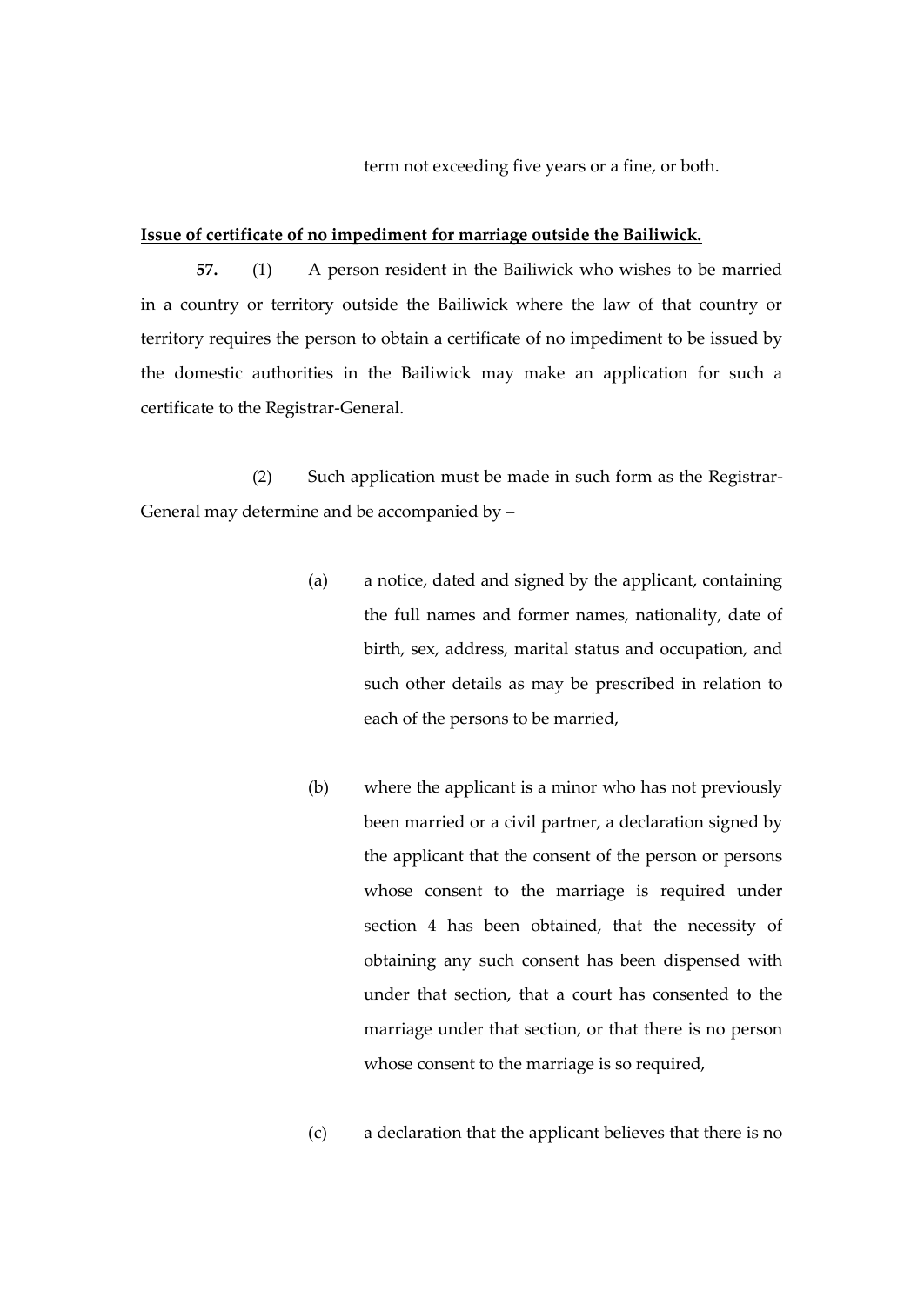term not exceeding five years or a fine, or both.

**Issue of certificate of no impediment for marriage outside the Bailiwick.**

**57.** (1) A person resident in the Bailiwick who wishes to be married in a country or territory outside the Bailiwick where the law of that country or territory requires the person to obtain a certificate of no impediment to be issued by the domestic authorities in the Bailiwick may make an application for such a certificate to the Registrar-General.

(2) Such application must be made in such form as the Registrar-General may determine and be accompanied by –

(a) a notice, dated and signed by the applicant, containing the full names and former names, nationality, date of birth, sex, address, marital status and occupation, and such other details as may be prescribed in relation to each of the persons to be married,

(b) where the applicant is a minor who has not previously been married or a civil partner, a declaration signed by the applicant that the consent of the person or persons whose consent to the marriage is required under section 4 has been obtained, that the necessity of obtaining any such consent has been dispensed with under that section, that a court has consented to the marriage under that section, or that there is no person whose consent to the marriage is so required,

(c) a declaration that the applicant believes that there is no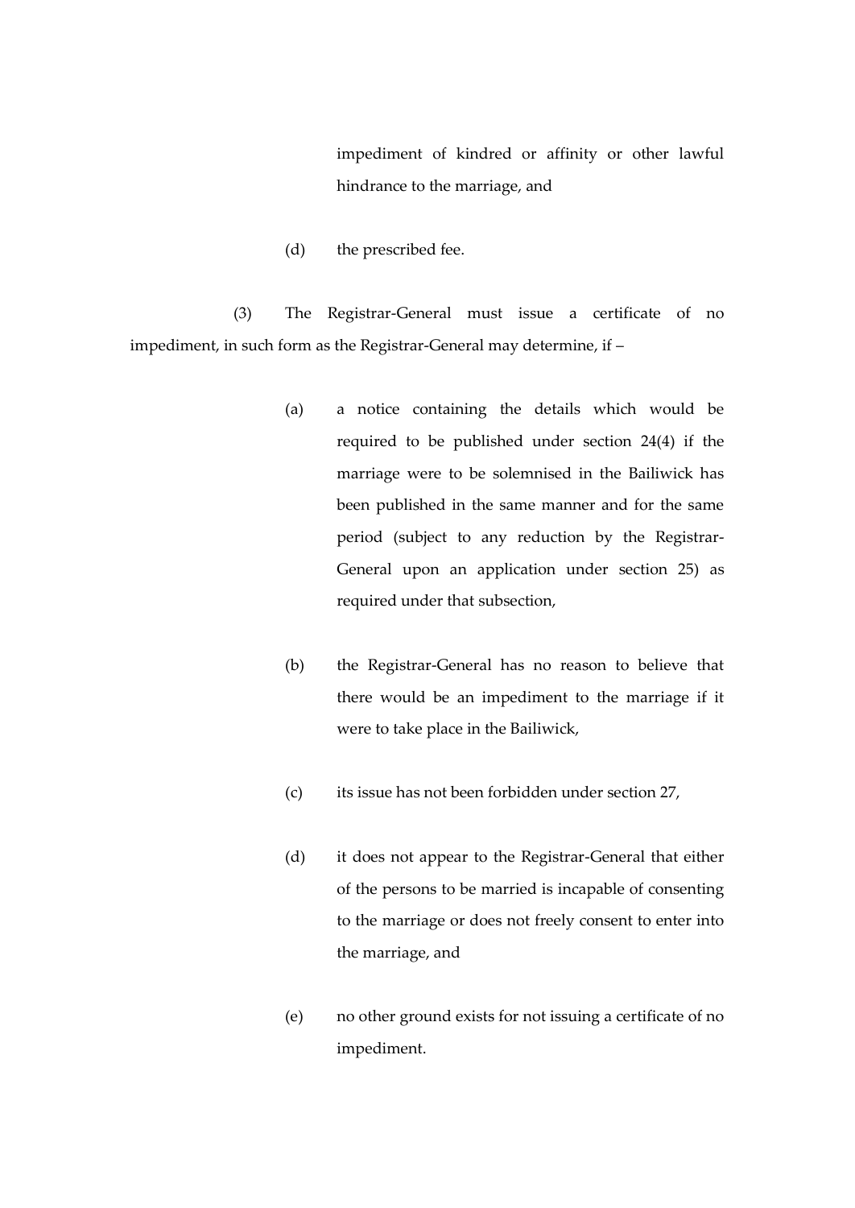impediment of kindred or affinity or other lawful hindrance to the marriage, and

(d) the prescribed fee.

(3) The Registrar-General must issue a certificate of no impediment, in such form as the Registrar-General may determine, if –

(a) a notice containing the details which would be required to be published under section 24(4) if the marriage were to be solemnised in the Bailiwick has been published in the same manner and for the same period (subject to any reduction by the Registrar-General upon an application under section 25) as required under that subsection,

(b) the Registrar-General has no reason to believe that there would be an impediment to the marriage if it were to take place in the Bailiwick,

(c) its issue has not been forbidden under section 27,

(d) it does not appear to the Registrar-General that either of the persons to be married is incapable of consenting to the marriage or does not freely consent to enter into the marriage, and

(e) no other ground exists for not issuing a certificate of no impediment.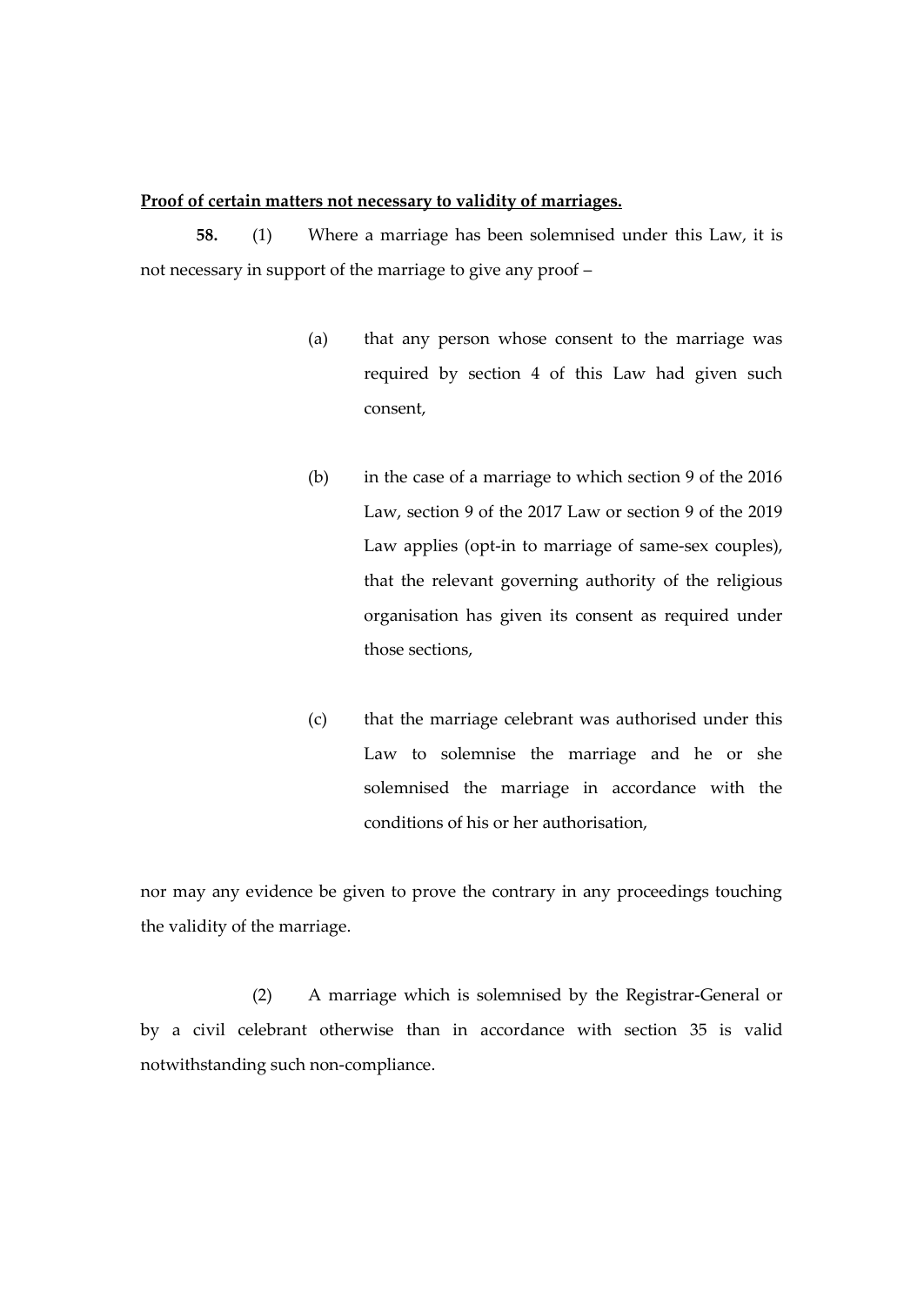**Proof of certain matters not necessary to validity of marriages.**

**58.** (1) Where a marriage has been solemnised under this Law, it is not necessary in support of the marriage to give any proof –

(a) that any person whose consent to the marriage was required by section 4 of this Law had given such consent,

(b) in the case of a marriage to which section 9 of the 2016 Law, section 9 of the 2017 Law or section 9 of the 2019 Law applies (opt-in to marriage of same-sex couples), that the relevant governing authority of the religious organisation has given its consent as required under those sections,

(c) that the marriage celebrant was authorised under this Law to solemnise the marriage and he or she solemnised the marriage in accordance with the conditions of his or her authorisation,

nor may any evidence be given to prove the contrary in any proceedings touching the validity of the marriage.

(2) A marriage which is solemnised by the Registrar-General or by a civil celebrant otherwise than in accordance with section 35 is valid notwithstanding such non-compliance.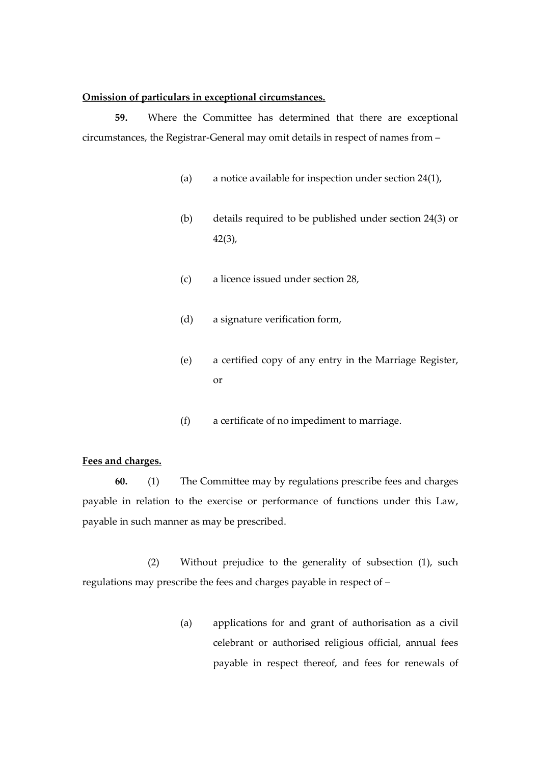**Omission of particulars in exceptional circumstances.**

**59.** Where the Committee has determined that there are exceptional circumstances, the Registrar-General may omit details in respect of names from –

(a) a notice available for inspection under section 24(1),

(b) details required to be published under section 24(3) or 42(3),

(c) a licence issued under section 28,

(d) a signature verification form,

(e) a certified copy of any entry in the Marriage Register, or

(f) a certificate of no impediment to marriage.

**Fees and charges.**

**60.** (1) The Committee may by regulations prescribe fees and charges payable in relation to the exercise or performance of functions under this Law, payable in such manner as may be prescribed.

(2) Without prejudice to the generality of subsection (1), such regulations may prescribe the fees and charges payable in respect of –

(a) applications for and grant of authorisation as a civil celebrant or authorised religious official, annual fees payable in respect thereof, and fees for renewals of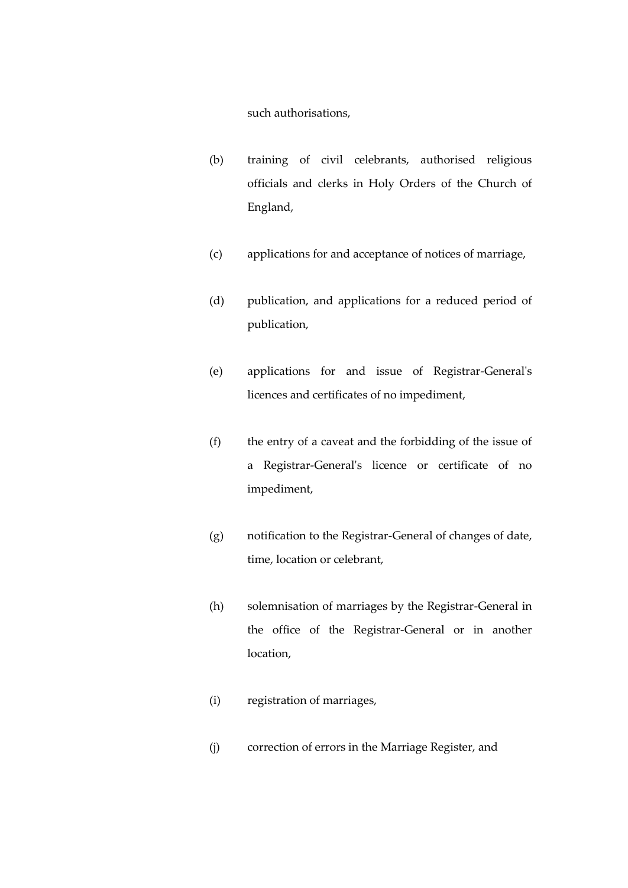such authorisations,

(b) training of civil celebrants, authorised religious officials and clerks in Holy Orders of the Church of England,

(c) applications for and acceptance of notices of marriage,

(d) publication, and applications for a reduced period of publication,

(e) applications for and issue of Registrar-General's licences and certificates of no impediment,

(f) the entry of a caveat and the forbidding of the issue of a Registrar-General's licence or certificate of no impediment,

(g) notification to the Registrar-General of changes of date, time, location or celebrant,

(h) solemnisation of marriages by the Registrar-General in the office of the Registrar-General or in another location,

(i) registration of marriages,

(j) correction of errors in the Marriage Register, and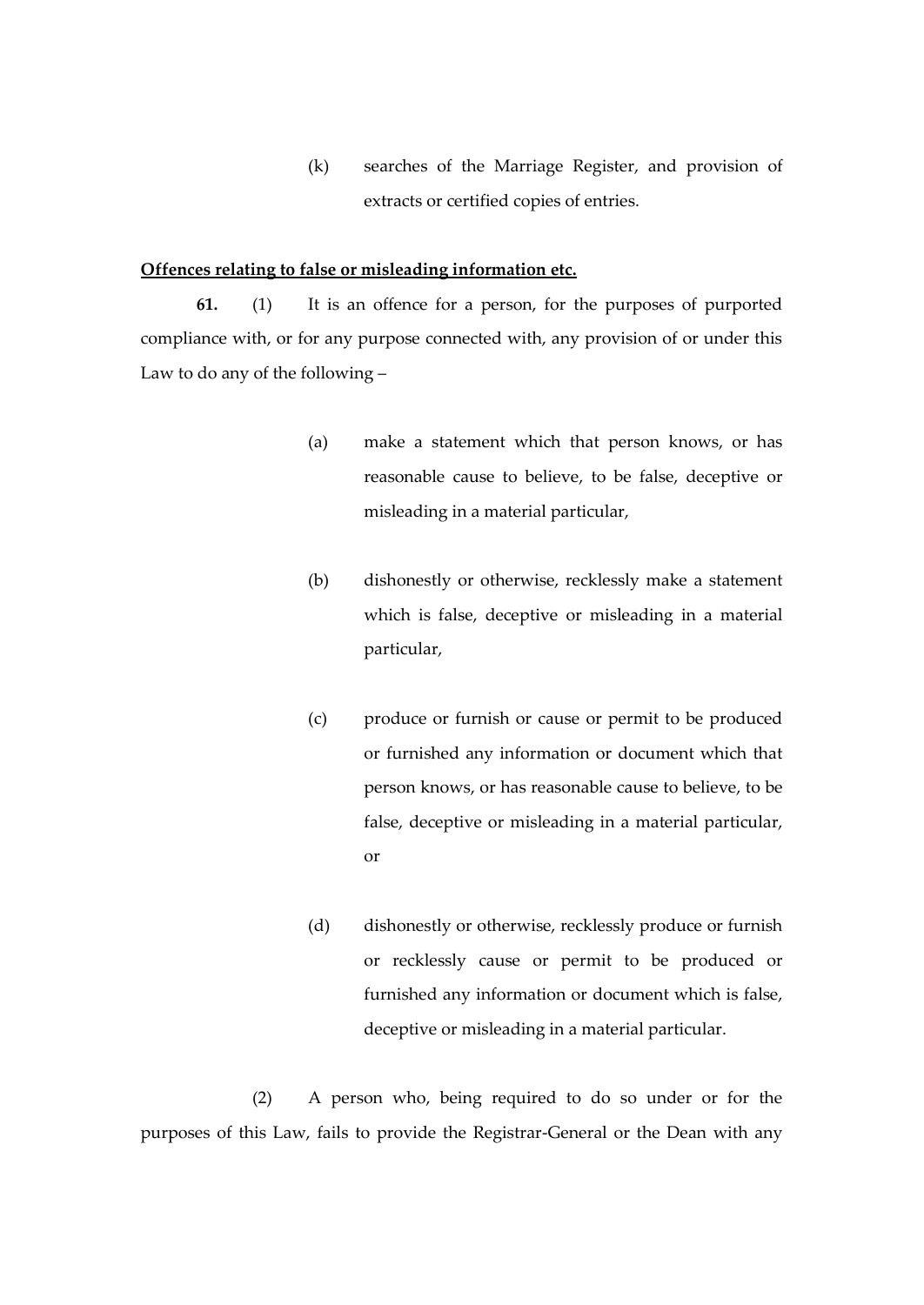(k) searches of the Marriage Register, and provision of extracts or certified copies of entries.

**Offences relating to false or misleading information etc.**

**61.** (1) It is an offence for a person, for the purposes of purported compliance with, or for any purpose connected with, any provision of or under this Law to do any of the following –

(a) make a statement which that person knows, or has reasonable cause to believe, to be false, deceptive or misleading in a material particular,

(b) dishonestly or otherwise, recklessly make a statement which is false, deceptive or misleading in a material particular,

(c) produce or furnish or cause or permit to be produced or furnished any information or document which that person knows, or has reasonable cause to believe, to be false, deceptive or misleading in a material particular, or

(d) dishonestly or otherwise, recklessly produce or furnish or recklessly cause or permit to be produced or furnished any information or document which is false, deceptive or misleading in a material particular.

(2) A person who, being required to do so under or for the purposes of this Law, fails to provide the Registrar-General or the Dean with any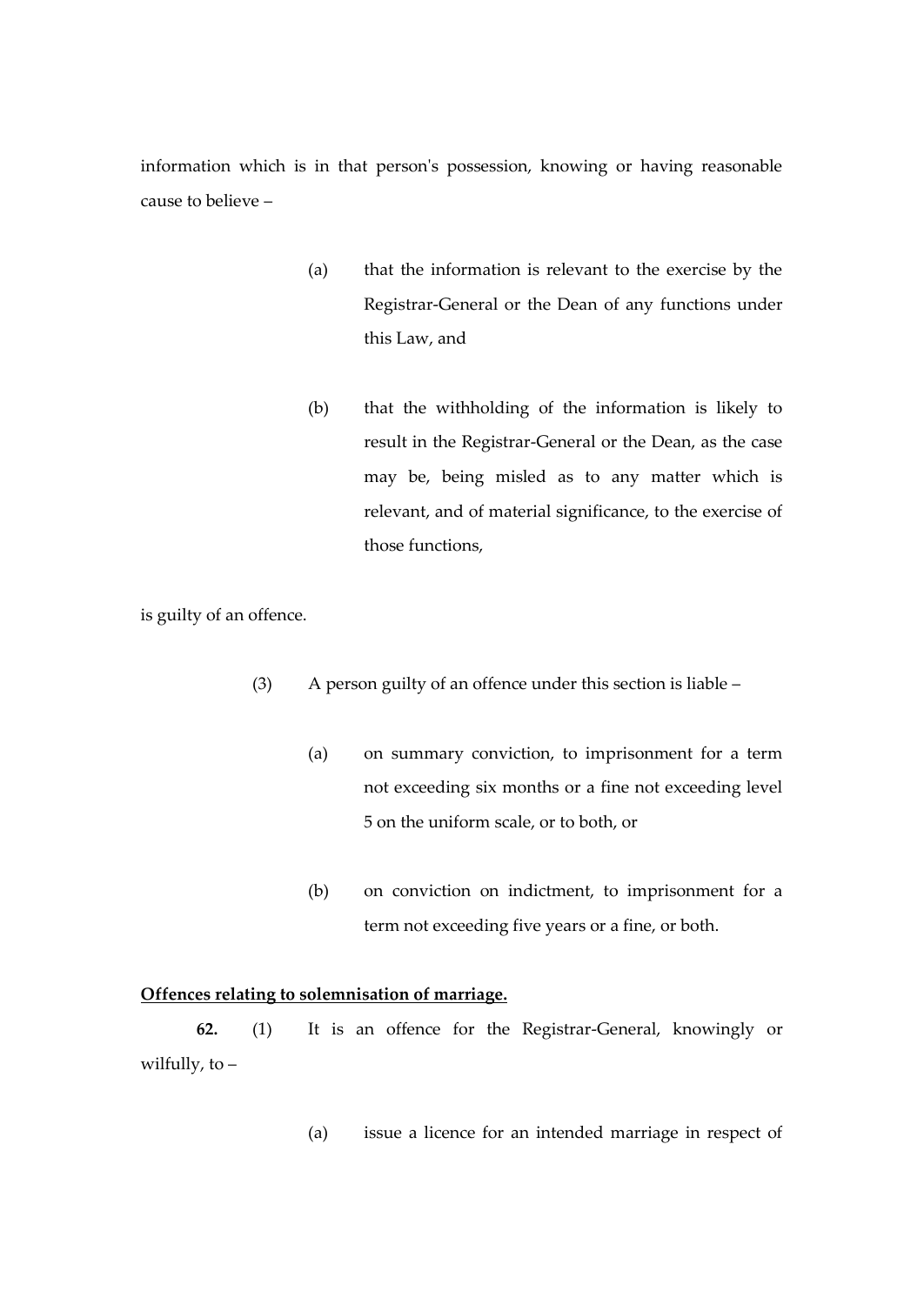information which is in that person's possession, knowing or having reasonable cause to believe –

(a) that the information is relevant to the exercise by the Registrar-General or the Dean of any functions under this Law, and

(b) that the withholding of the information is likely to result in the Registrar-General or the Dean, as the case may be, being misled as to any matter which is relevant, and of material significance, to the exercise of those functions,

is guilty of an offence.

(3) A person guilty of an offence under this section is liable –

(a) on summary conviction, to imprisonment for a term not exceeding six months or a fine not exceeding level 5 on the uniform scale, or to both, or

(b) on conviction on indictment, to imprisonment for a term not exceeding five years or a fine, or both.

**Offences relating to solemnisation of marriage.**

**62.** (1) It is an offence for the Registrar-General, knowingly or wilfully, to –

(a) issue a licence for an intended marriage in respect of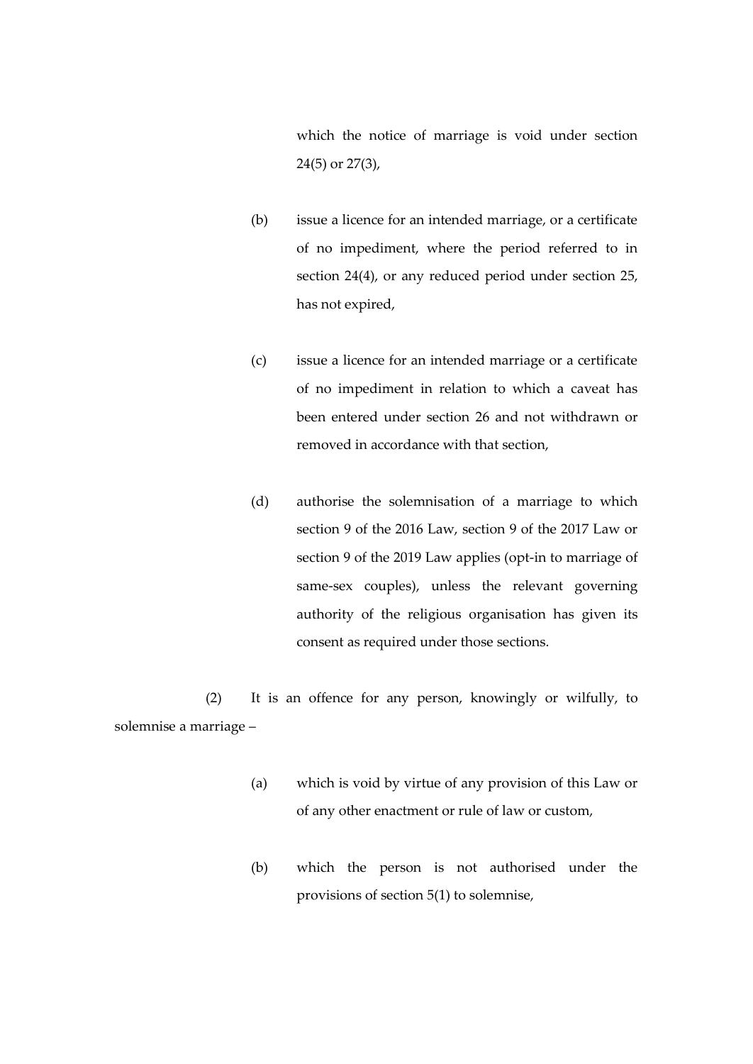which the notice of marriage is void under section 24(5) or 27(3),

(b) issue a licence for an intended marriage, or a certificate of no impediment, where the period referred to in section 24(4), or any reduced period under section 25, has not expired,

(c) issue a licence for an intended marriage or a certificate of no impediment in relation to which a caveat has been entered under section 26 and not withdrawn or removed in accordance with that section,

(d) authorise the solemnisation of a marriage to which section 9 of the 2016 Law, section 9 of the 2017 Law or section 9 of the 2019 Law applies (opt-in to marriage of same-sex couples), unless the relevant governing authority of the religious organisation has given its consent as required under those sections.

(2) It is an offence for any person, knowingly or wilfully, to solemnise a marriage –

(a) which is void by virtue of any provision of this Law or of any other enactment or rule of law or custom,

(b) which the person is not authorised under the provisions of section 5(1) to solemnise,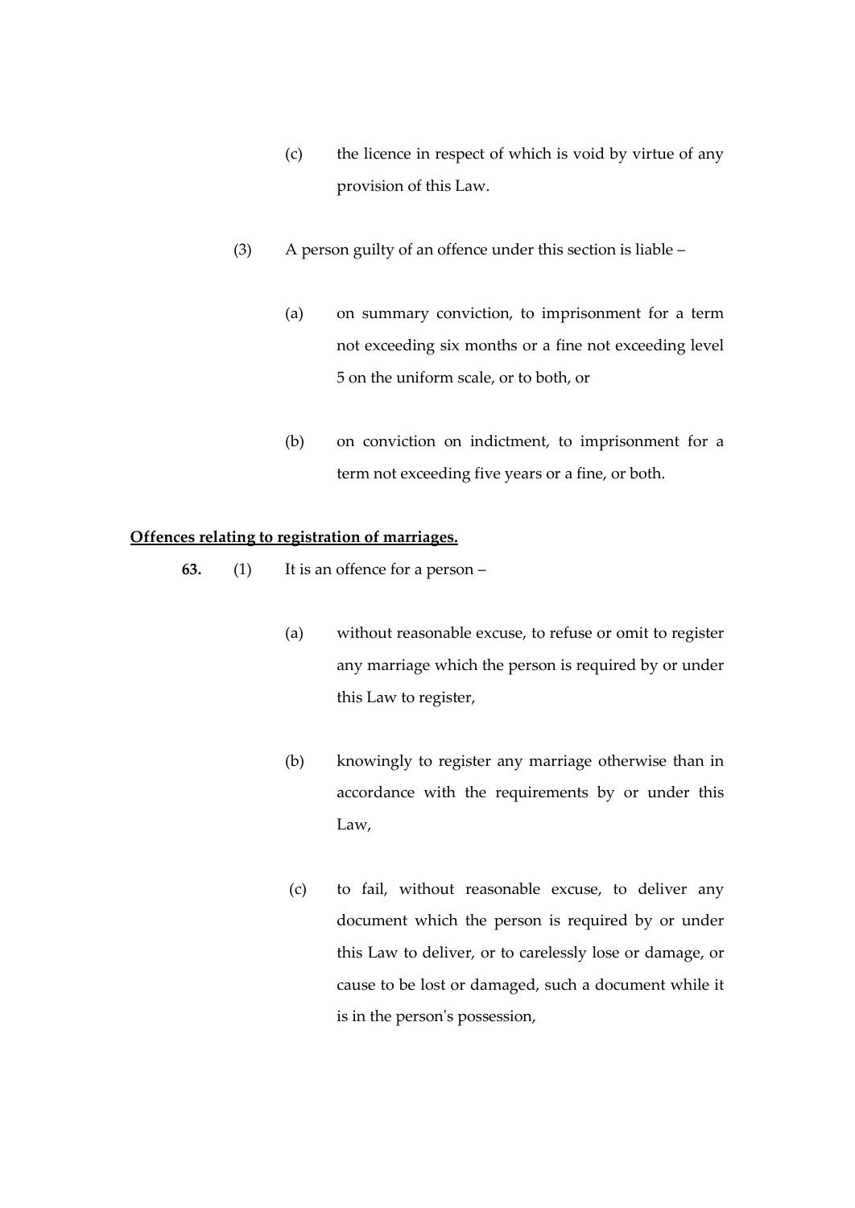(c) the licence in respect of which is void by virtue of any provision of this Law.

(3) A person guilty of an offence under this section is liable –

(a) on summary conviction, to imprisonment for a term not exceeding six months or a fine not exceeding level 5 on the uniform scale, or to both, or

(b) on conviction on indictment, to imprisonment for a term not exceeding five years or a fine, or both.

**Offences relating to registration of marriages.**

**63.** (1) It is an offence for a person –

(a) without reasonable excuse, to refuse or omit to register any marriage which the person is required by or under this Law to register,

(b) knowingly to register any marriage otherwise than in accordance with the requirements by or under this Law,

(c) to fail, without reasonable excuse, to deliver any document which the person is required by or under this Law to deliver, or to carelessly lose or damage, or cause to be lost or damaged, such a document while it is in the person's possession,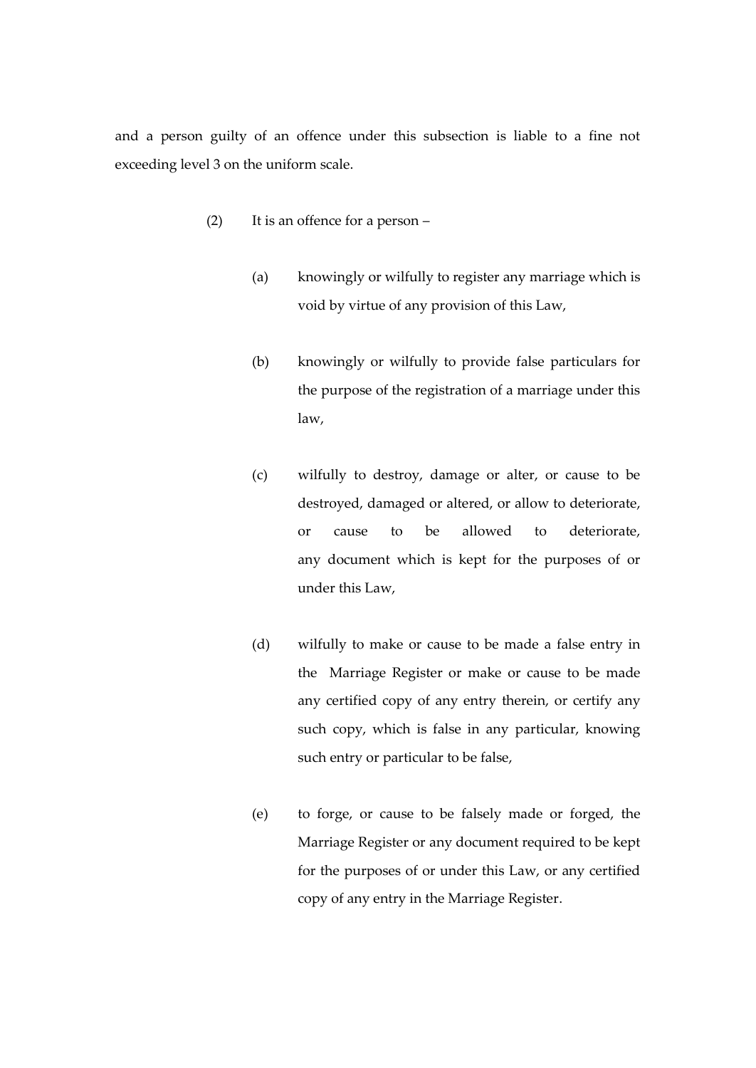and a person guilty of an offence under this subsection is liable to a fine not exceeding level 3 on the uniform scale.

(2) It is an offence for a person –

(a) knowingly or wilfully to register any marriage which is void by virtue of any provision of this Law,

(b) knowingly or wilfully to provide false particulars for the purpose of the registration of a marriage under this law,

(c) wilfully to destroy, damage or alter, or cause to be destroyed, damaged or altered, or allow to deteriorate, or cause to be allowed to deteriorate, any document which is kept for the purposes of or under this Law,

(d) wilfully to make or cause to be made a false entry in the Marriage Register or make or cause to be made any certified copy of any entry therein, or certify any such copy, which is false in any particular, knowing such entry or particular to be false,

(e) to forge, or cause to be falsely made or forged, the Marriage Register or any document required to be kept for the purposes of or under this Law, or any certified copy of any entry in the Marriage Register.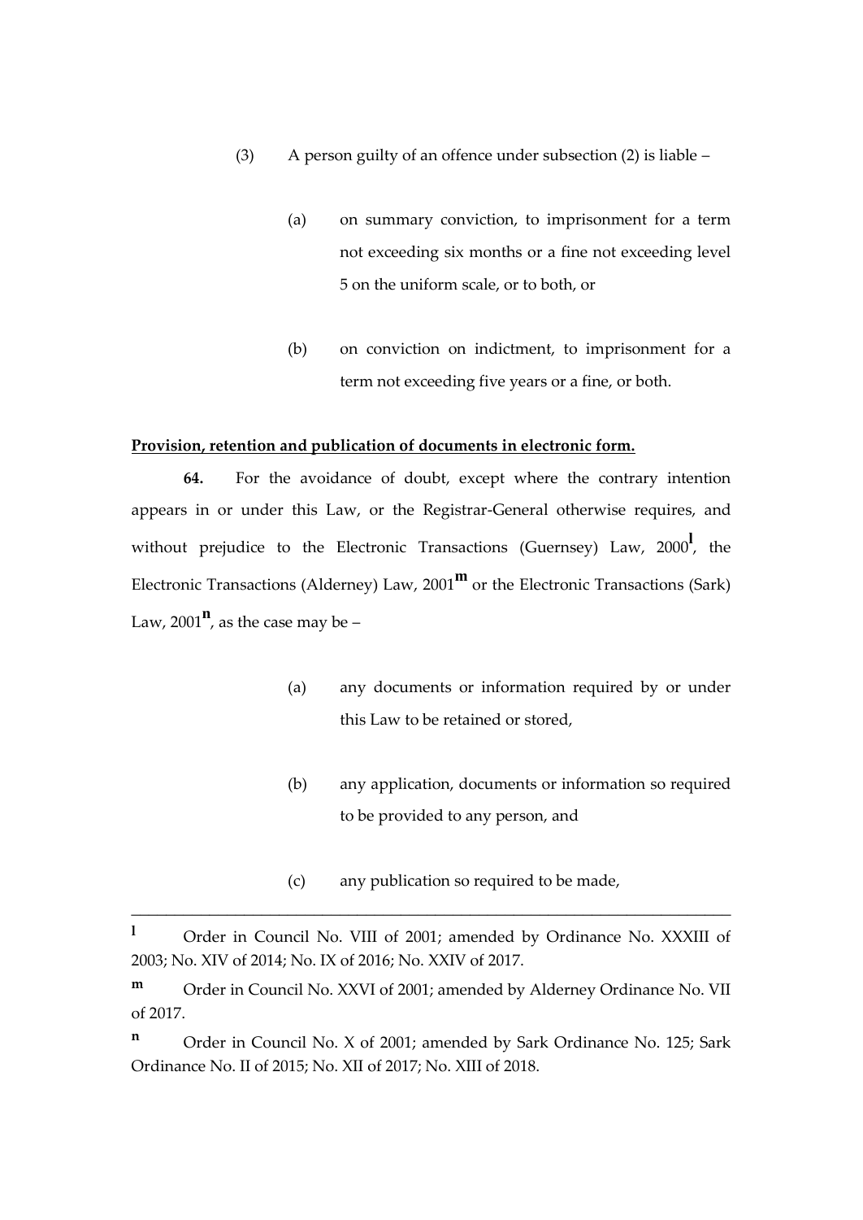(3) A person guilty of an offence under subsection (2) is liable –

(a) on summary conviction, to imprisonment for a term not exceeding six months or a fine not exceeding level 5 on the uniform scale, or to both, or

(b) on conviction on indictment, to imprisonment for a term not exceeding five years or a fine, or both.

**Provision, retention and publication of documents in electronic form.**

**64.** For the avoidance of doubt, except where the contrary intention appears in or under this Law, or the Registrar-General otherwise requires, and without prejudice to the Electronic Transactions (Guernsey) Law, 2000[l], the Electronic Transactions (Alderney) Law, 2001[m] or the Electronic Transactions (Sark) Law, 2001[n], as the case may be –

(a) any documents or information required by or under this Law to be retained or stored,

(b) any application, documents or information so required to be provided to any person, and

(c) any publication so required to be made,

---

[l] Order in Council No. VIII of 2001; amended by Ordinance No. XXXIII of 2003; No. XIV of 2014; No. IX of 2016; No. XXIV of 2017.

[m] Order in Council No. XXVI of 2001; amended by Alderney Ordinance No. VII of 2017.

[n] Order in Council No. X of 2001; amended by Sark Ordinance No. 125; Sark Ordinance No. II of 2015; No. XII of 2017; No. XIII of 2018.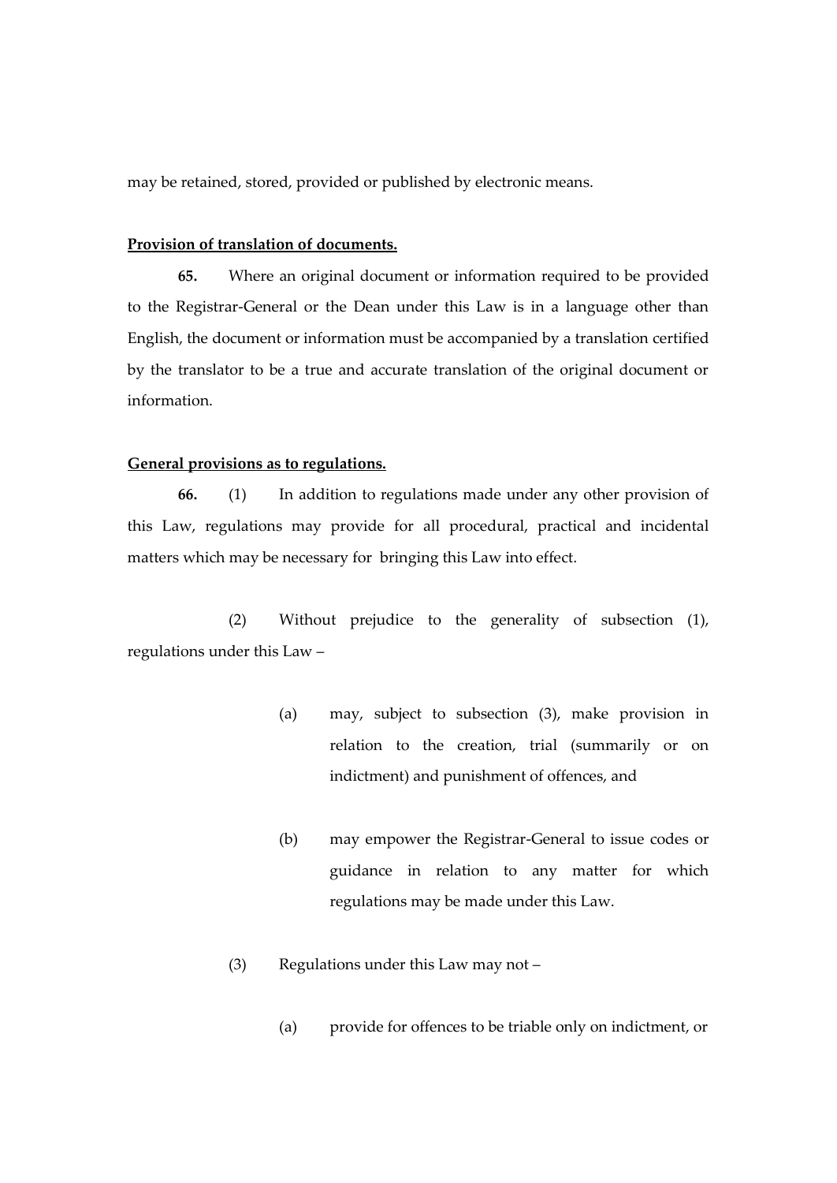may be retained, stored, provided or published by electronic means.

**Provision of translation of documents.**

**65.** Where an original document or information required to be provided to the Registrar-General or the Dean under this Law is in a language other than English, the document or information must be accompanied by a translation certified by the translator to be a true and accurate translation of the original document or information.

**General provisions as to regulations.**

**66.** (1) In addition to regulations made under any other provision of this Law, regulations may provide for all procedural, practical and incidental matters which may be necessary for bringing this Law into effect.

(2) Without prejudice to the generality of subsection (1), regulations under this Law –

(a) may, subject to subsection (3), make provision in relation to the creation, trial (summarily or on indictment) and punishment of offences, and

(b) may empower the Registrar-General to issue codes or guidance in relation to any matter for which regulations may be made under this Law.

(3) Regulations under this Law may not –

(a) provide for offences to be triable only on indictment, or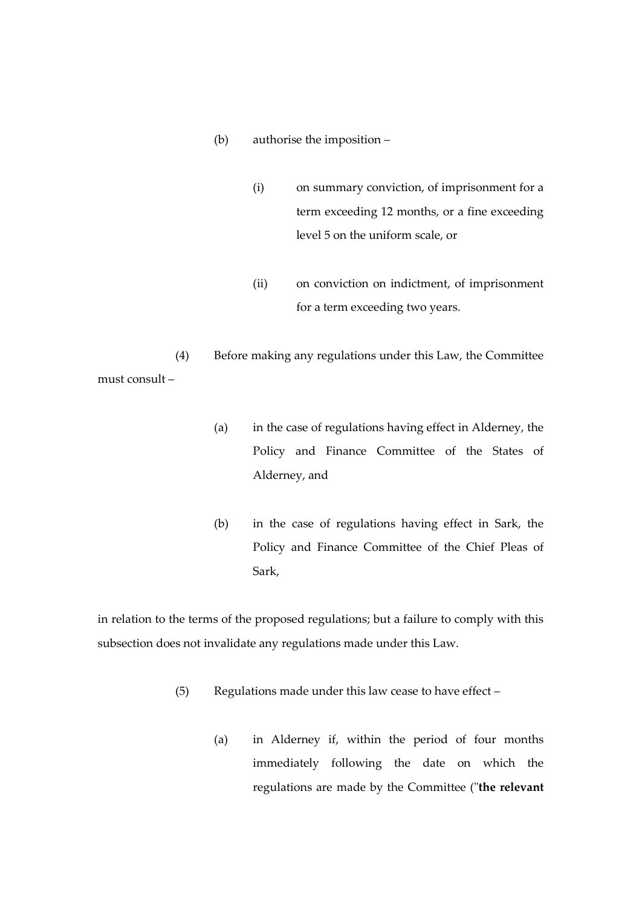(b) authorise the imposition –

(i) on summary conviction, of imprisonment for a term exceeding 12 months, or a fine exceeding level 5 on the uniform scale, or

(ii) on conviction on indictment, of imprisonment for a term exceeding two years.

(4) Before making any regulations under this Law, the Committee must consult –

(a) in the case of regulations having effect in Alderney, the Policy and Finance Committee of the States of Alderney, and

(b) in the case of regulations having effect in Sark, the Policy and Finance Committee of the Chief Pleas of Sark,

in relation to the terms of the proposed regulations; but a failure to comply with this subsection does not invalidate any regulations made under this Law.

(5) Regulations made under this law cease to have effect –

(a) in Alderney if, within the period of four months immediately following the date on which the regulations are made by the Committee ("**the relevant**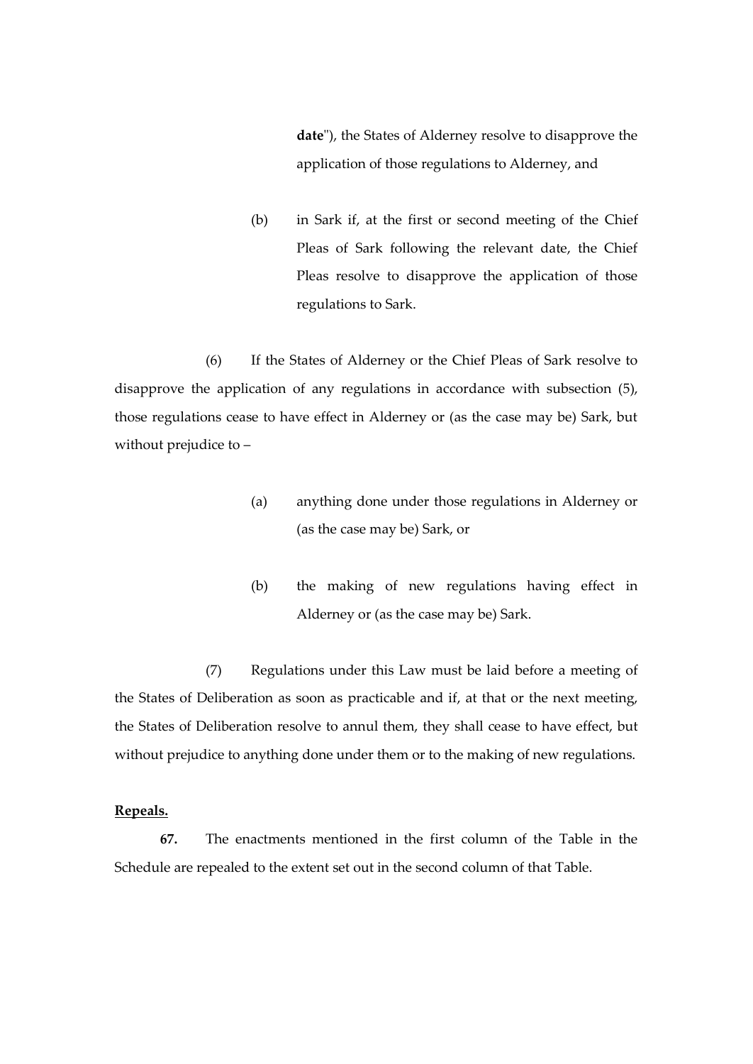**date**"), the States of Alderney resolve to disapprove the application of those regulations to Alderney, and

(b) in Sark if, at the first or second meeting of the Chief Pleas of Sark following the relevant date, the Chief Pleas resolve to disapprove the application of those regulations to Sark.

(6) If the States of Alderney or the Chief Pleas of Sark resolve to disapprove the application of any regulations in accordance with subsection (5), those regulations cease to have effect in Alderney or (as the case may be) Sark, but without prejudice to –

(a) anything done under those regulations in Alderney or (as the case may be) Sark, or

(b) the making of new regulations having effect in Alderney or (as the case may be) Sark.

(7) Regulations under this Law must be laid before a meeting of the States of Deliberation as soon as practicable and if, at that or the next meeting, the States of Deliberation resolve to annul them, they shall cease to have effect, but without prejudice to anything done under them or to the making of new regulations.

**Repeals.**

**67.** The enactments mentioned in the first column of the Table in the Schedule are repealed to the extent set out in the second column of that Table.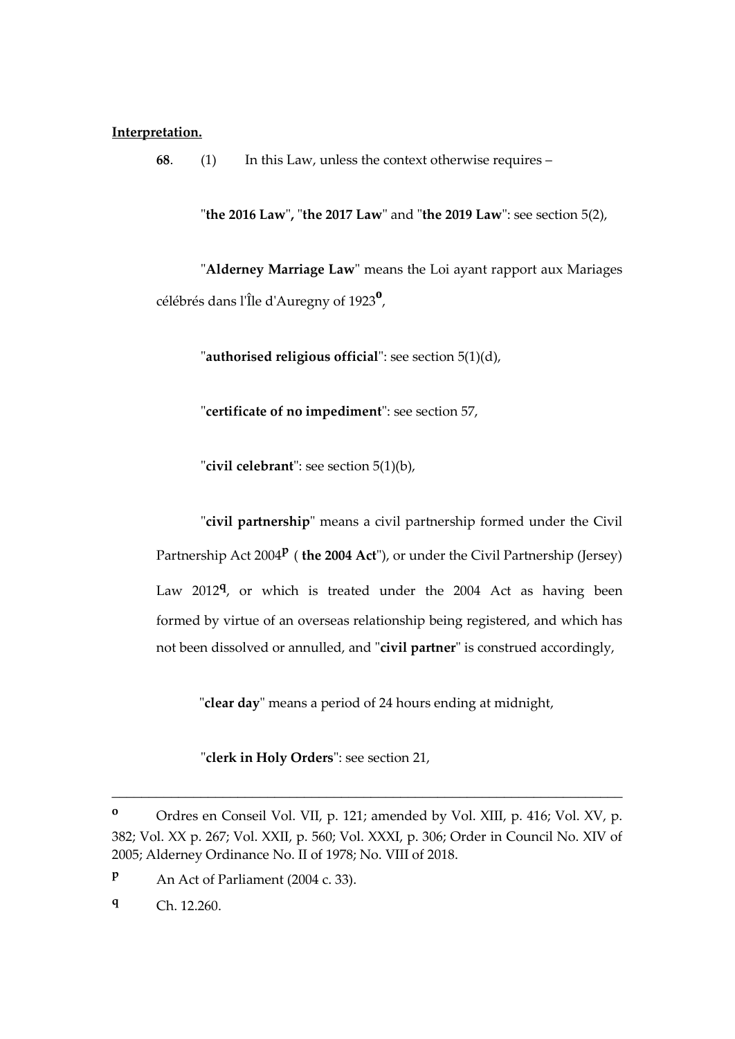**Interpretation.**

**68**. (1) In this Law, unless the context otherwise requires –

"**the 2016 Law**", "**the 2017 Law**" and "**the 2019 Law**": see section 5(2),

"**Alderney Marriage Law**" means the Loi ayant rapport aux Mariages célébrés dans l'Île d'Auregny of 1923[o],

"**authorised religious official**": see section 5(1)(d),

"**certificate of no impediment**": see section 57,

"**civil celebrant**": see section 5(1)(b),

"**civil partnership**" means a civil partnership formed under the Civil Partnership Act 2004[p] ( **the 2004 Act**"), or under the Civil Partnership (Jersey) Law 2012[q], or which is treated under the 2004 Act as having been formed by virtue of an overseas relationship being registered, and which has not been dissolved or annulled, and "**civil partner**" is construed accordingly,

"**clear day**" means a period of 24 hours ending at midnight,

"**clerk in Holy Orders**": see section 21,

---

[o] Ordres en Conseil Vol. VII, p. 121; amended by Vol. XIII, p. 416; Vol. XV, p. 382; Vol. XX p. 267; Vol. XXII, p. 560; Vol. XXXI, p. 306; Order in Council No. XIV of 2005; Alderney Ordinance No. II of 1978; No. VIII of 2018.

[p] An Act of Parliament (2004 c. 33).

[q] Ch. 12.260.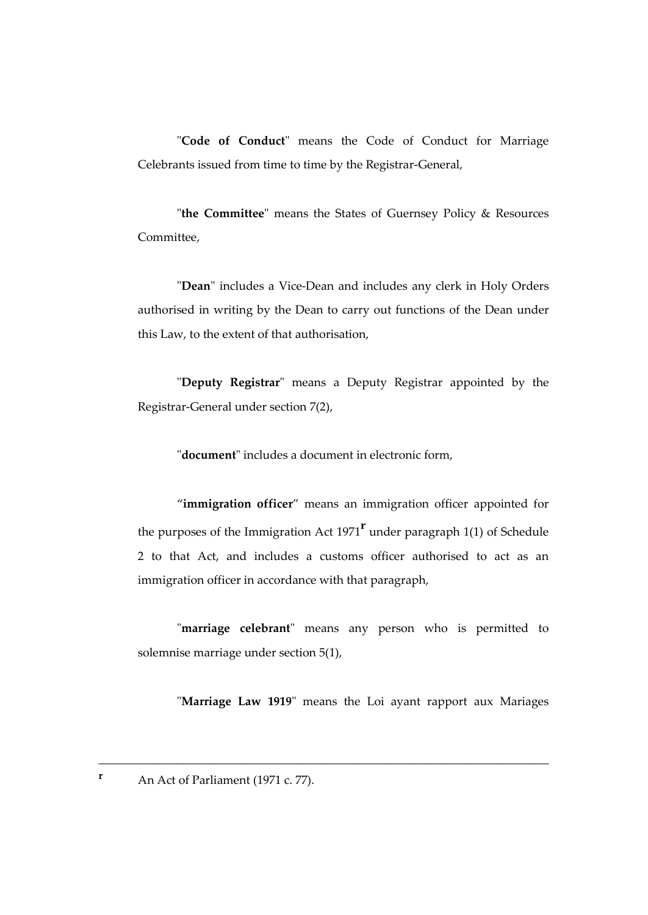"**Code of Conduct**" means the Code of Conduct for Marriage Celebrants issued from time to time by the Registrar-General,

"**the Committee**" means the States of Guernsey Policy & Resources Committee,

"**Dean**" includes a Vice-Dean and includes any clerk in Holy Orders authorised in writing by the Dean to carry out functions of the Dean under this Law, to the extent of that authorisation,

"**Deputy Registrar**" means a Deputy Registrar appointed by the Registrar-General under section 7(2),

"**document**" includes a document in electronic form,

"**immigration officer**" means an immigration officer appointed for the purposes of the Immigration Act 1971[r] under paragraph 1(1) of Schedule 2 to that Act, and includes a customs officer authorised to act as an immigration officer in accordance with that paragraph,

"**marriage celebrant**" means any person who is permitted to solemnise marriage under section 5(1),

"**Marriage Law 1919**" means the Loi ayant rapport aux Mariages

---

[r] An Act of Parliament (1971 c. 77).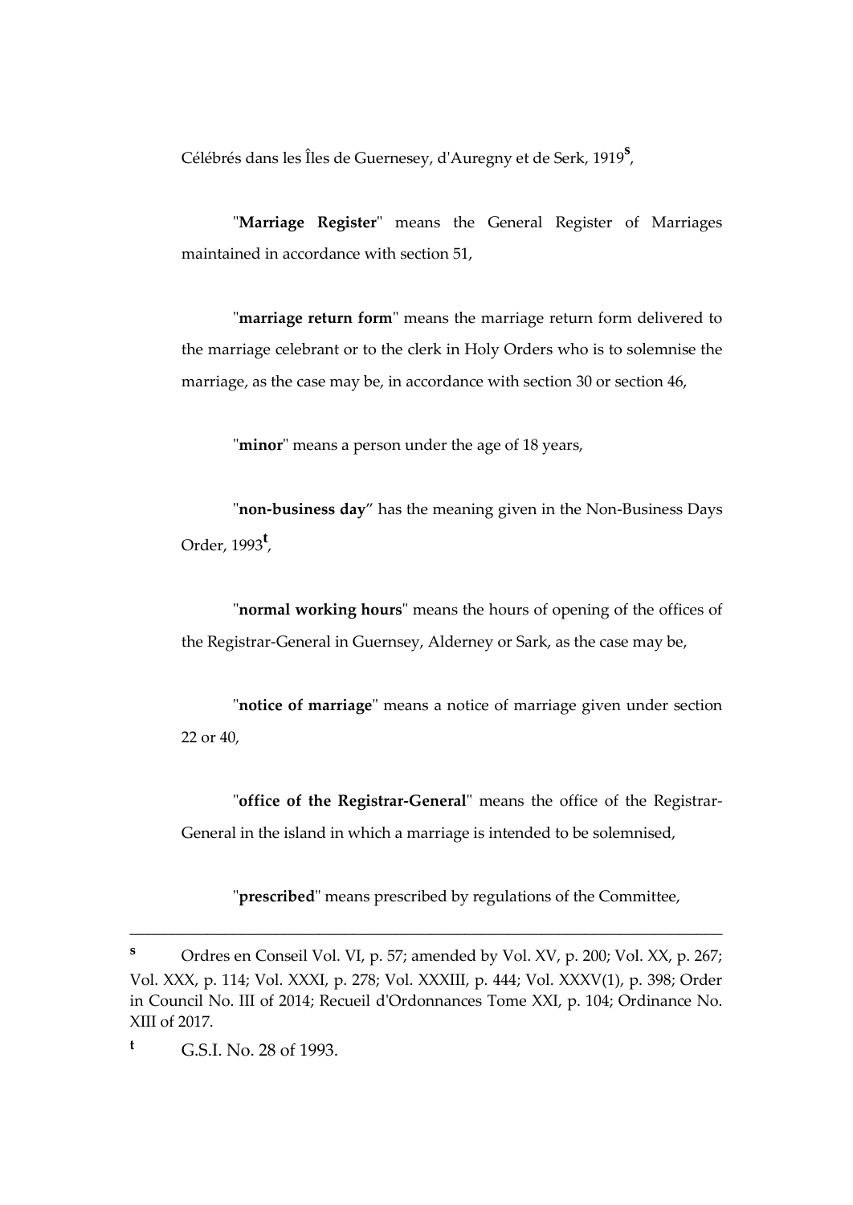Célébrés dans les Îles de Guernesey, d'Auregny et de Serk, 1919[s],

"**Marriage Register**" means the General Register of Marriages maintained in accordance with section 51,

"**marriage return form**" means the marriage return form delivered to the marriage celebrant or to the clerk in Holy Orders who is to solemnise the marriage, as the case may be, in accordance with section 30 or section 46,

"**minor**" means a person under the age of 18 years,

"**non-business day**" has the meaning given in the Non-Business Days Order, 1993[t],

"**normal working hours**" means the hours of opening of the offices of the Registrar-General in Guernsey, Alderney or Sark, as the case may be,

"**notice of marriage**" means a notice of marriage given under section 22 or 40,

"**office of the Registrar-General**" means the office of the Registrar-General in the island in which a marriage is intended to be solemnised,

"**prescribed**" means prescribed by regulations of the Committee,

---

[s] Ordres en Conseil Vol. VI, p. 57; amended by Vol. XV, p. 200; Vol. XX, p. 267; Vol. XXX, p. 114; Vol. XXXI, p. 278; Vol. XXXIII, p. 444; Vol. XXXV(1), p. 398; Order in Council No. III of 2014; Recueil d'Ordonnances Tome XXI, p. 104; Ordinance No. XIII of 2017.

[t] G.S.I. No. 28 of 1993.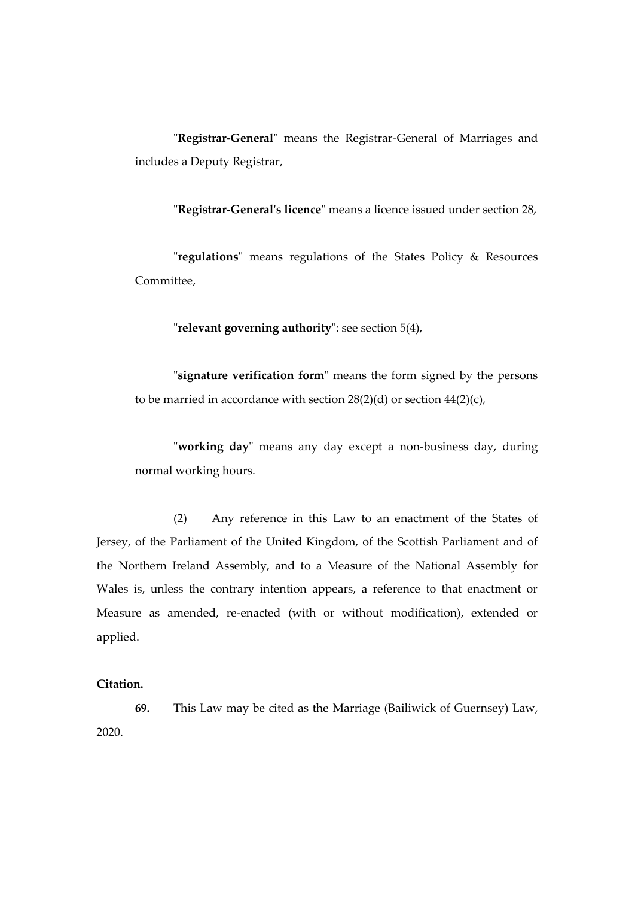"**Registrar-General**" means the Registrar-General of Marriages and includes a Deputy Registrar,

"**Registrar-General's licence**" means a licence issued under section 28,

"**regulations**" means regulations of the States Policy & Resources Committee,

"**relevant governing authority**": see section 5(4),

"**signature verification form**" means the form signed by the persons to be married in accordance with section 28(2)(d) or section 44(2)(c),

"**working day**" means any day except a non-business day, during normal working hours.

(2) Any reference in this Law to an enactment of the States of Jersey, of the Parliament of the United Kingdom, of the Scottish Parliament and of the Northern Ireland Assembly, and to a Measure of the National Assembly for Wales is, unless the contrary intention appears, a reference to that enactment or Measure as amended, re-enacted (with or without modification), extended or applied.

**Citation.**

**69.** This Law may be cited as the Marriage (Bailiwick of Guernsey) Law, 2020.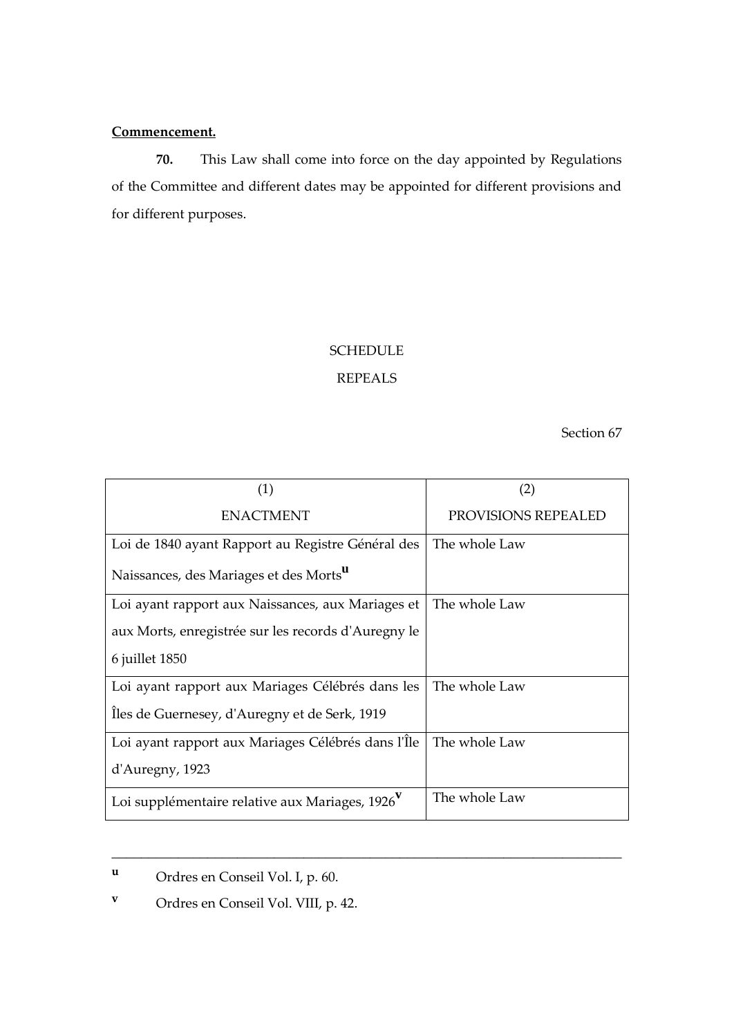**Commencement.**

**70.** This Law shall come into force on the day appointed by Regulations of the Committee and different dates may be appointed for different provisions and for different purposes.

SCHEDULE

REPEALS

Section 67

| (1) ENACTMENT | (2) PROVISIONS REPEALED |
|---|---|
| Loi de 1840 ayant Rapport au Registre Général des Naissances, des Mariages et des Morts[u] | The whole Law |
| Loi ayant rapport aux Naissances, aux Mariages et aux Morts, enregistrée sur les records d'Auregny le 6 juillet 1850 | The whole Law |
| Loi ayant rapport aux Mariages Célébrés dans les Îles de Guernesey, d'Auregny et de Serk, 1919 | The whole Law |
| Loi ayant rapport aux Mariages Célébrés dans l'Île d'Auregny, 1923 | The whole Law |
| Loi supplémentaire relative aux Mariages, 1926[v] | The whole Law |

---

[u] Ordres en Conseil Vol. I, p. 60.

[v] Ordres en Conseil Vol. VIII, p. 42.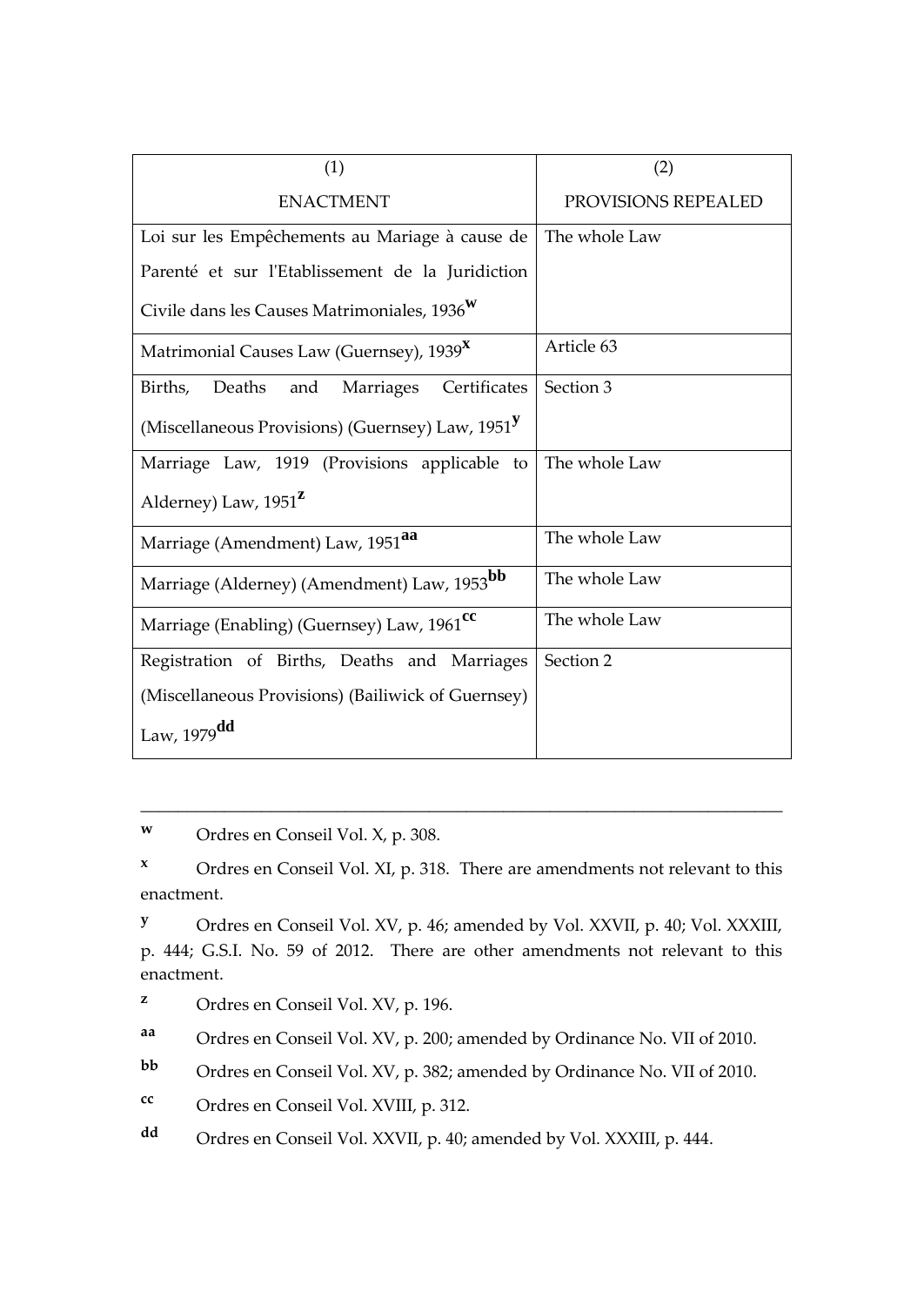| (1) ENACTMENT | (2) PROVISIONS REPEALED |
|---|---|
| Loi sur les Empêchements au Mariage à cause de Parenté et sur l'Etablissement de la Juridiction Civile dans les Causes Matrimoniales, 1936[w] | The whole Law |
| Matrimonial Causes Law (Guernsey), 1939[x] | Article 63 |
| Births, Deaths and Marriages Certificates (Miscellaneous Provisions) (Guernsey) Law, 1951[y] | Section 3 |
| Marriage Law, 1919 (Provisions applicable to Alderney) Law, 1951[z] | The whole Law |
| Marriage (Amendment) Law, 1951[aa] | The whole Law |
| Marriage (Alderney) (Amendment) Law, 1953[bb] | The whole Law |
| Marriage (Enabling) (Guernsey) Law, 1961[cc] | The whole Law |
| Registration of Births, Deaths and Marriages (Miscellaneous Provisions) (Bailiwick of Guernsey) Law, 1979[dd] | Section 2 |

---

[w] Ordres en Conseil Vol. X, p. 308.

[x] Ordres en Conseil Vol. XI, p. 318. There are amendments not relevant to this enactment.

[y] Ordres en Conseil Vol. XV, p. 46; amended by Vol. XXVII, p. 40; Vol. XXXIII, p. 444; G.S.I. No. 59 of 2012. There are other amendments not relevant to this enactment.

[z] Ordres en Conseil Vol. XV, p. 196.

[aa] Ordres en Conseil Vol. XV, p. 200; amended by Ordinance No. VII of 2010.

[bb] Ordres en Conseil Vol. XV, p. 382; amended by Ordinance No. VII of 2010.

[cc] Ordres en Conseil Vol. XVIII, p. 312.

[dd] Ordres en Conseil Vol. XXVII, p. 40; amended by Vol. XXXIII, p. 444.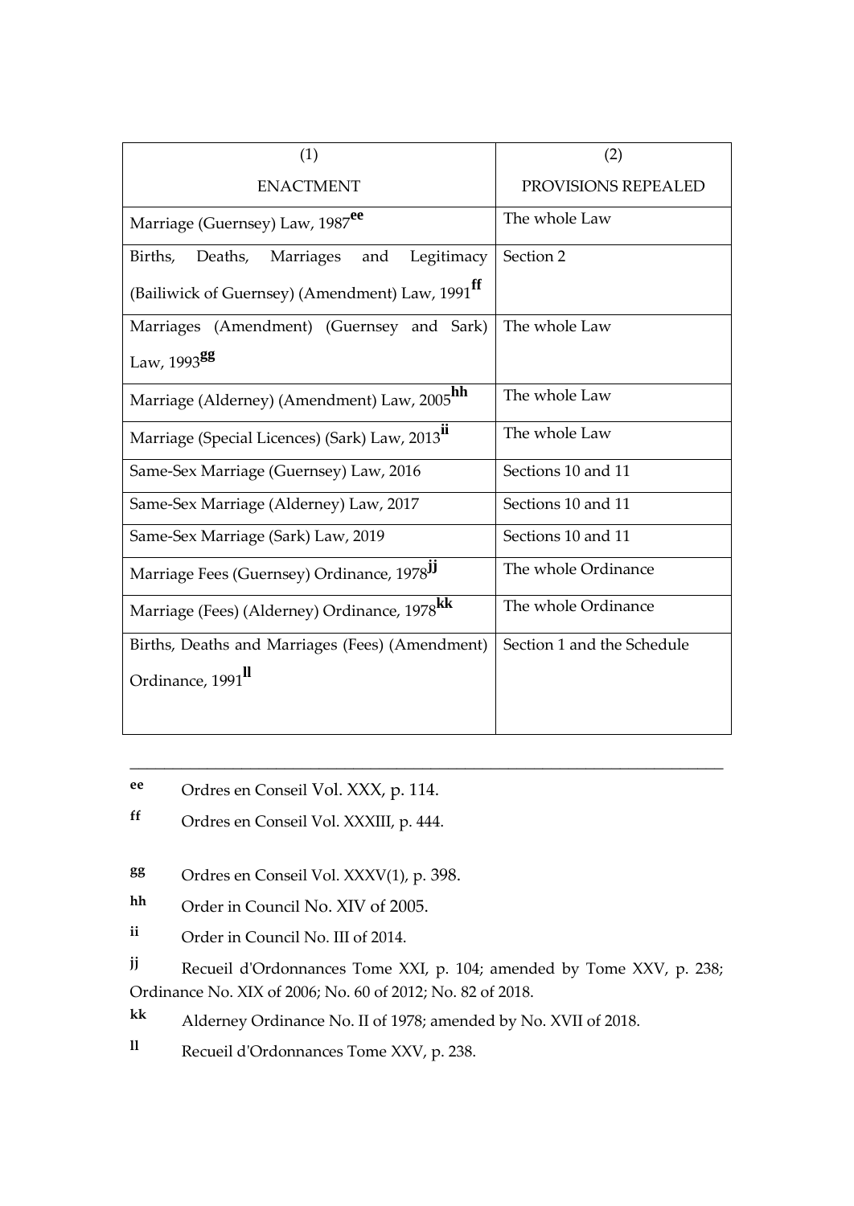| (1) ENACTMENT | (2) PROVISIONS REPEALED |
|---|---|
| Marriage (Guernsey) Law, 1987[ee] | The whole Law |
| Births, Deaths, Marriages and Legitimacy (Bailiwick of Guernsey) (Amendment) Law, 1991[ff] | Section 2 |
| Marriages (Amendment) (Guernsey and Sark) Law, 1993[gg] | The whole Law |
| Marriage (Alderney) (Amendment) Law, 2005[hh] | The whole Law |
| Marriage (Special Licences) (Sark) Law, 2013[ii] | The whole Law |
| Same-Sex Marriage (Guernsey) Law, 2016 | Sections 10 and 11 |
| Same-Sex Marriage (Alderney) Law, 2017 | Sections 10 and 11 |
| Same-Sex Marriage (Sark) Law, 2019 | Sections 10 and 11 |
| Marriage Fees (Guernsey) Ordinance, 1978[jj] | The whole Ordinance |
| Marriage (Fees) (Alderney) Ordinance, 1978[kk] | The whole Ordinance |
| Births, Deaths and Marriages (Fees) (Amendment) Ordinance, 1991[ll] | Section 1 and the Schedule |

---

**ee** Ordres en Conseil Vol. XXX, p. 114.

**ff** Ordres en Conseil Vol. XXXIII, p. 444.

**gg** Ordres en Conseil Vol. XXXV(1), p. 398.

**hh** Order in Council No. XIV of 2005.

**ii** Order in Council No. III of 2014.

**jj** Recueil d'Ordonnances Tome XXI, p. 104; amended by Tome XXV, p. 238; Ordinance No. XIX of 2006; No. 60 of 2012; No. 82 of 2018.

**kk** Alderney Ordinance No. II of 1978; amended by No. XVII of 2018.

**ll** Recueil d'Ordonnances Tome XXV, p. 238.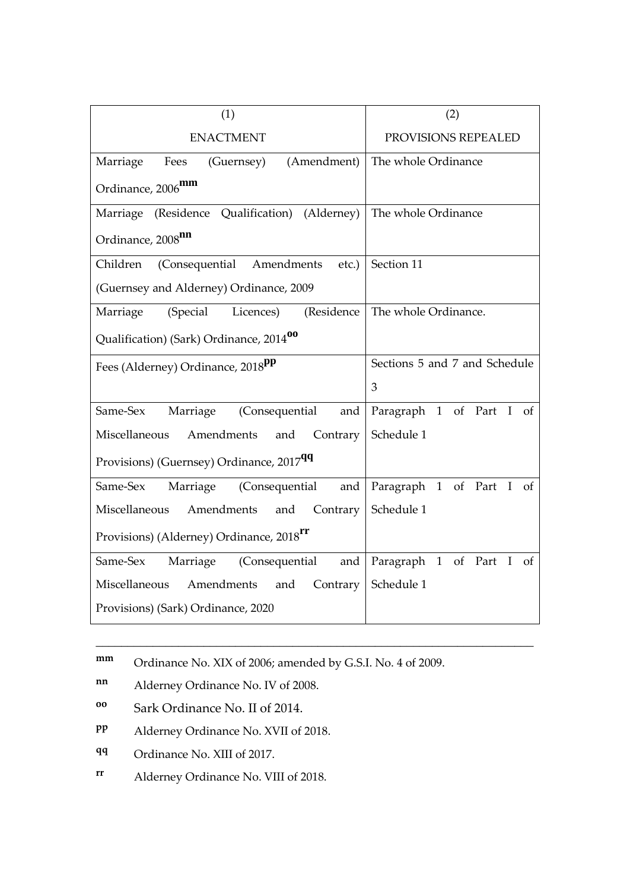| (1) ENACTMENT | (2) PROVISIONS REPEALED |
|---|---|
| Marriage Fees (Guernsey) (Amendment) Ordinance, 2006[mm] | The whole Ordinance |
| Marriage (Residence Qualification) (Alderney) Ordinance, 2008[nn] | The whole Ordinance |
| Children (Consequential Amendments etc.) (Guernsey and Alderney) Ordinance, 2009 | Section 11 |
| Marriage (Special Licences) (Residence Qualification) (Sark) Ordinance, 2014[oo] | The whole Ordinance. |
| Fees (Alderney) Ordinance, 2018[pp] | Sections 5 and 7 and Schedule 3 |
| Same-Sex Marriage (Consequential and Miscellaneous Amendments and Contrary Provisions) (Guernsey) Ordinance, 2017[qq] | Paragraph 1 of Part I of Schedule 1 |
| Same-Sex Marriage (Consequential and Miscellaneous Amendments and Contrary Provisions) (Alderney) Ordinance, 2018[rr] | Paragraph 1 of Part I of Schedule 1 |
| Same-Sex Marriage (Consequential and Miscellaneous Amendments and Contrary Provisions) (Sark) Ordinance, 2020 | Paragraph 1 of Part I of Schedule 1 |

---

mm Ordinance No. XIX of 2006; amended by G.S.I. No. 4 of 2009.

nn Alderney Ordinance No. IV of 2008.

oo Sark Ordinance No. II of 2014.

pp Alderney Ordinance No. XVII of 2018.

qq Ordinance No. XIII of 2017.

rr Alderney Ordinance No. VIII of 2018.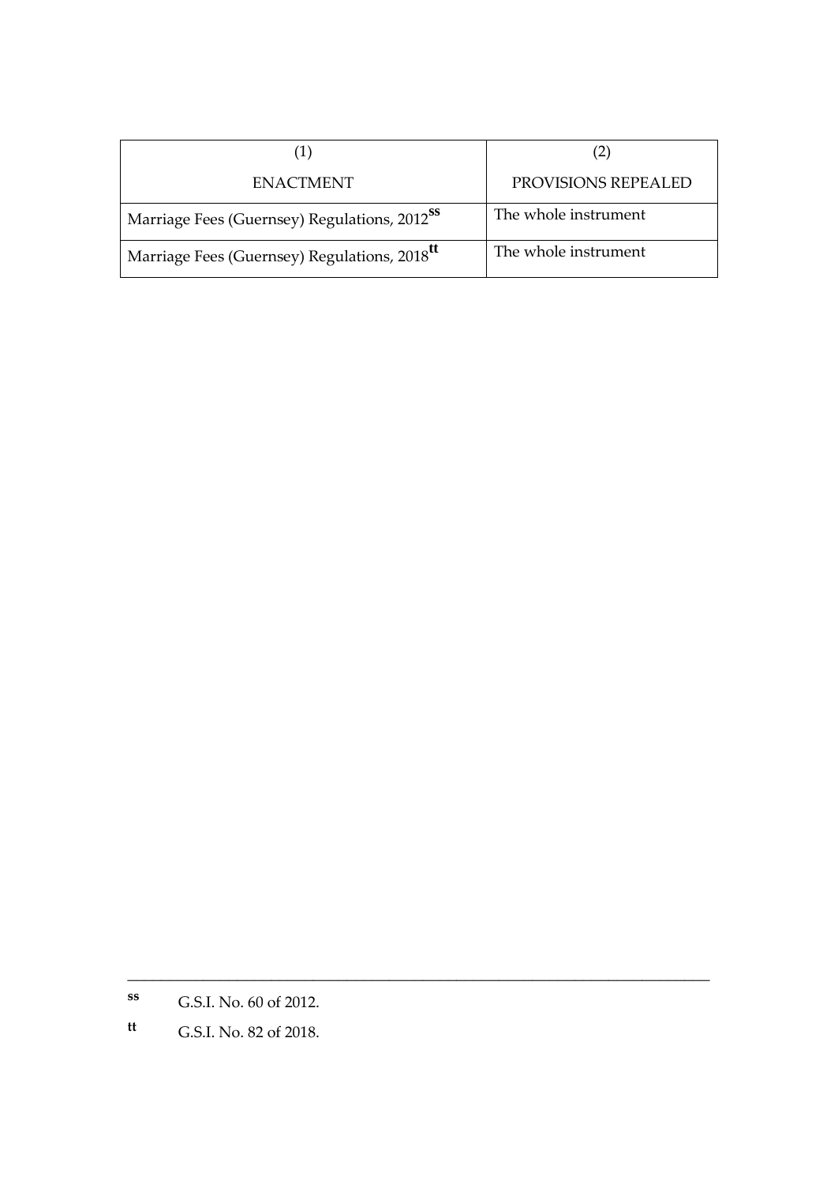| (1)<br>ENACTMENT | (2)<br>PROVISIONS REPEALED |
|---|---|
| Marriage Fees (Guernsey) Regulations, 2012[ss] | The whole instrument |
| Marriage Fees (Guernsey) Regulations, 2018[tt] | The whole instrument |

---

[ss] G.S.I. No. 60 of 2012.

[tt] G.S.I. No. 82 of 2018.